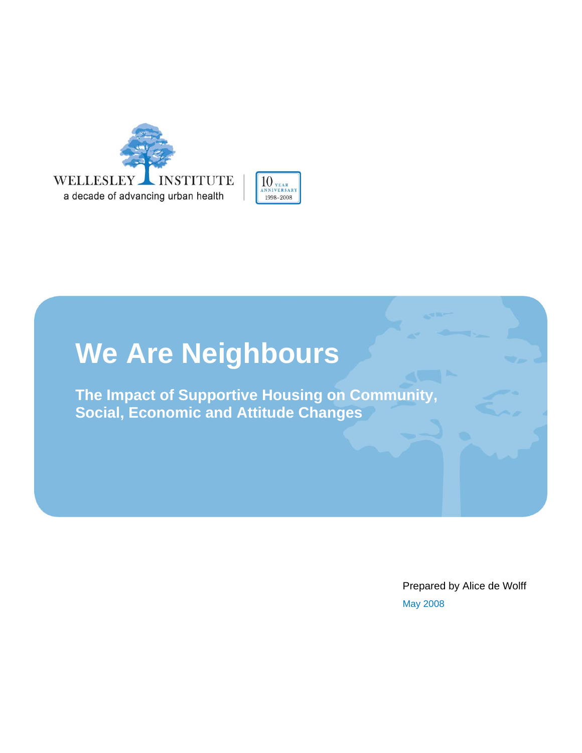WELLESLEY INSTITUTE

a decade of advancing urban health

10 YEAR ANNIVERSARY 1998–2008

# We Are Neighbours

## The Impact of Supportive Housing on Community, Social, Economic and Attitude Changes

Prepared by Alice de Wolff

May 2008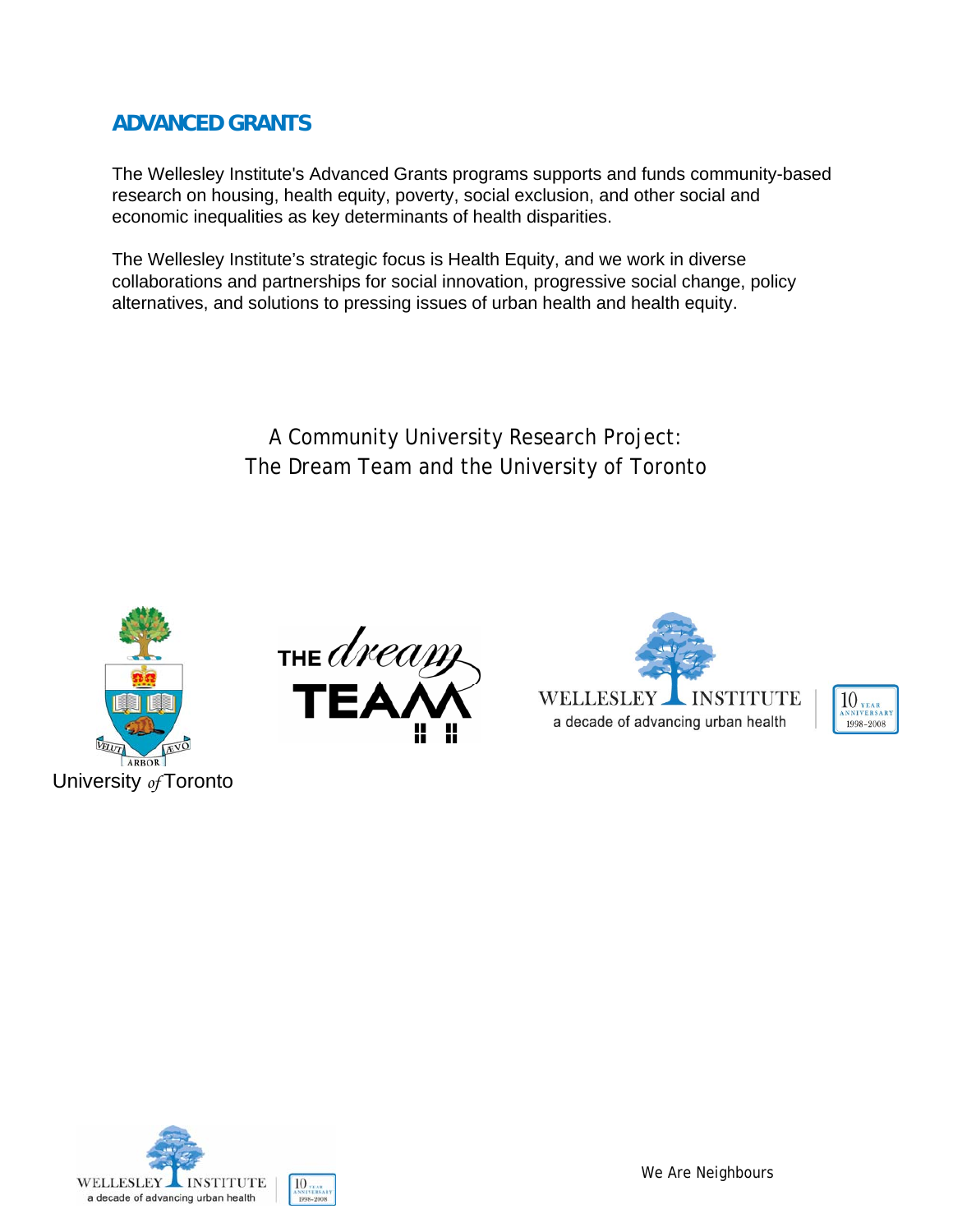## ADVANCED GRANTS

The Wellesley Institute's Advanced Grants programs supports and funds community-based research on housing, health equity, poverty, social exclusion, and other social and economic inequalities as key determinants of health disparities.

The Wellesley Institute's strategic focus is Health Equity, and we work in diverse collaborations and partnerships for social innovation, progressive social change, policy alternatives, and solutions to pressing issues of urban health and health equity.

A Community University Research Project:
The Dream Team and the University of Toronto

University *of* Toronto

THE *dream* TEAM

WELLESLEY INSTITUTE
a decade of advancing urban health

10 YEAR ANNIVERSARY 1998–2008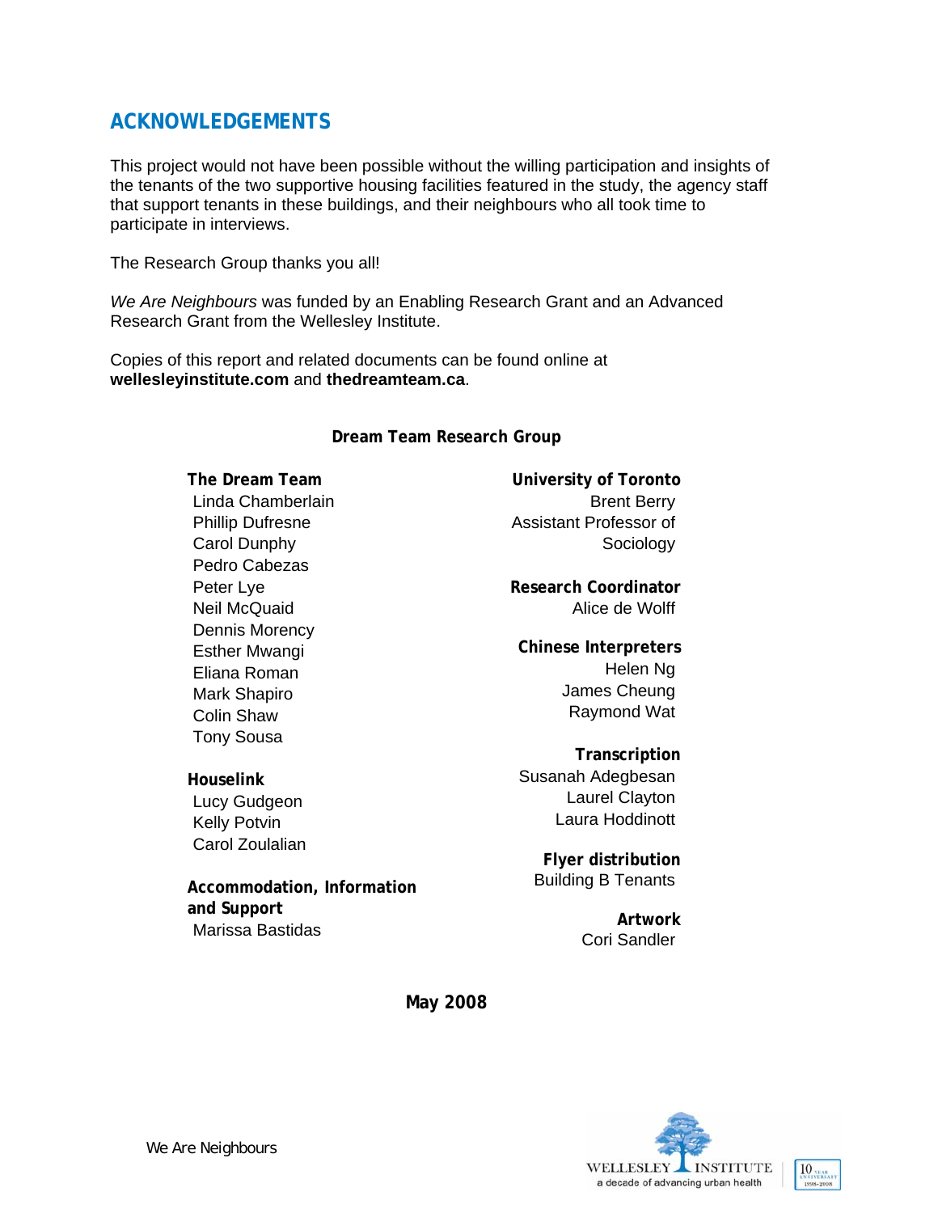## ACKNOWLEDGEMENTS

This project would not have been possible without the willing participation and insights of the tenants of the two supportive housing facilities featured in the study, the agency staff that support tenants in these buildings, and their neighbours who all took time to participate in interviews.

The Research Group thanks you all!

*We Are Neighbours* was funded by an Enabling Research Grant and an Advanced Research Grant from the Wellesley Institute.

Copies of this report and related documents can be found online at **wellesleyinstitute.com** and **thedreamteam.ca**.

**Dream Team Research Group**

**The Dream Team**
Linda Chamberlain
Phillip Dufresne
Carol Dunphy
Pedro Cabezas
Peter Lye
Neil McQuaid
Dennis Morency
Esther Mwangi
Eliana Roman
Mark Shapiro
Colin Shaw
Tony Sousa

**Houselink**
Lucy Gudgeon
Kelly Potvin
Carol Zoulalian

**Accommodation, Information and Support**
Marissa Bastidas

**University of Toronto**
Brent Berry
Assistant Professor of Sociology

**Research Coordinator**
Alice de Wolff

**Chinese Interpreters**
Helen Ng
James Cheung
Raymond Wat

**Transcription**
Susanah Adegbesan
Laurel Clayton
Laura Hoddinott

**Flyer distribution**
Building B Tenants

**Artwork**
Cori Sandler

**May 2008**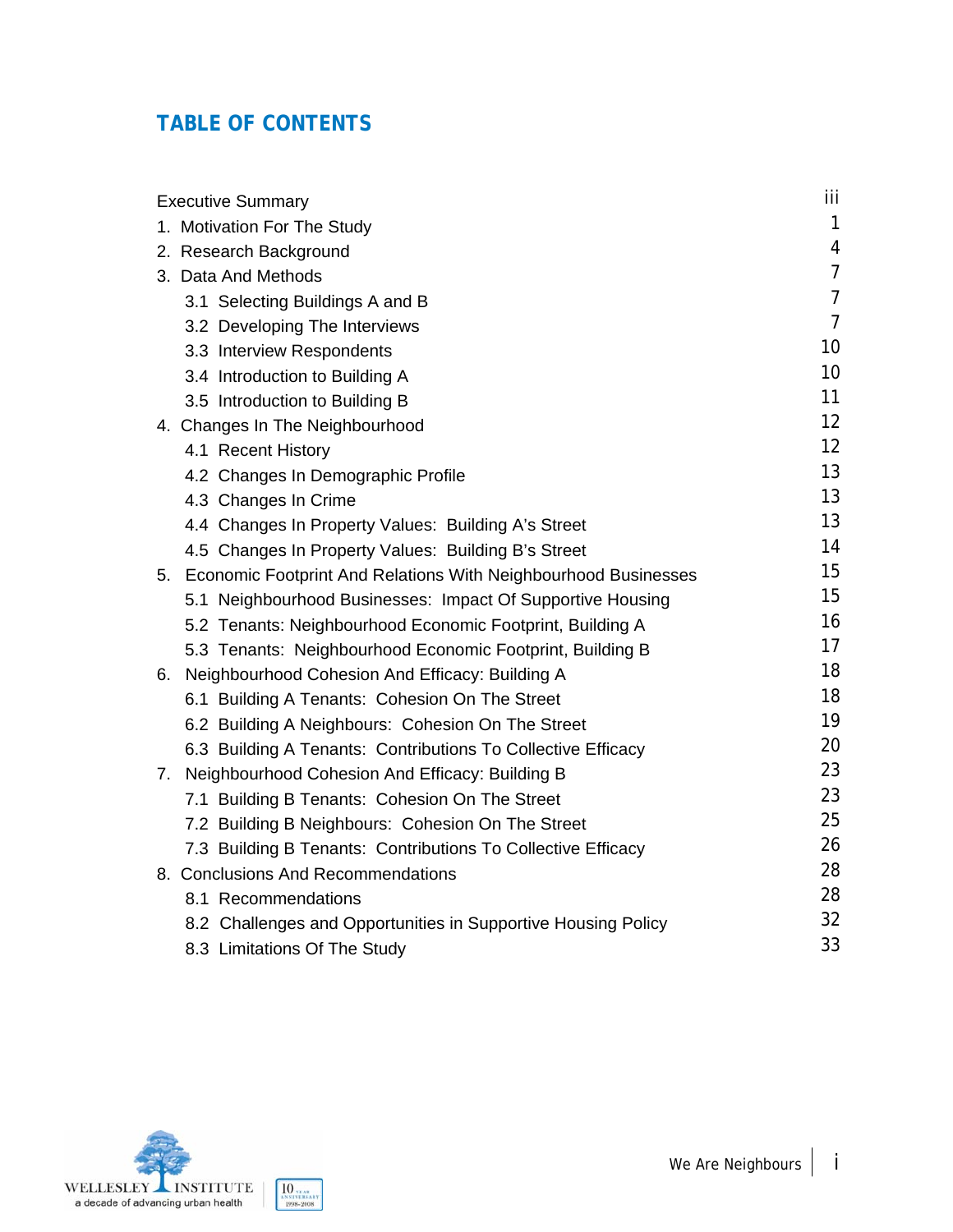## TABLE OF CONTENTS

| | |
|---|---|
| Executive Summary | iii |
| 1. Motivation For The Study | 1 |
| 2. Research Background | 4 |
| 3. Data And Methods | 7 |
| 3.1 Selecting Buildings A and B | 7 |
| 3.2 Developing The Interviews | 7 |
| 3.3 Interview Respondents | 10 |
| 3.4 Introduction to Building A | 10 |
| 3.5 Introduction to Building B | 11 |
| 4. Changes In The Neighbourhood | 12 |
| 4.1 Recent History | 12 |
| 4.2 Changes In Demographic Profile | 13 |
| 4.3 Changes In Crime | 13 |
| 4.4 Changes In Property Values: Building A's Street | 13 |
| 4.5 Changes In Property Values: Building B's Street | 14 |
| 5. Economic Footprint And Relations With Neighbourhood Businesses | 15 |
| 5.1 Neighbourhood Businesses: Impact Of Supportive Housing | 15 |
| 5.2 Tenants: Neighbourhood Economic Footprint, Building A | 16 |
| 5.3 Tenants: Neighbourhood Economic Footprint, Building B | 17 |
| 6. Neighbourhood Cohesion And Efficacy: Building A | 18 |
| 6.1 Building A Tenants: Cohesion On The Street | 18 |
| 6.2 Building A Neighbours: Cohesion On The Street | 19 |
| 6.3 Building A Tenants: Contributions To Collective Efficacy | 20 |
| 7. Neighbourhood Cohesion And Efficacy: Building B | 23 |
| 7.1 Building B Tenants: Cohesion On The Street | 23 |
| 7.2 Building B Neighbours: Cohesion On The Street | 25 |
| 7.3 Building B Tenants: Contributions To Collective Efficacy | 26 |
| 8. Conclusions And Recommendations | 28 |
| 8.1 Recommendations | 28 |
| 8.2 Challenges and Opportunities in Supportive Housing Policy | 32 |
| 8.3 Limitations Of The Study | 33 |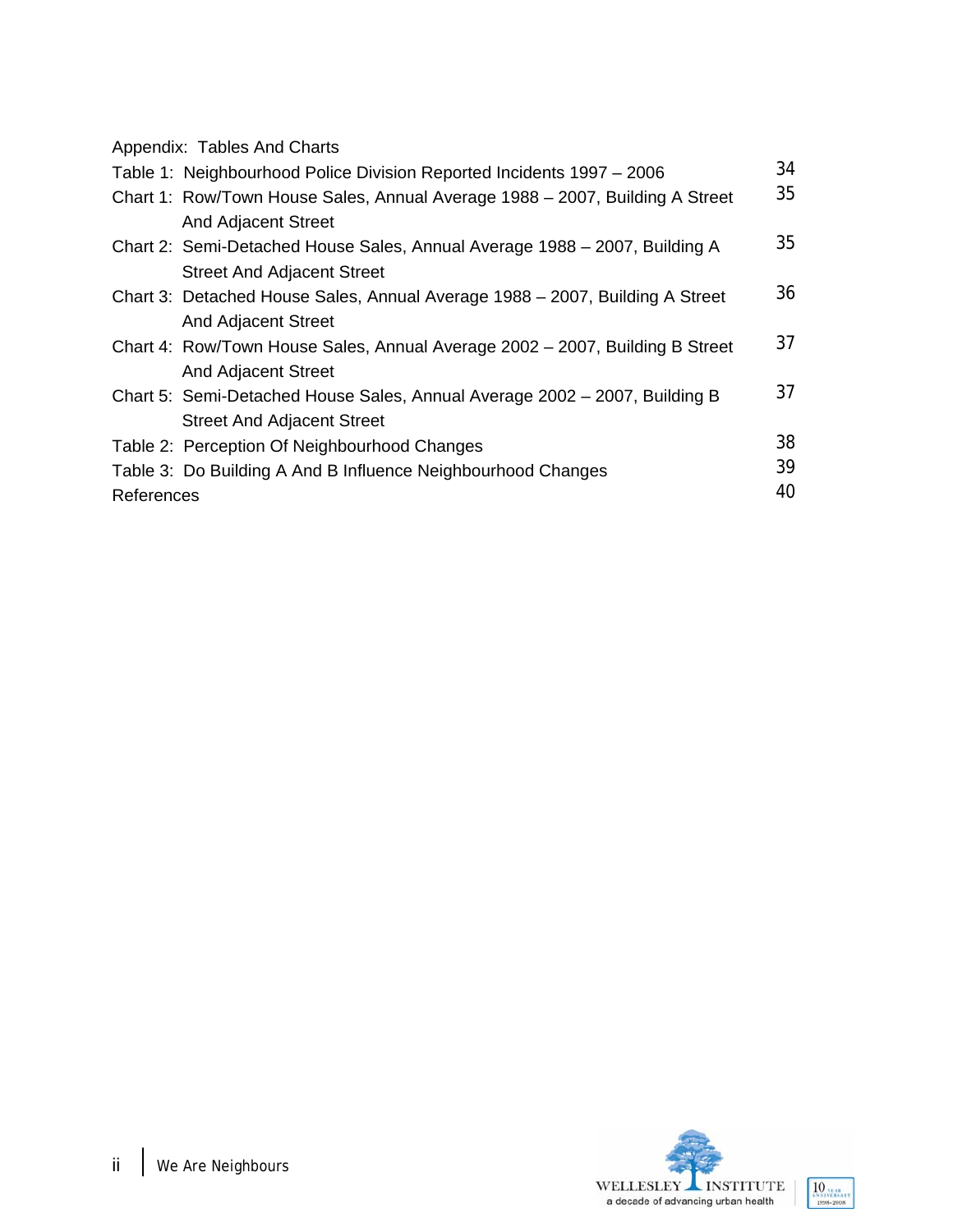Appendix: Tables And Charts

| | |
|---|---|
| Table 1: Neighbourhood Police Division Reported Incidents 1997 – 2006 | 34 |
| Chart 1: Row/Town House Sales, Annual Average 1988 – 2007, Building A Street And Adjacent Street | 35 |
| Chart 2: Semi-Detached House Sales, Annual Average 1988 – 2007, Building A Street And Adjacent Street | 35 |
| Chart 3: Detached House Sales, Annual Average 1988 – 2007, Building A Street And Adjacent Street | 36 |
| Chart 4: Row/Town House Sales, Annual Average 2002 – 2007, Building B Street And Adjacent Street | 37 |
| Chart 5: Semi-Detached House Sales, Annual Average 2002 – 2007, Building B Street And Adjacent Street | 37 |
| Table 2: Perception Of Neighbourhood Changes | 38 |
| Table 3: Do Building A And B Influence Neighbourhood Changes | 39 |
| References | 40 |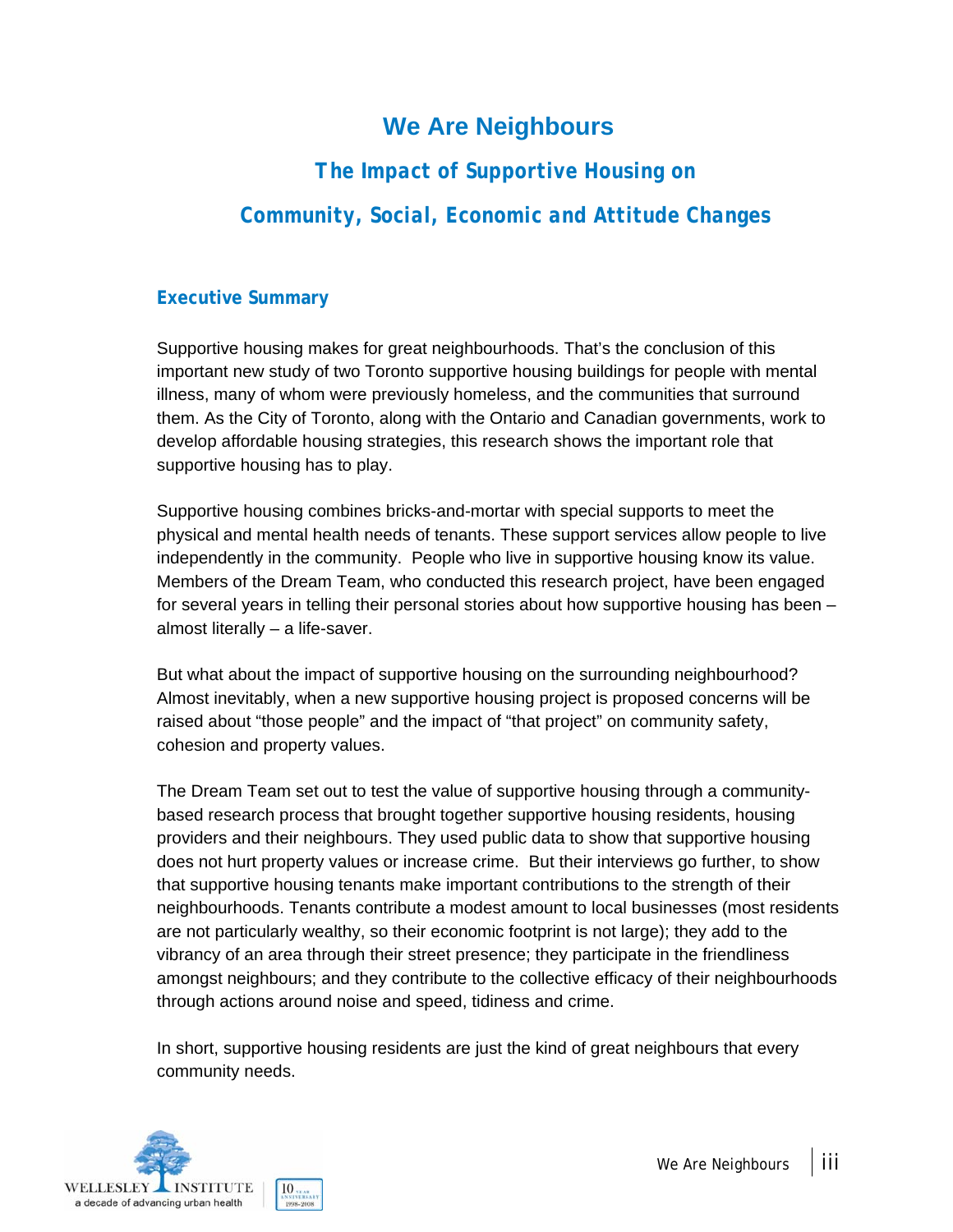# We Are Neighbours

## The Impact of Supportive Housing on Community, Social, Economic and Attitude Changes

### Executive Summary

Supportive housing makes for great neighbourhoods. That's the conclusion of this important new study of two Toronto supportive housing buildings for people with mental illness, many of whom were previously homeless, and the communities that surround them. As the City of Toronto, along with the Ontario and Canadian governments, work to develop affordable housing strategies, this research shows the important role that supportive housing has to play.

Supportive housing combines bricks-and-mortar with special supports to meet the physical and mental health needs of tenants. These support services allow people to live independently in the community. People who live in supportive housing know its value. Members of the Dream Team, who conducted this research project, have been engaged for several years in telling their personal stories about how supportive housing has been – almost literally – a life-saver.

But what about the impact of supportive housing on the surrounding neighbourhood? Almost inevitably, when a new supportive housing project is proposed concerns will be raised about "those people" and the impact of "that project" on community safety, cohesion and property values.

The Dream Team set out to test the value of supportive housing through a community-based research process that brought together supportive housing residents, housing providers and their neighbours. They used public data to show that supportive housing does not hurt property values or increase crime. But their interviews go further, to show that supportive housing tenants make important contributions to the strength of their neighbourhoods. Tenants contribute a modest amount to local businesses (most residents are not particularly wealthy, so their economic footprint is not large); they add to the vibrancy of an area through their street presence; they participate in the friendliness amongst neighbours; and they contribute to the collective efficacy of their neighbourhoods through actions around noise and speed, tidiness and crime.

In short, supportive housing residents are just the kind of great neighbours that every community needs.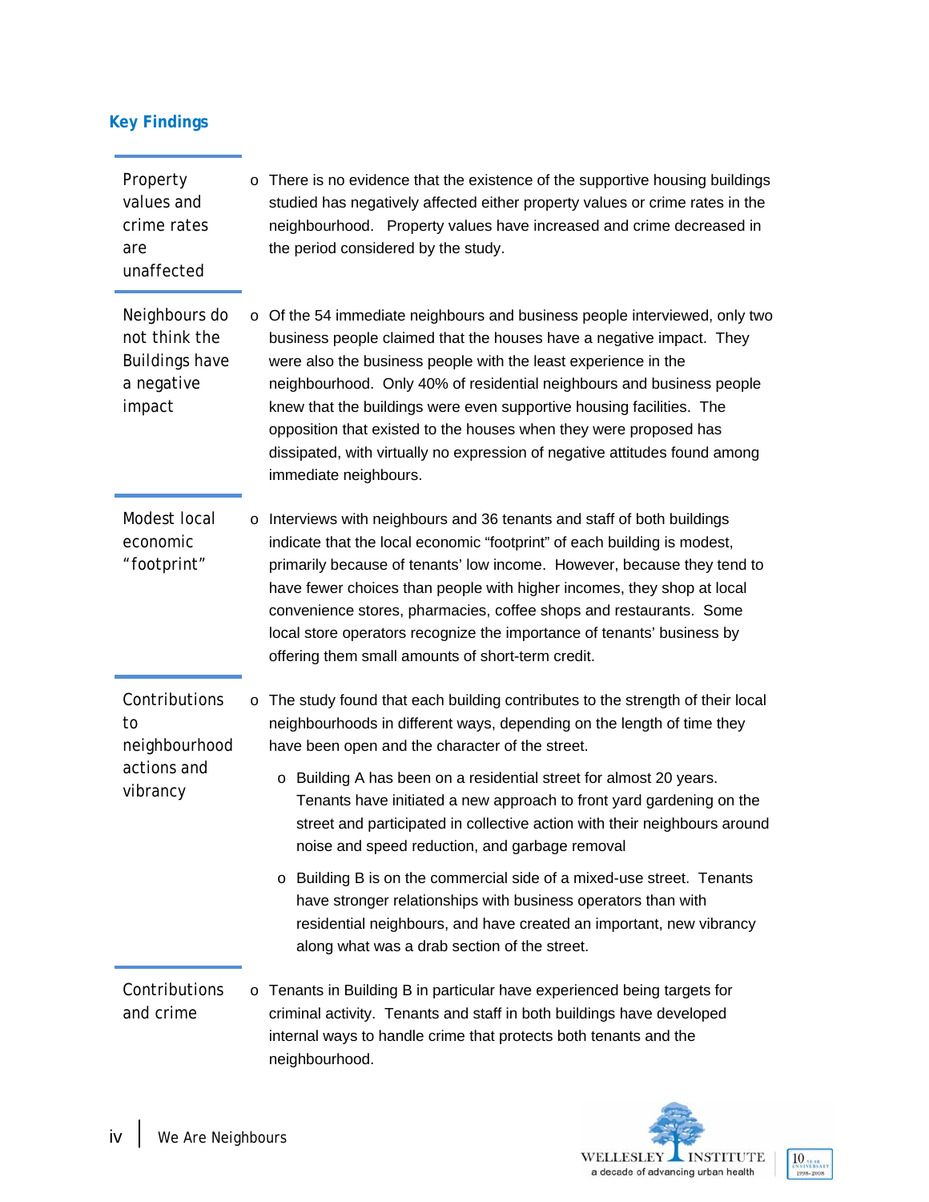## Key Findings

| | |
|---|---|
| Property values and crime rates are unaffected | o There is no evidence that the existence of the supportive housing buildings studied has negatively affected either property values or crime rates in the neighbourhood. Property values have increased and crime decreased in the period considered by the study. |
| Neighbours do not think the Buildings have a negative impact | o Of the 54 immediate neighbours and business people interviewed, only two business people claimed that the houses have a negative impact. They were also the business people with the least experience in the neighbourhood. Only 40% of residential neighbours and business people knew that the buildings were even supportive housing facilities. The opposition that existed to the houses when they were proposed has dissipated, with virtually no expression of negative attitudes found among immediate neighbours. |
| Modest local economic "footprint" | o Interviews with neighbours and 36 tenants and staff of both buildings indicate that the local economic "footprint" of each building is modest, primarily because of tenants' low income. However, because they tend to have fewer choices than people with higher incomes, they shop at local convenience stores, pharmacies, coffee shops and restaurants. Some local store operators recognize the importance of tenants' business by offering them small amounts of short-term credit. |
| Contributions to neighbourhood actions and vibrancy | o The study found that each building contributes to the strength of their local neighbourhoods in different ways, depending on the length of time they have been open and the character of the street.<br>o Building A has been on a residential street for almost 20 years. Tenants have initiated a new approach to front yard gardening on the street and participated in collective action with their neighbours around noise and speed reduction, and garbage removal<br>o Building B is on the commercial side of a mixed-use street. Tenants have stronger relationships with business operators than with residential neighbours, and have created an important, new vibrancy along what was a drab section of the street. |
| Contributions and crime | o Tenants in Building B in particular have experienced being targets for criminal activity. Tenants and staff in both buildings have developed internal ways to handle crime that protects both tenants and the neighbourhood. |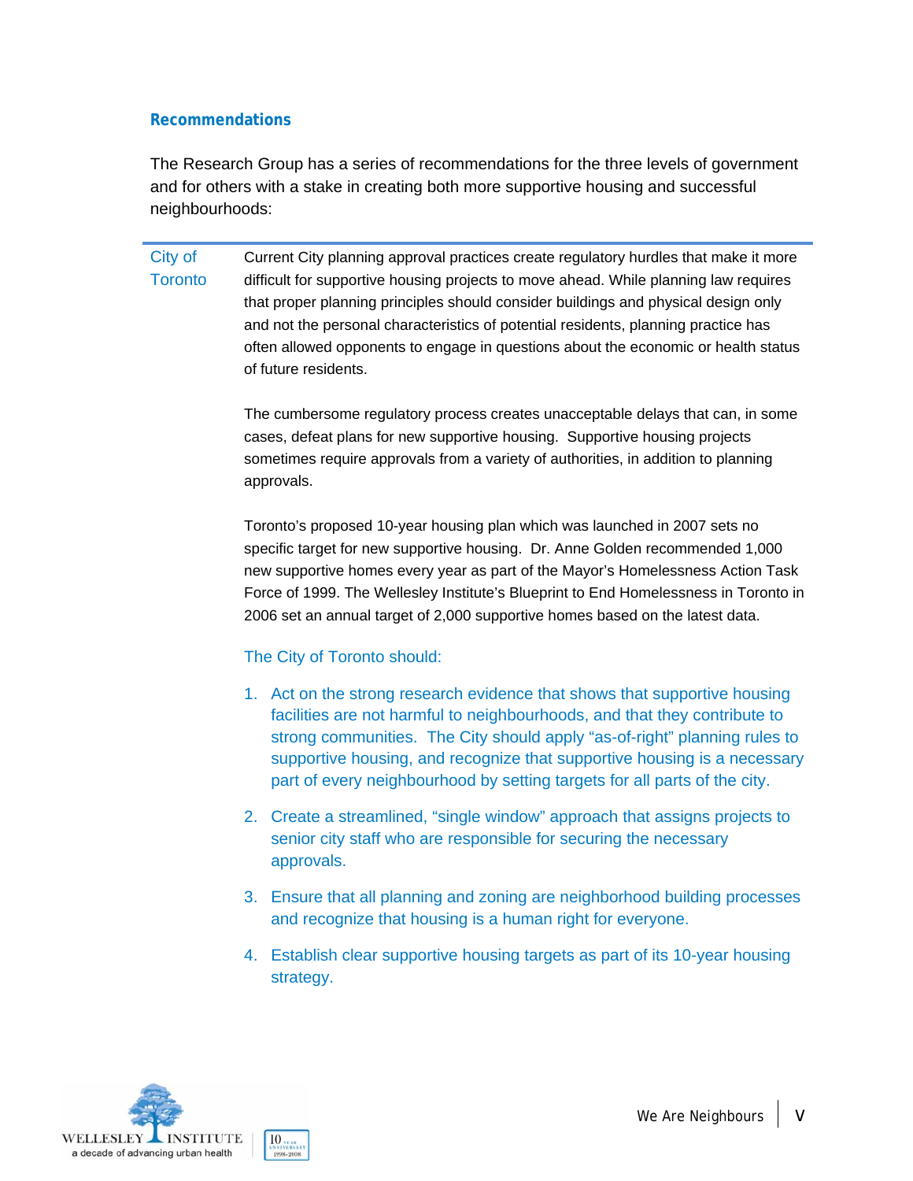## Recommendations

The Research Group has a series of recommendations for the three levels of government and for others with a stake in creating both more supportive housing and successful neighbourhoods:

### City of Toronto

Current City planning approval practices create regulatory hurdles that make it more difficult for supportive housing projects to move ahead. While planning law requires that proper planning principles should consider buildings and physical design only and not the personal characteristics of potential residents, planning practice has often allowed opponents to engage in questions about the economic or health status of future residents.

The cumbersome regulatory process creates unacceptable delays that can, in some cases, defeat plans for new supportive housing. Supportive housing projects sometimes require approvals from a variety of authorities, in addition to planning approvals.

Toronto's proposed 10-year housing plan which was launched in 2007 sets no specific target for new supportive housing. Dr. Anne Golden recommended 1,000 new supportive homes every year as part of the Mayor's Homelessness Action Task Force of 1999. The Wellesley Institute's Blueprint to End Homelessness in Toronto in 2006 set an annual target of 2,000 supportive homes based on the latest data.

The City of Toronto should:

1. Act on the strong research evidence that shows that supportive housing facilities are not harmful to neighbourhoods, and that they contribute to strong communities. The City should apply "as-of-right" planning rules to supportive housing, and recognize that supportive housing is a necessary part of every neighbourhood by setting targets for all parts of the city.
2. Create a streamlined, "single window" approach that assigns projects to senior city staff who are responsible for securing the necessary approvals.
3. Ensure that all planning and zoning are neighborhood building processes and recognize that housing is a human right for everyone.
4. Establish clear supportive housing targets as part of its 10-year housing strategy.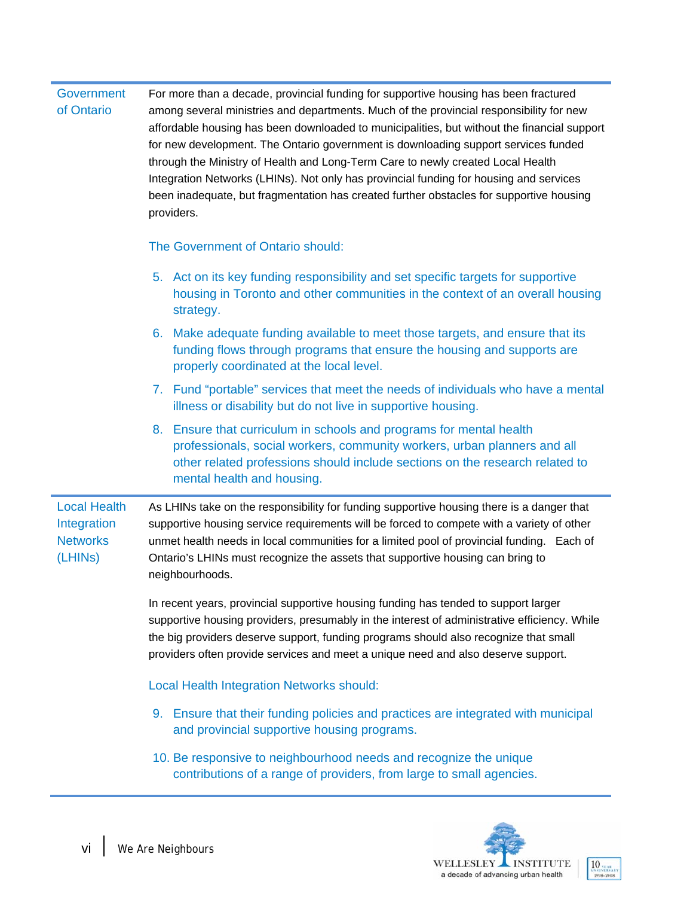| | |
|---|---|
| Government of Ontario | For more than a decade, provincial funding for supportive housing has been fractured among several ministries and departments. Much of the provincial responsibility for new affordable housing has been downloaded to municipalities, but without the financial support for new development. The Ontario government is downloading support services funded through the Ministry of Health and Long-Term Care to newly created Local Health Integration Networks (LHINs). Not only has provincial funding for housing and services been inadequate, but fragmentation has created further obstacles for supportive housing providers.<br><br>The Government of Ontario should:<br><br>5. Act on its key funding responsibility and set specific targets for supportive housing in Toronto and other communities in the context of an overall housing strategy.<br>6. Make adequate funding available to meet those targets, and ensure that its funding flows through programs that ensure the housing and supports are properly coordinated at the local level.<br>7. Fund “portable” services that meet the needs of individuals who have a mental illness or disability but do not live in supportive housing.<br>8. Ensure that curriculum in schools and programs for mental health professionals, social workers, community workers, urban planners and all other related professions should include sections on the research related to mental health and housing. |
| Local Health Integration Networks (LHINs) | As LHINs take on the responsibility for funding supportive housing there is a danger that supportive housing service requirements will be forced to compete with a variety of other unmet health needs in local communities for a limited pool of provincial funding. Each of Ontario’s LHINs must recognize the assets that supportive housing can bring to neighbourhoods.<br><br>In recent years, provincial supportive housing funding has tended to support larger supportive housing providers, presumably in the interest of administrative efficiency. While the big providers deserve support, funding programs should also recognize that small providers often provide services and meet a unique need and also deserve support.<br><br>Local Health Integration Networks should:<br><br>9. Ensure that their funding policies and practices are integrated with municipal and provincial supportive housing programs.<br>10. Be responsive to neighbourhood needs and recognize the unique contributions of a range of providers, from large to small agencies. |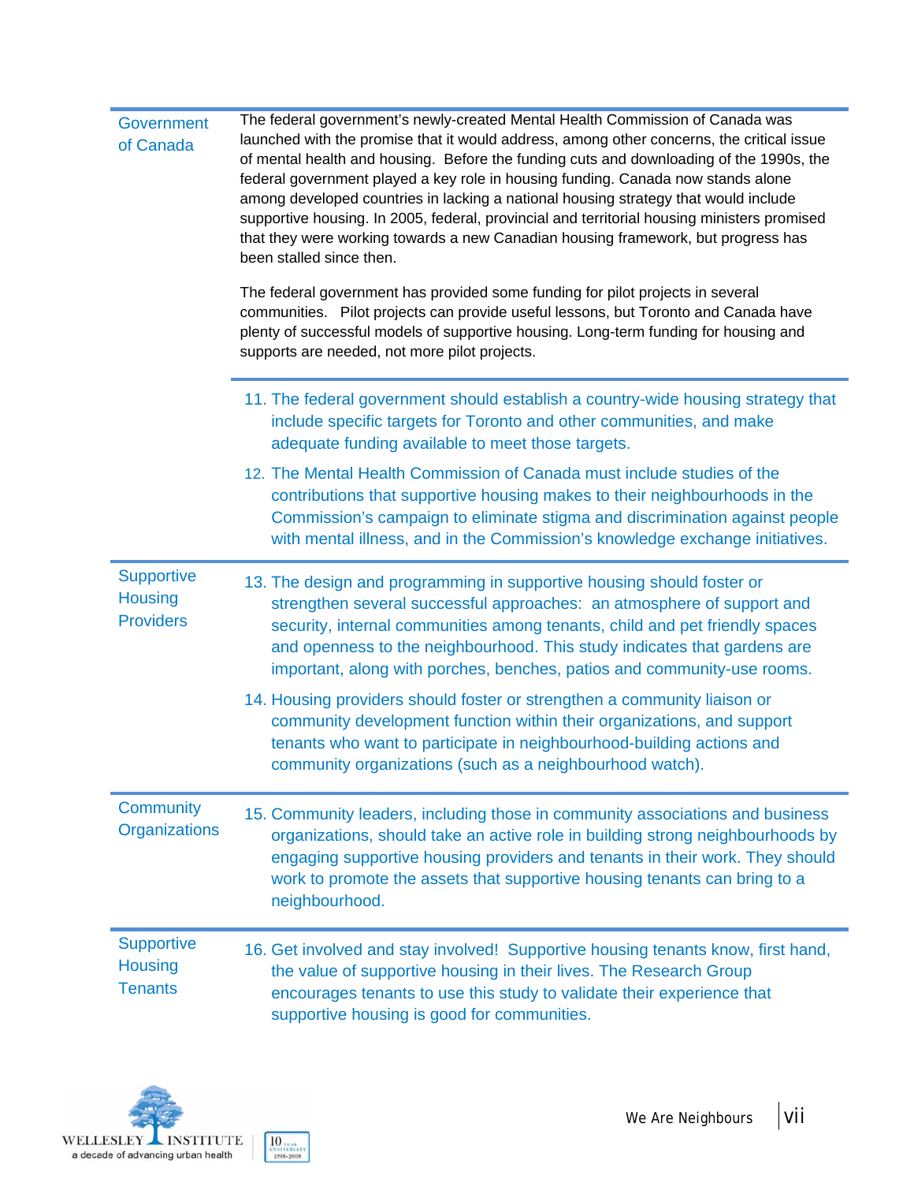**Government of Canada**

The federal government's newly-created Mental Health Commission of Canada was launched with the promise that it would address, among other concerns, the critical issue of mental health and housing. Before the funding cuts and downloading of the 1990s, the federal government played a key role in housing funding. Canada now stands alone among developed countries in lacking a national housing strategy that would include supportive housing. In 2005, federal, provincial and territorial housing ministers promised that they were working towards a new Canadian housing framework, but progress has been stalled since then.

The federal government has provided some funding for pilot projects in several communities. Pilot projects can provide useful lessons, but Toronto and Canada have plenty of successful models of supportive housing. Long-term funding for housing and supports are needed, not more pilot projects.

11. The federal government should establish a country-wide housing strategy that include specific targets for Toronto and other communities, and make adequate funding available to meet those targets.
12. The Mental Health Commission of Canada must include studies of the contributions that supportive housing makes to their neighbourhoods in the Commission's campaign to eliminate stigma and discrimination against people with mental illness, and in the Commission's knowledge exchange initiatives.

**Supportive Housing Providers**

13. The design and programming in supportive housing should foster or strengthen several successful approaches: an atmosphere of support and security, internal communities among tenants, child and pet friendly spaces and openness to the neighbourhood. This study indicates that gardens are important, along with porches, benches, patios and community-use rooms.
14. Housing providers should foster or strengthen a community liaison or community development function within their organizations, and support tenants who want to participate in neighbourhood-building actions and community organizations (such as a neighbourhood watch).

**Community Organizations**

15. Community leaders, including those in community associations and business organizations, should take an active role in building strong neighbourhoods by engaging supportive housing providers and tenants in their work. They should work to promote the assets that supportive housing tenants can bring to a neighbourhood.

**Supportive Housing Tenants**

16. Get involved and stay involved! Supportive housing tenants know, first hand, the value of supportive housing in their lives. The Research Group encourages tenants to use this study to validate their experience that supportive housing is good for communities.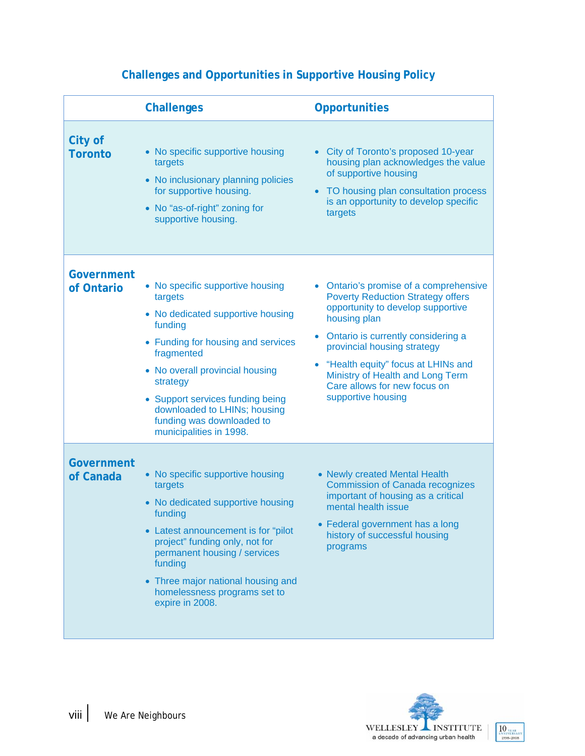## Challenges and Opportunities in Supportive Housing Policy

| | Challenges | Opportunities |
|---|---|---|
| **City of Toronto** | • No specific supportive housing targets<br>• No inclusionary planning policies for supportive housing.<br>• No "as-of-right" zoning for supportive housing. | • City of Toronto's proposed 10-year housing plan acknowledges the value of supportive housing<br>• TO housing plan consultation process is an opportunity to develop specific targets |
| **Government of Ontario** | • No specific supportive housing targets<br>• No dedicated supportive housing funding<br>• Funding for housing and services fragmented<br>• No overall provincial housing strategy<br>• Support services funding being downloaded to LHINs; housing funding was downloaded to municipalities in 1998. | • Ontario's promise of a comprehensive Poverty Reduction Strategy offers opportunity to develop supportive housing plan<br>• Ontario is currently considering a provincial housing strategy<br>• "Health equity" focus at LHINs and Ministry of Health and Long Term Care allows for new focus on supportive housing |
| **Government of Canada** | • No specific supportive housing targets<br>• No dedicated supportive housing funding<br>• Latest announcement is for "pilot project" funding only, not for permanent housing / services funding<br>• Three major national housing and homelessness programs set to expire in 2008. | • Newly created Mental Health Commission of Canada recognizes important of housing as a critical mental health issue<br>• Federal government has a long history of successful housing programs |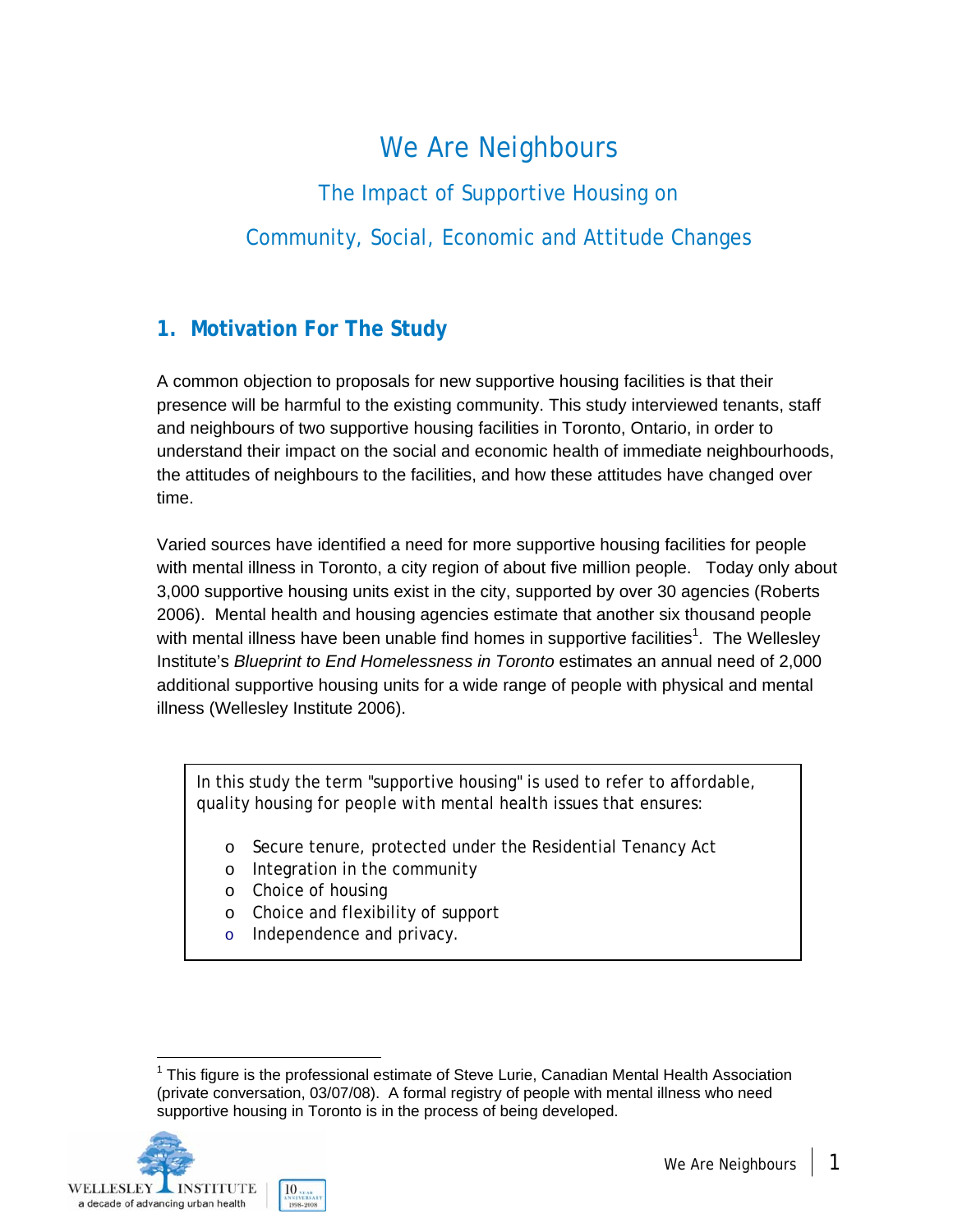# We Are Neighbours

## The Impact of Supportive Housing on Community, Social, Economic and Attitude Changes

## 1. Motivation For The Study

A common objection to proposals for new supportive housing facilities is that their presence will be harmful to the existing community. This study interviewed tenants, staff and neighbours of two supportive housing facilities in Toronto, Ontario, in order to understand their impact on the social and economic health of immediate neighbourhoods, the attitudes of neighbours to the facilities, and how these attitudes have changed over time.

Varied sources have identified a need for more supportive housing facilities for people with mental illness in Toronto, a city region of about five million people. Today only about 3,000 supportive housing units exist in the city, supported by over 30 agencies (Roberts 2006). Mental health and housing agencies estimate that another six thousand people with mental illness have been unable find homes in supportive facilities[1]. The Wellesley Institute's *Blueprint to End Homelessness in Toronto* estimates an annual need of 2,000 additional supportive housing units for a wide range of people with physical and mental illness (Wellesley Institute 2006).

In this study the term "supportive housing" is used to refer to affordable, quality housing for people with mental health issues that ensures:

- Secure tenure, protected under the Residential Tenancy Act
- Integration in the community
- Choice of housing
- Choice and flexibility of support
- Independence and privacy.

[1] This figure is the professional estimate of Steve Lurie, Canadian Mental Health Association (private conversation, 03/07/08). A formal registry of people with mental illness who need supportive housing in Toronto is in the process of being developed.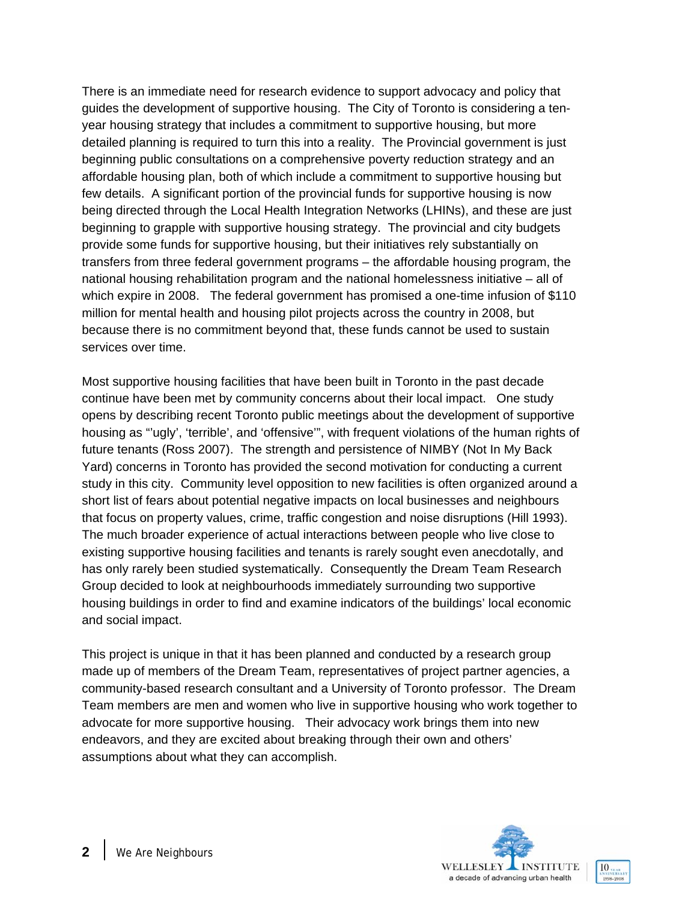There is an immediate need for research evidence to support advocacy and policy that guides the development of supportive housing. The City of Toronto is considering a ten-year housing strategy that includes a commitment to supportive housing, but more detailed planning is required to turn this into a reality. The Provincial government is just beginning public consultations on a comprehensive poverty reduction strategy and an affordable housing plan, both of which include a commitment to supportive housing but few details. A significant portion of the provincial funds for supportive housing is now being directed through the Local Health Integration Networks (LHINs), and these are just beginning to grapple with supportive housing strategy. The provincial and city budgets provide some funds for supportive housing, but their initiatives rely substantially on transfers from three federal government programs – the affordable housing program, the national housing rehabilitation program and the national homelessness initiative – all of which expire in 2008. The federal government has promised a one-time infusion of $110 million for mental health and housing pilot projects across the country in 2008, but because there is no commitment beyond that, these funds cannot be used to sustain services over time.

Most supportive housing facilities that have been built in Toronto in the past decade continue have been met by community concerns about their local impact. One study opens by describing recent Toronto public meetings about the development of supportive housing as "'ugly', 'terrible', and 'offensive'", with frequent violations of the human rights of future tenants (Ross 2007). The strength and persistence of NIMBY (Not In My Back Yard) concerns in Toronto has provided the second motivation for conducting a current study in this city. Community level opposition to new facilities is often organized around a short list of fears about potential negative impacts on local businesses and neighbours that focus on property values, crime, traffic congestion and noise disruptions (Hill 1993). The much broader experience of actual interactions between people who live close to existing supportive housing facilities and tenants is rarely sought even anecdotally, and has only rarely been studied systematically. Consequently the Dream Team Research Group decided to look at neighbourhoods immediately surrounding two supportive housing buildings in order to find and examine indicators of the buildings' local economic and social impact.

This project is unique in that it has been planned and conducted by a research group made up of members of the Dream Team, representatives of project partner agencies, a community-based research consultant and a University of Toronto professor. The Dream Team members are men and women who live in supportive housing who work together to advocate for more supportive housing. Their advocacy work brings them into new endeavors, and they are excited about breaking through their own and others' assumptions about what they can accomplish.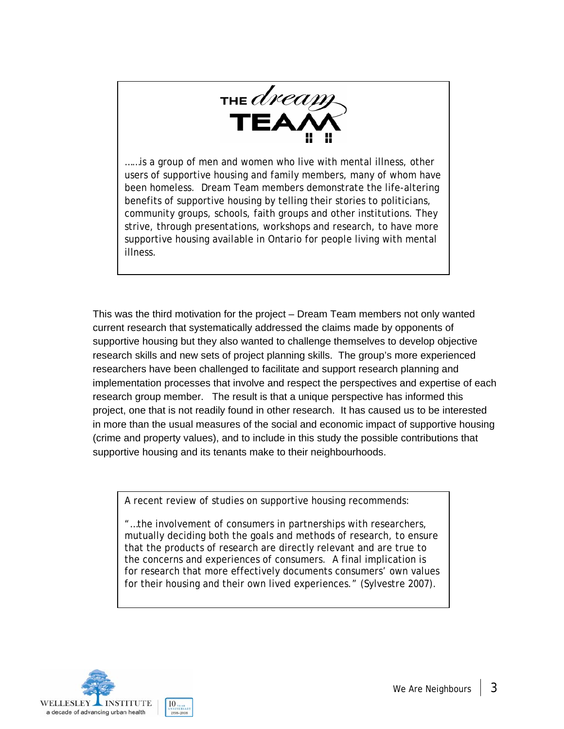THE *dream* TEAM

……is a group of men and women who live with mental illness, other users of supportive housing and family members, many of whom have been homeless. Dream Team members demonstrate the life-altering benefits of supportive housing by telling their stories to politicians, community groups, schools, faith groups and other institutions. They strive, through presentations, workshops and research, to have more supportive housing available in Ontario for people living with mental illness.

This was the third motivation for the project – Dream Team members not only wanted current research that systematically addressed the claims made by opponents of supportive housing but they also wanted to challenge themselves to develop objective research skills and new sets of project planning skills. The group's more experienced researchers have been challenged to facilitate and support research planning and implementation processes that involve and respect the perspectives and expertise of each research group member. The result is that a unique perspective has informed this project, one that is not readily found in other research. It has caused us to be interested in more than the usual measures of the social and economic impact of supportive housing (crime and property values), and to include in this study the possible contributions that supportive housing and its tenants make to their neighbourhoods.

A recent review of studies on supportive housing recommends:

"…the involvement of consumers in partnerships with researchers, mutually deciding both the goals and methods of research, to ensure that the products of research are directly relevant and are true to the concerns and experiences of consumers. A final implication is for research that more effectively documents consumers' own values for their housing and their own lived experiences." (Sylvestre 2007).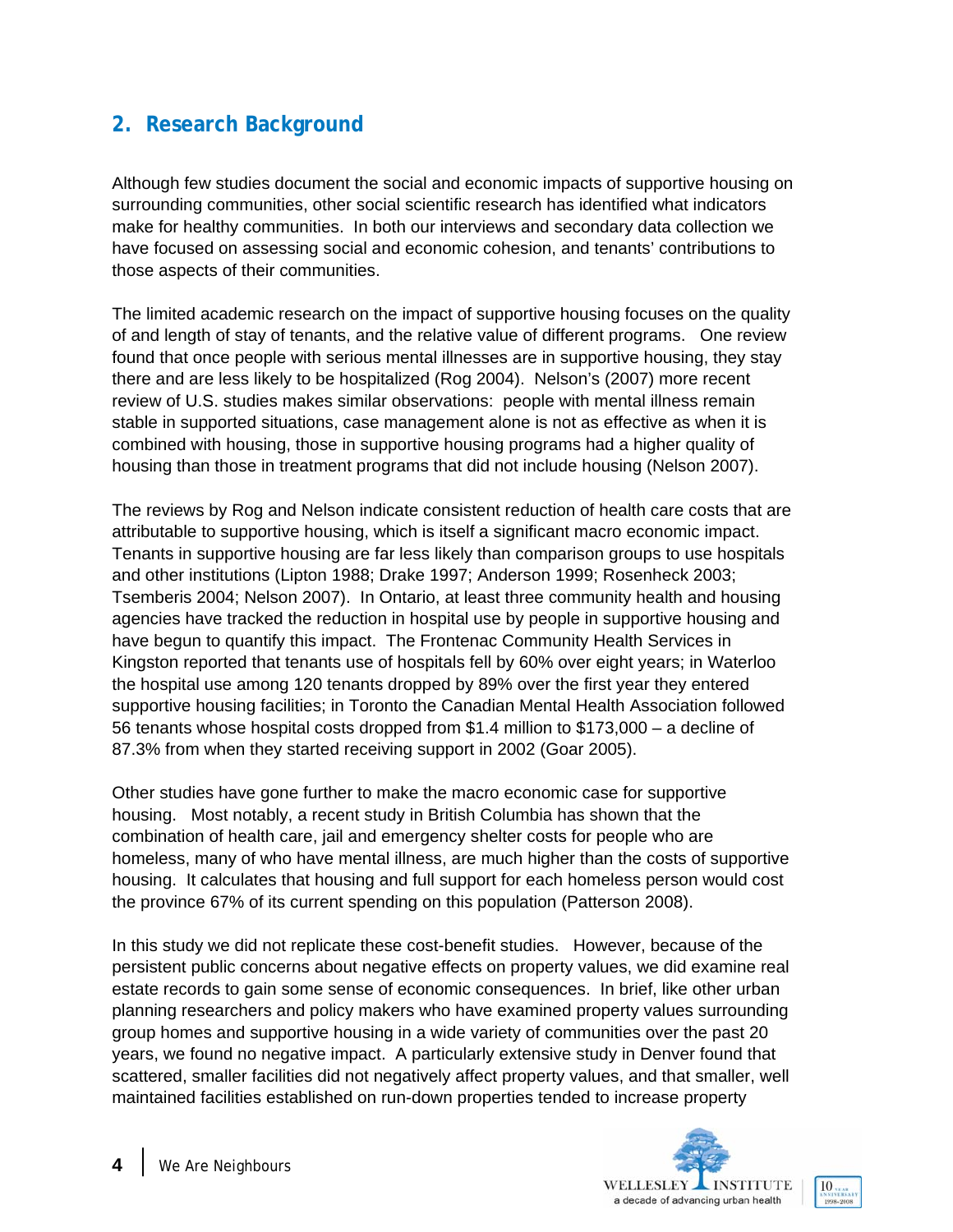## 2. Research Background

Although few studies document the social and economic impacts of supportive housing on surrounding communities, other social scientific research has identified what indicators make for healthy communities. In both our interviews and secondary data collection we have focused on assessing social and economic cohesion, and tenants' contributions to those aspects of their communities.

The limited academic research on the impact of supportive housing focuses on the quality of and length of stay of tenants, and the relative value of different programs. One review found that once people with serious mental illnesses are in supportive housing, they stay there and are less likely to be hospitalized (Rog 2004). Nelson's (2007) more recent review of U.S. studies makes similar observations: people with mental illness remain stable in supported situations, case management alone is not as effective as when it is combined with housing, those in supportive housing programs had a higher quality of housing than those in treatment programs that did not include housing (Nelson 2007).

The reviews by Rog and Nelson indicate consistent reduction of health care costs that are attributable to supportive housing, which is itself a significant macro economic impact. Tenants in supportive housing are far less likely than comparison groups to use hospitals and other institutions (Lipton 1988; Drake 1997; Anderson 1999; Rosenheck 2003; Tsemberis 2004; Nelson 2007). In Ontario, at least three community health and housing agencies have tracked the reduction in hospital use by people in supportive housing and have begun to quantify this impact. The Frontenac Community Health Services in Kingston reported that tenants use of hospitals fell by 60% over eight years; in Waterloo the hospital use among 120 tenants dropped by 89% over the first year they entered supportive housing facilities; in Toronto the Canadian Mental Health Association followed 56 tenants whose hospital costs dropped from $1.4 million to $173,000 – a decline of 87.3% from when they started receiving support in 2002 (Goar 2005).

Other studies have gone further to make the macro economic case for supportive housing. Most notably, a recent study in British Columbia has shown that the combination of health care, jail and emergency shelter costs for people who are homeless, many of who have mental illness, are much higher than the costs of supportive housing. It calculates that housing and full support for each homeless person would cost the province 67% of its current spending on this population (Patterson 2008).

In this study we did not replicate these cost-benefit studies. However, because of the persistent public concerns about negative effects on property values, we did examine real estate records to gain some sense of economic consequences. In brief, like other urban planning researchers and policy makers who have examined property values surrounding group homes and supportive housing in a wide variety of communities over the past 20 years, we found no negative impact. A particularly extensive study in Denver found that scattered, smaller facilities did not negatively affect property values, and that smaller, well maintained facilities established on run-down properties tended to increase property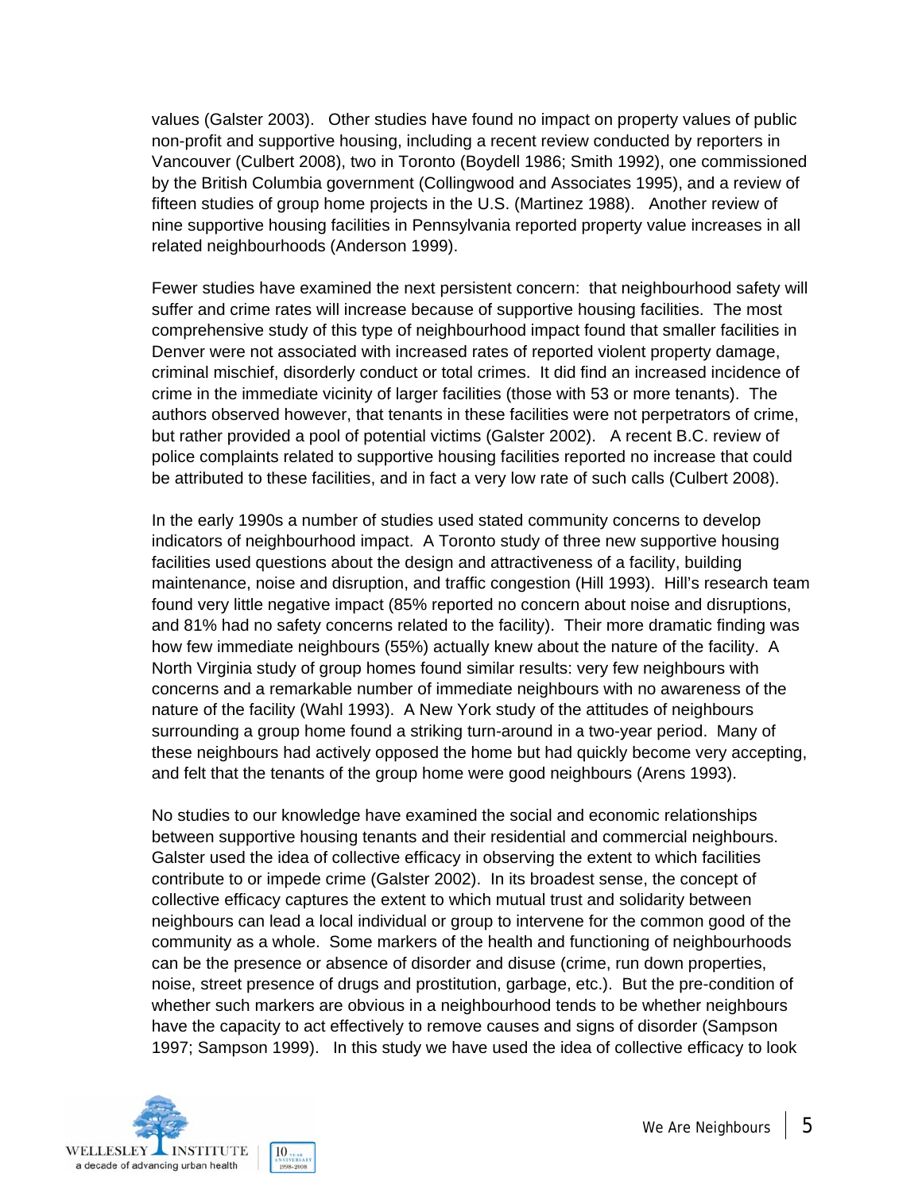values (Galster 2003). Other studies have found no impact on property values of public non-profit and supportive housing, including a recent review conducted by reporters in Vancouver (Culbert 2008), two in Toronto (Boydell 1986; Smith 1992), one commissioned by the British Columbia government (Collingwood and Associates 1995), and a review of fifteen studies of group home projects in the U.S. (Martinez 1988). Another review of nine supportive housing facilities in Pennsylvania reported property value increases in all related neighbourhoods (Anderson 1999).

Fewer studies have examined the next persistent concern: that neighbourhood safety will suffer and crime rates will increase because of supportive housing facilities. The most comprehensive study of this type of neighbourhood impact found that smaller facilities in Denver were not associated with increased rates of reported violent property damage, criminal mischief, disorderly conduct or total crimes. It did find an increased incidence of crime in the immediate vicinity of larger facilities (those with 53 or more tenants). The authors observed however, that tenants in these facilities were not perpetrators of crime, but rather provided a pool of potential victims (Galster 2002). A recent B.C. review of police complaints related to supportive housing facilities reported no increase that could be attributed to these facilities, and in fact a very low rate of such calls (Culbert 2008).

In the early 1990s a number of studies used stated community concerns to develop indicators of neighbourhood impact. A Toronto study of three new supportive housing facilities used questions about the design and attractiveness of a facility, building maintenance, noise and disruption, and traffic congestion (Hill 1993). Hill's research team found very little negative impact (85% reported no concern about noise and disruptions, and 81% had no safety concerns related to the facility). Their more dramatic finding was how few immediate neighbours (55%) actually knew about the nature of the facility. A North Virginia study of group homes found similar results: very few neighbours with concerns and a remarkable number of immediate neighbours with no awareness of the nature of the facility (Wahl 1993). A New York study of the attitudes of neighbours surrounding a group home found a striking turn-around in a two-year period. Many of these neighbours had actively opposed the home but had quickly become very accepting, and felt that the tenants of the group home were good neighbours (Arens 1993).

No studies to our knowledge have examined the social and economic relationships between supportive housing tenants and their residential and commercial neighbours. Galster used the idea of collective efficacy in observing the extent to which facilities contribute to or impede crime (Galster 2002). In its broadest sense, the concept of collective efficacy captures the extent to which mutual trust and solidarity between neighbours can lead a local individual or group to intervene for the common good of the community as a whole. Some markers of the health and functioning of neighbourhoods can be the presence or absence of disorder and disuse (crime, run down properties, noise, street presence of drugs and prostitution, garbage, etc.). But the pre-condition of whether such markers are obvious in a neighbourhood tends to be whether neighbours have the capacity to act effectively to remove causes and signs of disorder (Sampson 1997; Sampson 1999). In this study we have used the idea of collective efficacy to look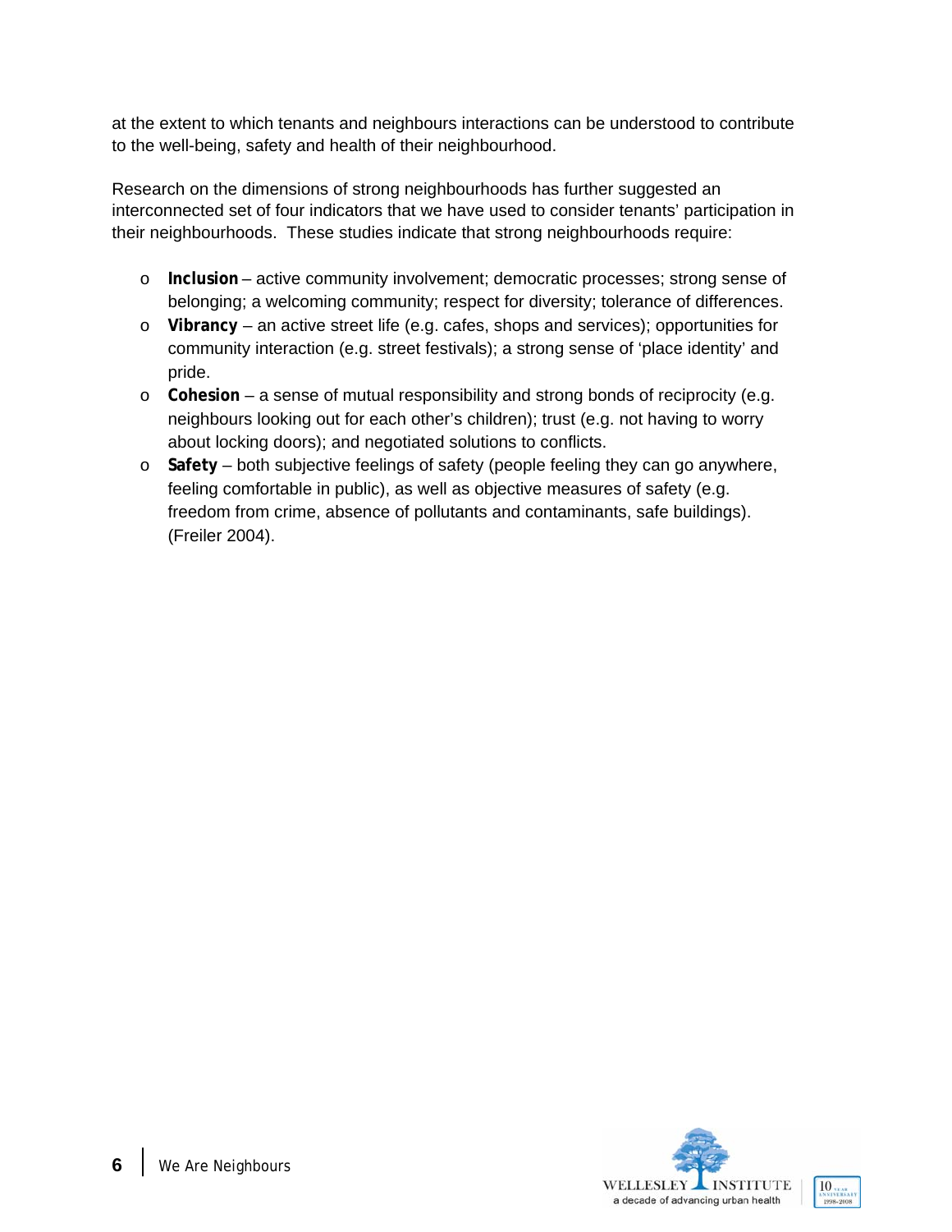at the extent to which tenants and neighbours interactions can be understood to contribute to the well-being, safety and health of their neighbourhood.

Research on the dimensions of strong neighbourhoods has further suggested an interconnected set of four indicators that we have used to consider tenants' participation in their neighbourhoods. These studies indicate that strong neighbourhoods require:

- **Inclusion** – active community involvement; democratic processes; strong sense of belonging; a welcoming community; respect for diversity; tolerance of differences.
- **Vibrancy** – an active street life (e.g. cafes, shops and services); opportunities for community interaction (e.g. street festivals); a strong sense of 'place identity' and pride.
- **Cohesion** – a sense of mutual responsibility and strong bonds of reciprocity (e.g. neighbours looking out for each other's children); trust (e.g. not having to worry about locking doors); and negotiated solutions to conflicts.
- **Safety** – both subjective feelings of safety (people feeling they can go anywhere, feeling comfortable in public), as well as objective measures of safety (e.g. freedom from crime, absence of pollutants and contaminants, safe buildings). (Freiler 2004).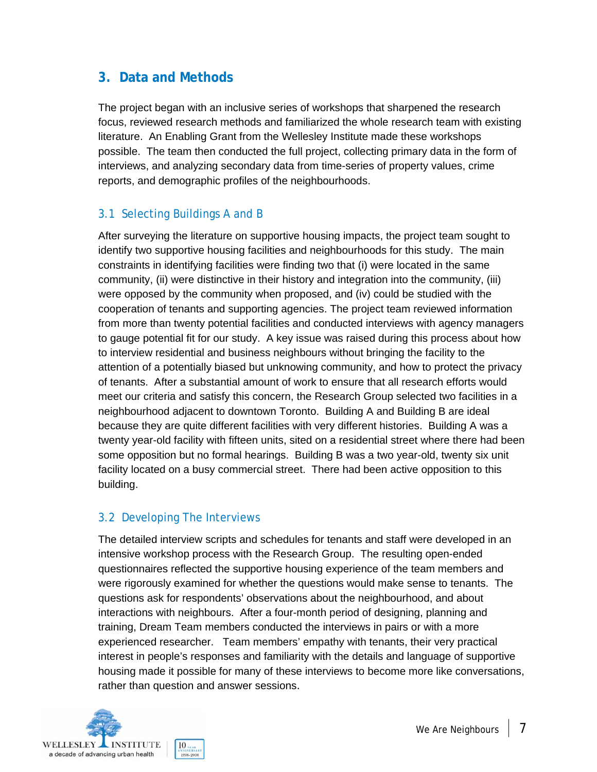## 3. Data and Methods

The project began with an inclusive series of workshops that sharpened the research focus, reviewed research methods and familiarized the whole research team with existing literature. An Enabling Grant from the Wellesley Institute made these workshops possible. The team then conducted the full project, collecting primary data in the form of interviews, and analyzing secondary data from time-series of property values, crime reports, and demographic profiles of the neighbourhoods.

### 3.1 Selecting Buildings A and B

After surveying the literature on supportive housing impacts, the project team sought to identify two supportive housing facilities and neighbourhoods for this study. The main constraints in identifying facilities were finding two that (i) were located in the same community, (ii) were distinctive in their history and integration into the community, (iii) were opposed by the community when proposed, and (iv) could be studied with the cooperation of tenants and supporting agencies. The project team reviewed information from more than twenty potential facilities and conducted interviews with agency managers to gauge potential fit for our study. A key issue was raised during this process about how to interview residential and business neighbours without bringing the facility to the attention of a potentially biased but unknowing community, and how to protect the privacy of tenants. After a substantial amount of work to ensure that all research efforts would meet our criteria and satisfy this concern, the Research Group selected two facilities in a neighbourhood adjacent to downtown Toronto. Building A and Building B are ideal because they are quite different facilities with very different histories. Building A was a twenty year-old facility with fifteen units, sited on a residential street where there had been some opposition but no formal hearings. Building B was a two year-old, twenty six unit facility located on a busy commercial street. There had been active opposition to this building.

### 3.2 Developing The Interviews

The detailed interview scripts and schedules for tenants and staff were developed in an intensive workshop process with the Research Group. The resulting open-ended questionnaires reflected the supportive housing experience of the team members and were rigorously examined for whether the questions would make sense to tenants. The questions ask for respondents' observations about the neighbourhood, and about interactions with neighbours. After a four-month period of designing, planning and training, Dream Team members conducted the interviews in pairs or with a more experienced researcher. Team members' empathy with tenants, their very practical interest in people's responses and familiarity with the details and language of supportive housing made it possible for many of these interviews to become more like conversations, rather than question and answer sessions.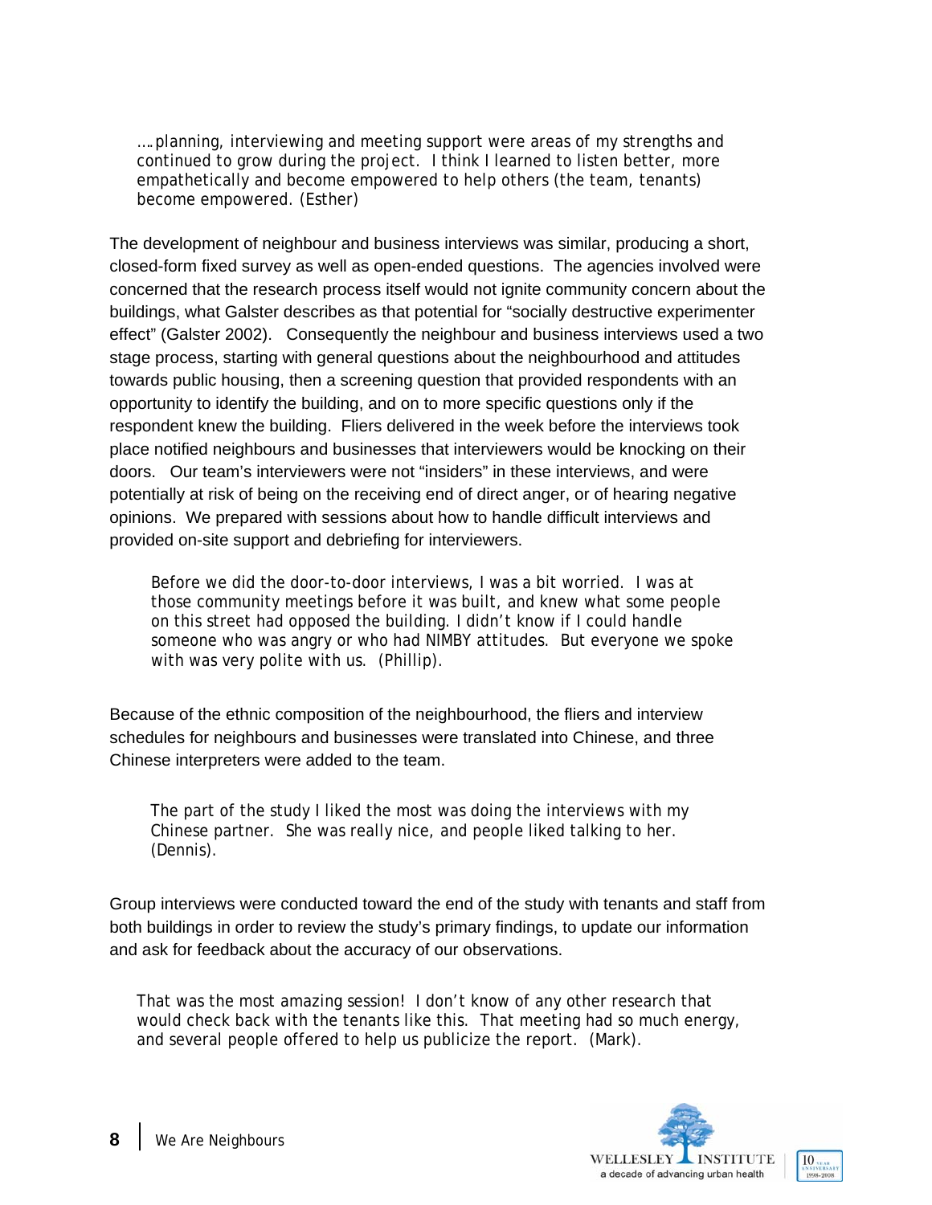….planning, interviewing and meeting support were areas of my strengths and continued to grow during the project. I think I learned to listen better, more empathetically and become empowered to help others (the team, tenants) become empowered. (Esther)

The development of neighbour and business interviews was similar, producing a short, closed-form fixed survey as well as open-ended questions. The agencies involved were concerned that the research process itself would not ignite community concern about the buildings, what Galster describes as that potential for "socially destructive experimenter effect" (Galster 2002). Consequently the neighbour and business interviews used a two stage process, starting with general questions about the neighbourhood and attitudes towards public housing, then a screening question that provided respondents with an opportunity to identify the building, and on to more specific questions only if the respondent knew the building. Fliers delivered in the week before the interviews took place notified neighbours and businesses that interviewers would be knocking on their doors. Our team's interviewers were not "insiders" in these interviews, and were potentially at risk of being on the receiving end of direct anger, or of hearing negative opinions. We prepared with sessions about how to handle difficult interviews and provided on-site support and debriefing for interviewers.

Before we did the door-to-door interviews, I was a bit worried. I was at those community meetings before it was built, and knew what some people on this street had opposed the building. I didn't know if I could handle someone who was angry or who had NIMBY attitudes. But everyone we spoke with was very polite with us. (Phillip).

Because of the ethnic composition of the neighbourhood, the fliers and interview schedules for neighbours and businesses were translated into Chinese, and three Chinese interpreters were added to the team.

The part of the study I liked the most was doing the interviews with my Chinese partner. She was really nice, and people liked talking to her. (Dennis).

Group interviews were conducted toward the end of the study with tenants and staff from both buildings in order to review the study's primary findings, to update our information and ask for feedback about the accuracy of our observations.

That was the most amazing session! I don't know of any other research that would check back with the tenants like this. That meeting had so much energy, and several people offered to help us publicize the report. (Mark).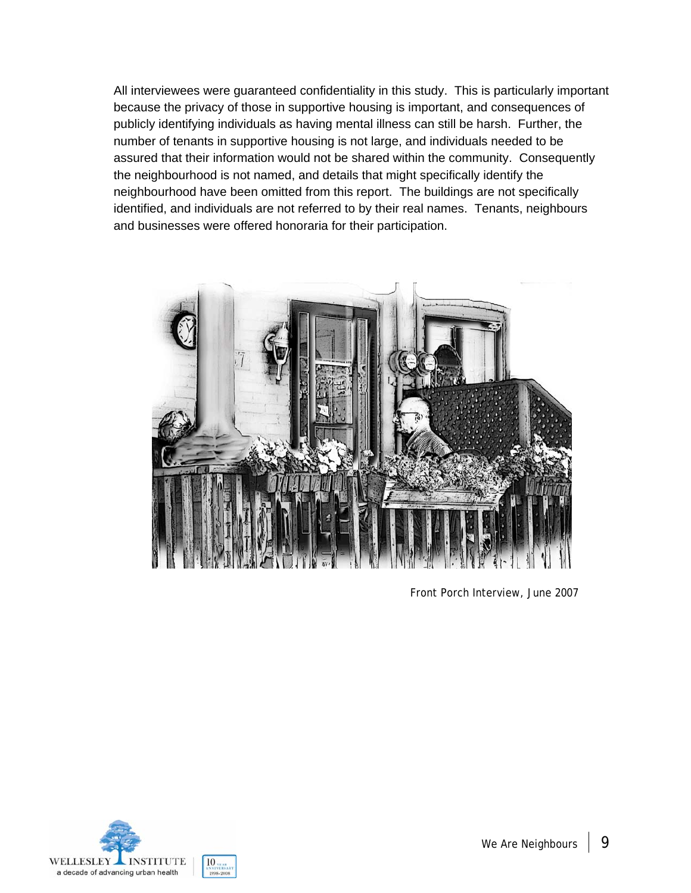All interviewees were guaranteed confidentiality in this study. This is particularly important because the privacy of those in supportive housing is important, and consequences of publicly identifying individuals as having mental illness can still be harsh. Further, the number of tenants in supportive housing is not large, and individuals needed to be assured that their information would not be shared within the community. Consequently the neighbourhood is not named, and details that might specifically identify the neighbourhood have been omitted from this report. The buildings are not specifically identified, and individuals are not referred to by their real names. Tenants, neighbours and businesses were offered honoraria for their participation.

Front Porch Interview, June 2007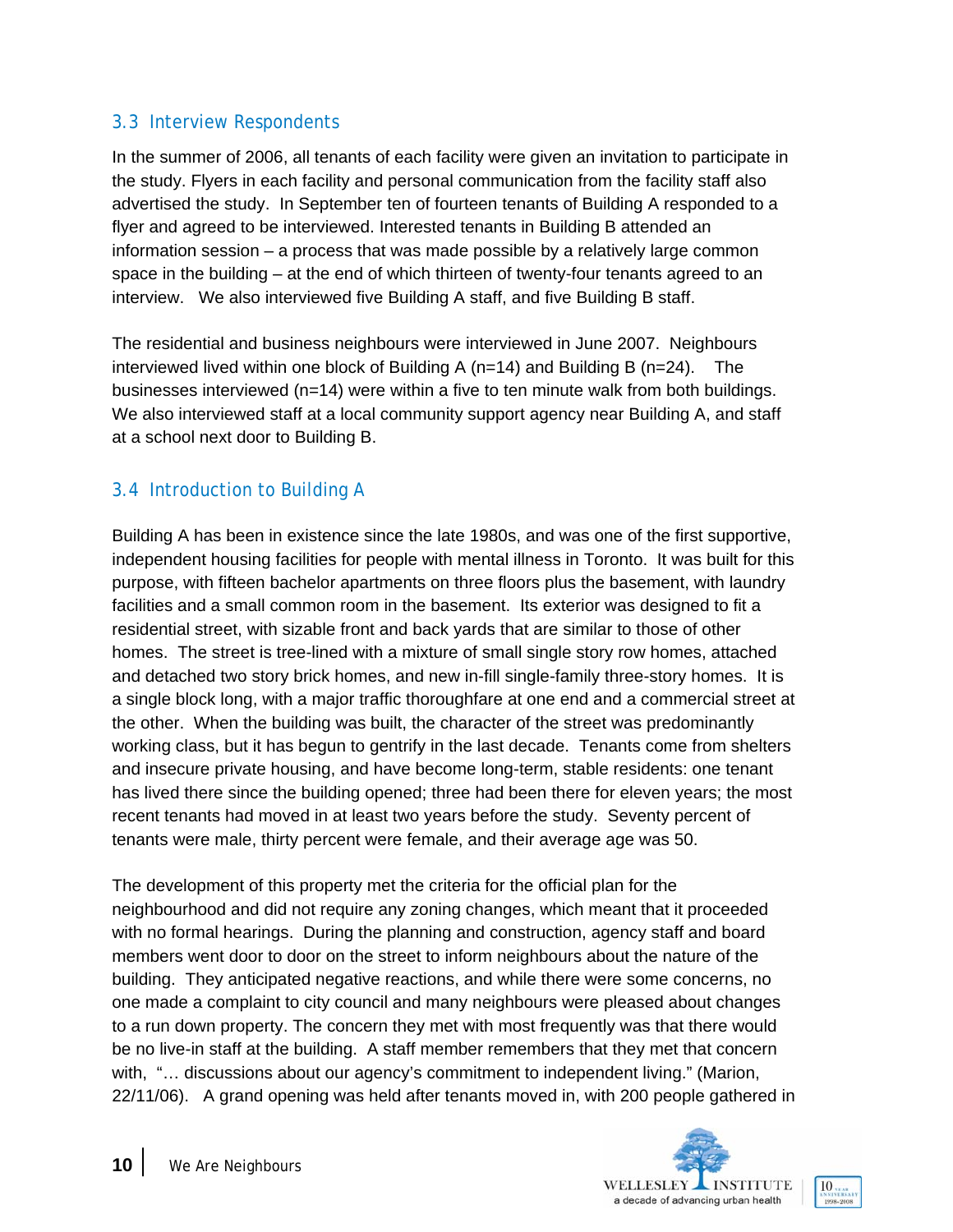## 3.3 Interview Respondents

In the summer of 2006, all tenants of each facility were given an invitation to participate in the study. Flyers in each facility and personal communication from the facility staff also advertised the study. In September ten of fourteen tenants of Building A responded to a flyer and agreed to be interviewed. Interested tenants in Building B attended an information session – a process that was made possible by a relatively large common space in the building – at the end of which thirteen of twenty-four tenants agreed to an interview. We also interviewed five Building A staff, and five Building B staff.

The residential and business neighbours were interviewed in June 2007. Neighbours interviewed lived within one block of Building A (n=14) and Building B (n=24). The businesses interviewed (n=14) were within a five to ten minute walk from both buildings. We also interviewed staff at a local community support agency near Building A, and staff at a school next door to Building B.

## 3.4 Introduction to Building A

Building A has been in existence since the late 1980s, and was one of the first supportive, independent housing facilities for people with mental illness in Toronto. It was built for this purpose, with fifteen bachelor apartments on three floors plus the basement, with laundry facilities and a small common room in the basement. Its exterior was designed to fit a residential street, with sizable front and back yards that are similar to those of other homes. The street is tree-lined with a mixture of small single story row homes, attached and detached two story brick homes, and new in-fill single-family three-story homes. It is a single block long, with a major traffic thoroughfare at one end and a commercial street at the other. When the building was built, the character of the street was predominantly working class, but it has begun to gentrify in the last decade. Tenants come from shelters and insecure private housing, and have become long-term, stable residents: one tenant has lived there since the building opened; three had been there for eleven years; the most recent tenants had moved in at least two years before the study. Seventy percent of tenants were male, thirty percent were female, and their average age was 50.

The development of this property met the criteria for the official plan for the neighbourhood and did not require any zoning changes, which meant that it proceeded with no formal hearings. During the planning and construction, agency staff and board members went door to door on the street to inform neighbours about the nature of the building. They anticipated negative reactions, and while there were some concerns, no one made a complaint to city council and many neighbours were pleased about changes to a run down property. The concern they met with most frequently was that there would be no live-in staff at the building. A staff member remembers that they met that concern with, "… discussions about our agency's commitment to independent living." (Marion, 22/11/06). A grand opening was held after tenants moved in, with 200 people gathered in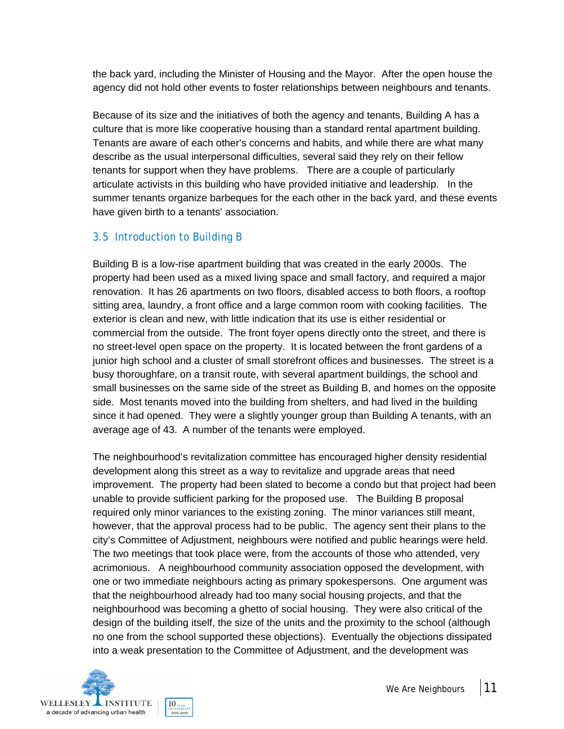the back yard, including the Minister of Housing and the Mayor. After the open house the agency did not hold other events to foster relationships between neighbours and tenants.

Because of its size and the initiatives of both the agency and tenants, Building A has a culture that is more like cooperative housing than a standard rental apartment building. Tenants are aware of each other's concerns and habits, and while there are what many describe as the usual interpersonal difficulties, several said they rely on their fellow tenants for support when they have problems. There are a couple of particularly articulate activists in this building who have provided initiative and leadership. In the summer tenants organize barbeques for the each other in the back yard, and these events have given birth to a tenants' association.

### 3.5 Introduction to Building B

Building B is a low-rise apartment building that was created in the early 2000s. The property had been used as a mixed living space and small factory, and required a major renovation. It has 26 apartments on two floors, disabled access to both floors, a rooftop sitting area, laundry, a front office and a large common room with cooking facilities. The exterior is clean and new, with little indication that its use is either residential or commercial from the outside. The front foyer opens directly onto the street, and there is no street-level open space on the property. It is located between the front gardens of a junior high school and a cluster of small storefront offices and businesses. The street is a busy thoroughfare, on a transit route, with several apartment buildings, the school and small businesses on the same side of the street as Building B, and homes on the opposite side. Most tenants moved into the building from shelters, and had lived in the building since it had opened. They were a slightly younger group than Building A tenants, with an average age of 43. A number of the tenants were employed.

The neighbourhood's revitalization committee has encouraged higher density residential development along this street as a way to revitalize and upgrade areas that need improvement. The property had been slated to become a condo but that project had been unable to provide sufficient parking for the proposed use. The Building B proposal required only minor variances to the existing zoning. The minor variances still meant, however, that the approval process had to be public. The agency sent their plans to the city's Committee of Adjustment, neighbours were notified and public hearings were held. The two meetings that took place were, from the accounts of those who attended, very acrimonious. A neighbourhood community association opposed the development, with one or two immediate neighbours acting as primary spokespersons. One argument was that the neighbourhood already had too many social housing projects, and that the neighbourhood was becoming a ghetto of social housing. They were also critical of the design of the building itself, the size of the units and the proximity to the school (although no one from the school supported these objections). Eventually the objections dissipated into a weak presentation to the Committee of Adjustment, and the development was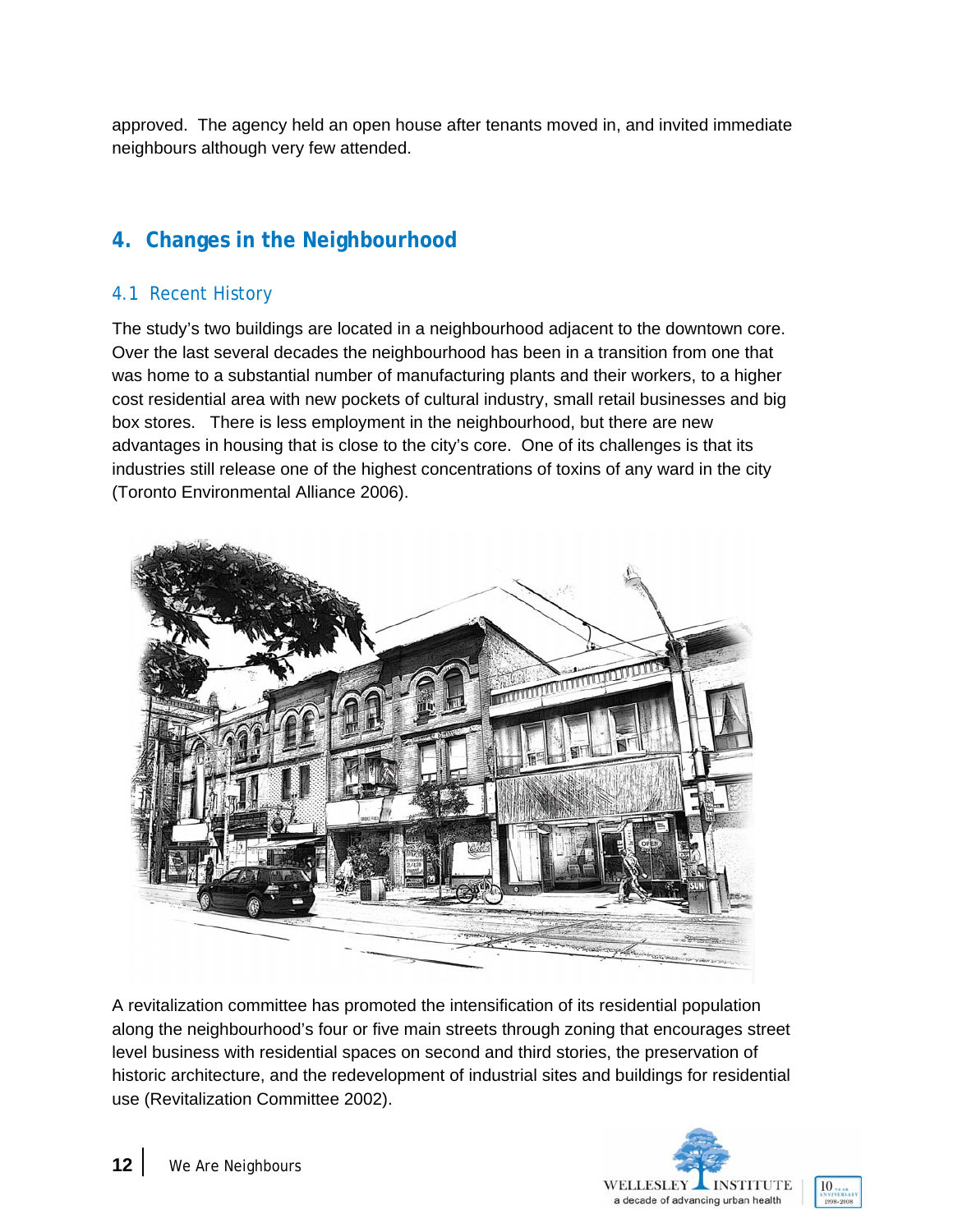approved. The agency held an open house after tenants moved in, and invited immediate neighbours although very few attended.

## 4. Changes in the Neighbourhood

### 4.1 Recent History

The study's two buildings are located in a neighbourhood adjacent to the downtown core. Over the last several decades the neighbourhood has been in a transition from one that was home to a substantial number of manufacturing plants and their workers, to a higher cost residential area with new pockets of cultural industry, small retail businesses and big box stores. There is less employment in the neighbourhood, but there are new advantages in housing that is close to the city's core. One of its challenges is that its industries still release one of the highest concentrations of toxins of any ward in the city (Toronto Environmental Alliance 2006).

A revitalization committee has promoted the intensification of its residential population along the neighbourhood's four or five main streets through zoning that encourages street level business with residential spaces on second and third stories, the preservation of historic architecture, and the redevelopment of industrial sites and buildings for residential use (Revitalization Committee 2002).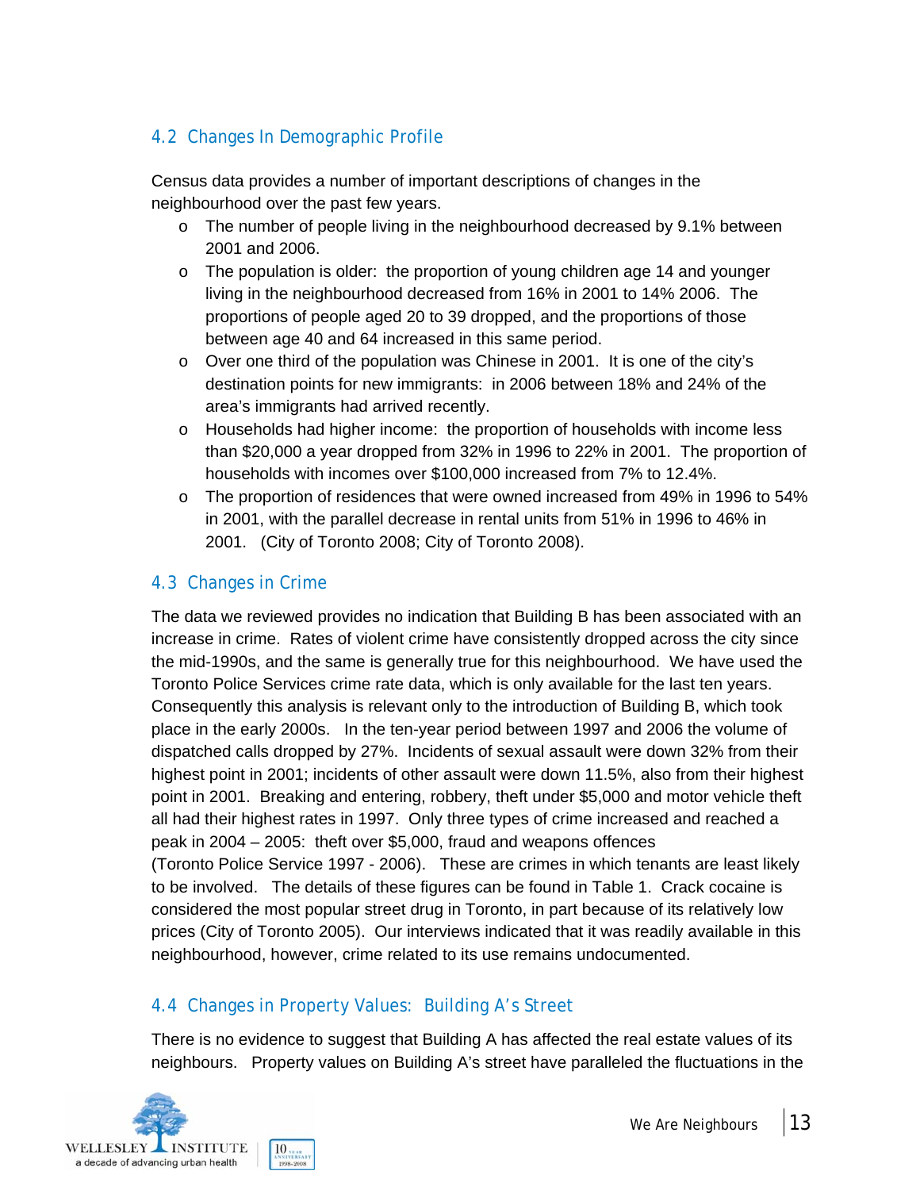## 4.2 Changes In Demographic Profile

Census data provides a number of important descriptions of changes in the neighbourhood over the past few years.

- The number of people living in the neighbourhood decreased by 9.1% between 2001 and 2006.
- The population is older: the proportion of young children age 14 and younger living in the neighbourhood decreased from 16% in 2001 to 14% 2006. The proportions of people aged 20 to 39 dropped, and the proportions of those between age 40 and 64 increased in this same period.
- Over one third of the population was Chinese in 2001. It is one of the city's destination points for new immigrants: in 2006 between 18% and 24% of the area's immigrants had arrived recently.
- Households had higher income: the proportion of households with income less than $20,000 a year dropped from 32% in 1996 to 22% in 2001. The proportion of households with incomes over $100,000 increased from 7% to 12.4%.
- The proportion of residences that were owned increased from 49% in 1996 to 54% in 2001, with the parallel decrease in rental units from 51% in 1996 to 46% in 2001. (City of Toronto 2008; City of Toronto 2008).

## 4.3 Changes in Crime

The data we reviewed provides no indication that Building B has been associated with an increase in crime. Rates of violent crime have consistently dropped across the city since the mid-1990s, and the same is generally true for this neighbourhood. We have used the Toronto Police Services crime rate data, which is only available for the last ten years. Consequently this analysis is relevant only to the introduction of Building B, which took place in the early 2000s. In the ten-year period between 1997 and 2006 the volume of dispatched calls dropped by 27%. Incidents of sexual assault were down 32% from their highest point in 2001; incidents of other assault were down 11.5%, also from their highest point in 2001. Breaking and entering, robbery, theft under $5,000 and motor vehicle theft all had their highest rates in 1997. Only three types of crime increased and reached a peak in 2004 – 2005: theft over $5,000, fraud and weapons offences (Toronto Police Service 1997 - 2006). These are crimes in which tenants are least likely to be involved. The details of these figures can be found in Table 1. Crack cocaine is considered the most popular street drug in Toronto, in part because of its relatively low prices (City of Toronto 2005). Our interviews indicated that it was readily available in this neighbourhood, however, crime related to its use remains undocumented.

## 4.4 Changes in Property Values: Building A's Street

There is no evidence to suggest that Building A has affected the real estate values of its neighbours. Property values on Building A's street have paralleled the fluctuations in the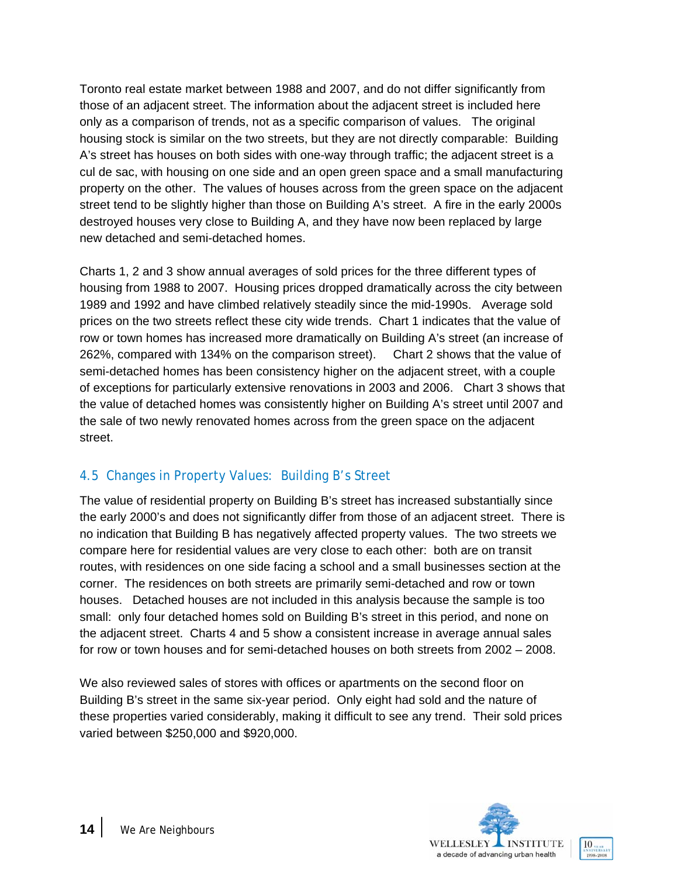Toronto real estate market between 1988 and 2007, and do not differ significantly from those of an adjacent street. The information about the adjacent street is included here only as a comparison of trends, not as a specific comparison of values. The original housing stock is similar on the two streets, but they are not directly comparable: Building A's street has houses on both sides with one-way through traffic; the adjacent street is a cul de sac, with housing on one side and an open green space and a small manufacturing property on the other. The values of houses across from the green space on the adjacent street tend to be slightly higher than those on Building A's street. A fire in the early 2000s destroyed houses very close to Building A, and they have now been replaced by large new detached and semi-detached homes.

Charts 1, 2 and 3 show annual averages of sold prices for the three different types of housing from 1988 to 2007. Housing prices dropped dramatically across the city between 1989 and 1992 and have climbed relatively steadily since the mid-1990s. Average sold prices on the two streets reflect these city wide trends. Chart 1 indicates that the value of row or town homes has increased more dramatically on Building A's street (an increase of 262%, compared with 134% on the comparison street). Chart 2 shows that the value of semi-detached homes has been consistency higher on the adjacent street, with a couple of exceptions for particularly extensive renovations in 2003 and 2006. Chart 3 shows that the value of detached homes was consistently higher on Building A's street until 2007 and the sale of two newly renovated homes across from the green space on the adjacent street.

## 4.5 Changes in Property Values: Building B's Street

The value of residential property on Building B's street has increased substantially since the early 2000's and does not significantly differ from those of an adjacent street. There is no indication that Building B has negatively affected property values. The two streets we compare here for residential values are very close to each other: both are on transit routes, with residences on one side facing a school and a small businesses section at the corner. The residences on both streets are primarily semi-detached and row or town houses. Detached houses are not included in this analysis because the sample is too small: only four detached homes sold on Building B's street in this period, and none on the adjacent street. Charts 4 and 5 show a consistent increase in average annual sales for row or town houses and for semi-detached houses on both streets from 2002 – 2008.

We also reviewed sales of stores with offices or apartments on the second floor on Building B's street in the same six-year period. Only eight had sold and the nature of these properties varied considerably, making it difficult to see any trend. Their sold prices varied between $250,000 and $920,000.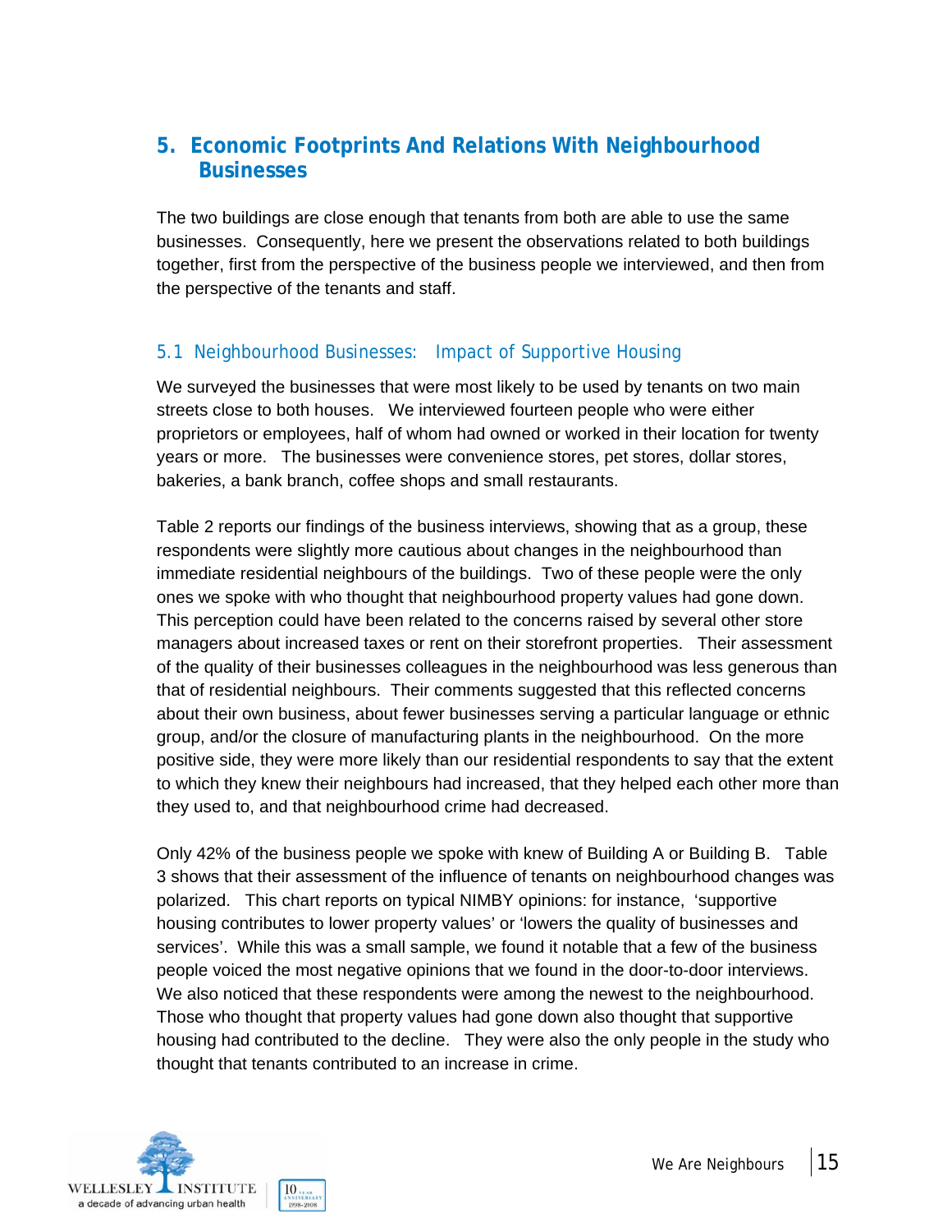## 5. Economic Footprints And Relations With Neighbourhood Businesses

The two buildings are close enough that tenants from both are able to use the same businesses. Consequently, here we present the observations related to both buildings together, first from the perspective of the business people we interviewed, and then from the perspective of the tenants and staff.

### 5.1 Neighbourhood Businesses: Impact of Supportive Housing

We surveyed the businesses that were most likely to be used by tenants on two main streets close to both houses. We interviewed fourteen people who were either proprietors or employees, half of whom had owned or worked in their location for twenty years or more. The businesses were convenience stores, pet stores, dollar stores, bakeries, a bank branch, coffee shops and small restaurants.

Table 2 reports our findings of the business interviews, showing that as a group, these respondents were slightly more cautious about changes in the neighbourhood than immediate residential neighbours of the buildings. Two of these people were the only ones we spoke with who thought that neighbourhood property values had gone down. This perception could have been related to the concerns raised by several other store managers about increased taxes or rent on their storefront properties. Their assessment of the quality of their businesses colleagues in the neighbourhood was less generous than that of residential neighbours. Their comments suggested that this reflected concerns about their own business, about fewer businesses serving a particular language or ethnic group, and/or the closure of manufacturing plants in the neighbourhood. On the more positive side, they were more likely than our residential respondents to say that the extent to which they knew their neighbours had increased, that they helped each other more than they used to, and that neighbourhood crime had decreased.

Only 42% of the business people we spoke with knew of Building A or Building B. Table 3 shows that their assessment of the influence of tenants on neighbourhood changes was polarized. This chart reports on typical NIMBY opinions: for instance, 'supportive housing contributes to lower property values' or 'lowers the quality of businesses and services'. While this was a small sample, we found it notable that a few of the business people voiced the most negative opinions that we found in the door-to-door interviews. We also noticed that these respondents were among the newest to the neighbourhood. Those who thought that property values had gone down also thought that supportive housing had contributed to the decline. They were also the only people in the study who thought that tenants contributed to an increase in crime.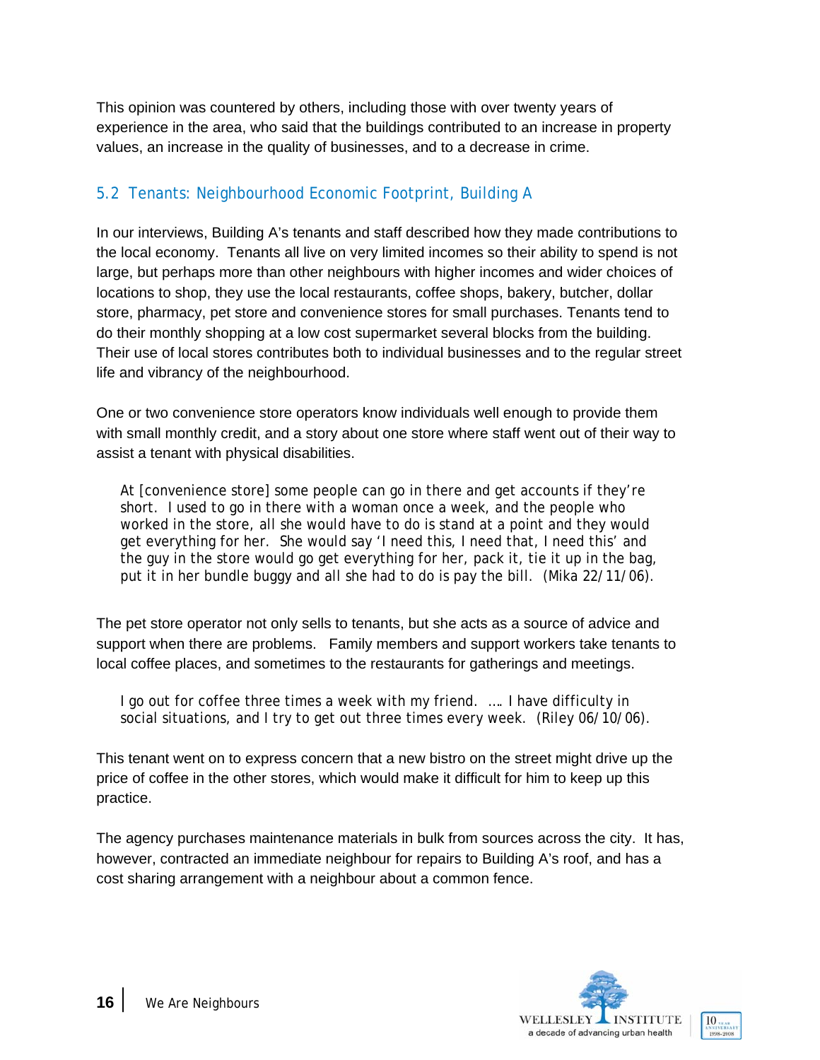This opinion was countered by others, including those with over twenty years of experience in the area, who said that the buildings contributed to an increase in property values, an increase in the quality of businesses, and to a decrease in crime.

### 5.2 Tenants: Neighbourhood Economic Footprint, Building A

In our interviews, Building A's tenants and staff described how they made contributions to the local economy. Tenants all live on very limited incomes so their ability to spend is not large, but perhaps more than other neighbours with higher incomes and wider choices of locations to shop, they use the local restaurants, coffee shops, bakery, butcher, dollar store, pharmacy, pet store and convenience stores for small purchases. Tenants tend to do their monthly shopping at a low cost supermarket several blocks from the building. Their use of local stores contributes both to individual businesses and to the regular street life and vibrancy of the neighbourhood.

One or two convenience store operators know individuals well enough to provide them with small monthly credit, and a story about one store where staff went out of their way to assist a tenant with physical disabilities.

> At [convenience store] some people can go in there and get accounts if they're short. I used to go in there with a woman once a week, and the people who worked in the store, all she would have to do is stand at a point and they would get everything for her. She would say 'I need this, I need that, I need this' and the guy in the store would go get everything for her, pack it, tie it up in the bag, put it in her bundle buggy and all she had to do is pay the bill. (Mika 22/11/06).

The pet store operator not only sells to tenants, but she acts as a source of advice and support when there are problems. Family members and support workers take tenants to local coffee places, and sometimes to the restaurants for gatherings and meetings.

> I go out for coffee three times a week with my friend. …. I have difficulty in social situations, and I try to get out three times every week. (Riley 06/10/06).

This tenant went on to express concern that a new bistro on the street might drive up the price of coffee in the other stores, which would make it difficult for him to keep up this practice.

The agency purchases maintenance materials in bulk from sources across the city. It has, however, contracted an immediate neighbour for repairs to Building A's roof, and has a cost sharing arrangement with a neighbour about a common fence.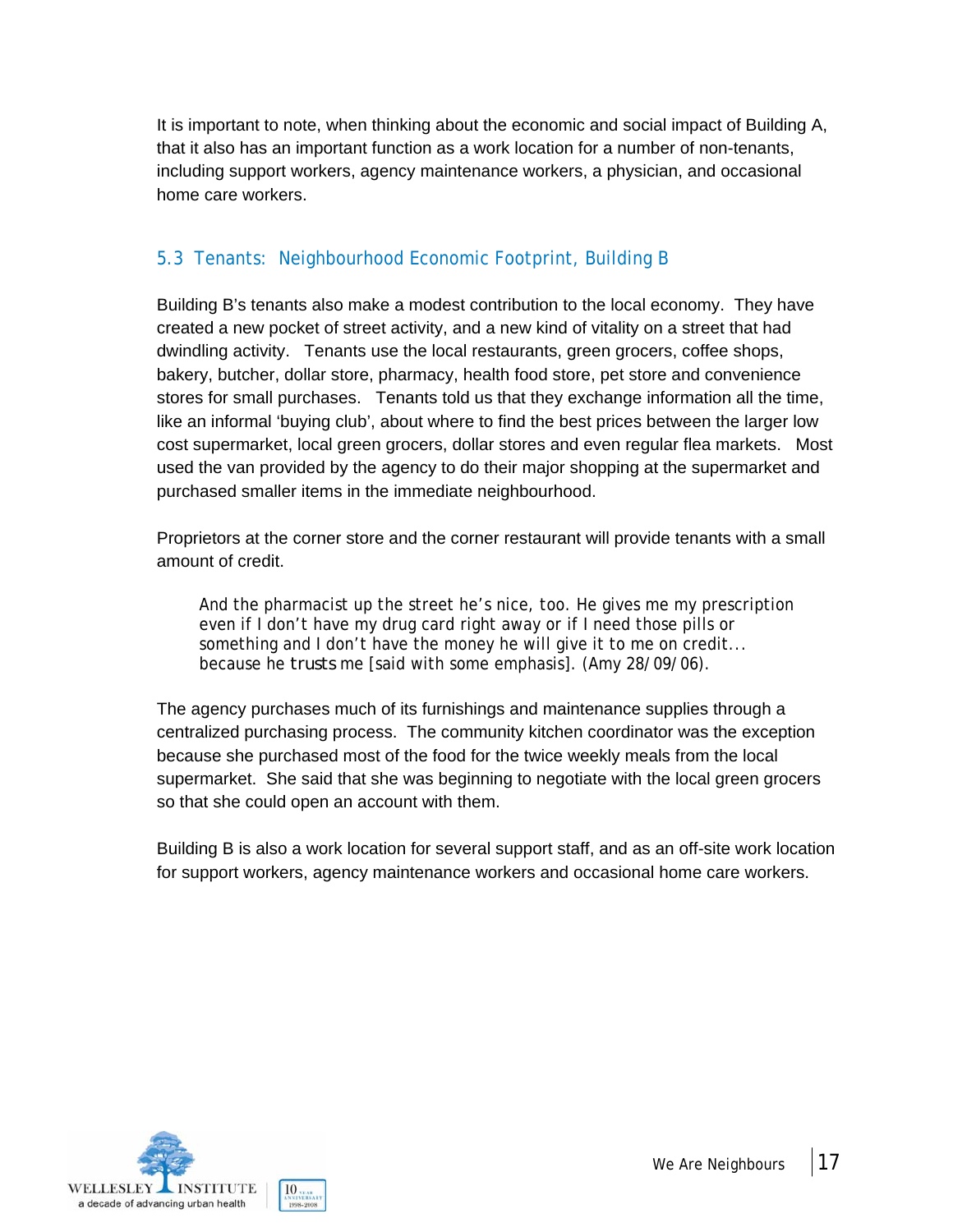It is important to note, when thinking about the economic and social impact of Building A, that it also has an important function as a work location for a number of non-tenants, including support workers, agency maintenance workers, a physician, and occasional home care workers.

### 5.3 Tenants: Neighbourhood Economic Footprint, Building B

Building B's tenants also make a modest contribution to the local economy. They have created a new pocket of street activity, and a new kind of vitality on a street that had dwindling activity. Tenants use the local restaurants, green grocers, coffee shops, bakery, butcher, dollar store, pharmacy, health food store, pet store and convenience stores for small purchases. Tenants told us that they exchange information all the time, like an informal 'buying club', about where to find the best prices between the larger low cost supermarket, local green grocers, dollar stores and even regular flea markets. Most used the van provided by the agency to do their major shopping at the supermarket and purchased smaller items in the immediate neighbourhood.

Proprietors at the corner store and the corner restaurant will provide tenants with a small amount of credit.

> And the pharmacist up the street he's nice, too. He gives me my prescription even if I don't have my drug card right away or if I need those pills or something and I don't have the money he will give it to me on credit... because he *trusts* me [said with some emphasis]. (Amy 28/09/06).

The agency purchases much of its furnishings and maintenance supplies through a centralized purchasing process. The community kitchen coordinator was the exception because she purchased most of the food for the twice weekly meals from the local supermarket. She said that she was beginning to negotiate with the local green grocers so that she could open an account with them.

Building B is also a work location for several support staff, and as an off-site work location for support workers, agency maintenance workers and occasional home care workers.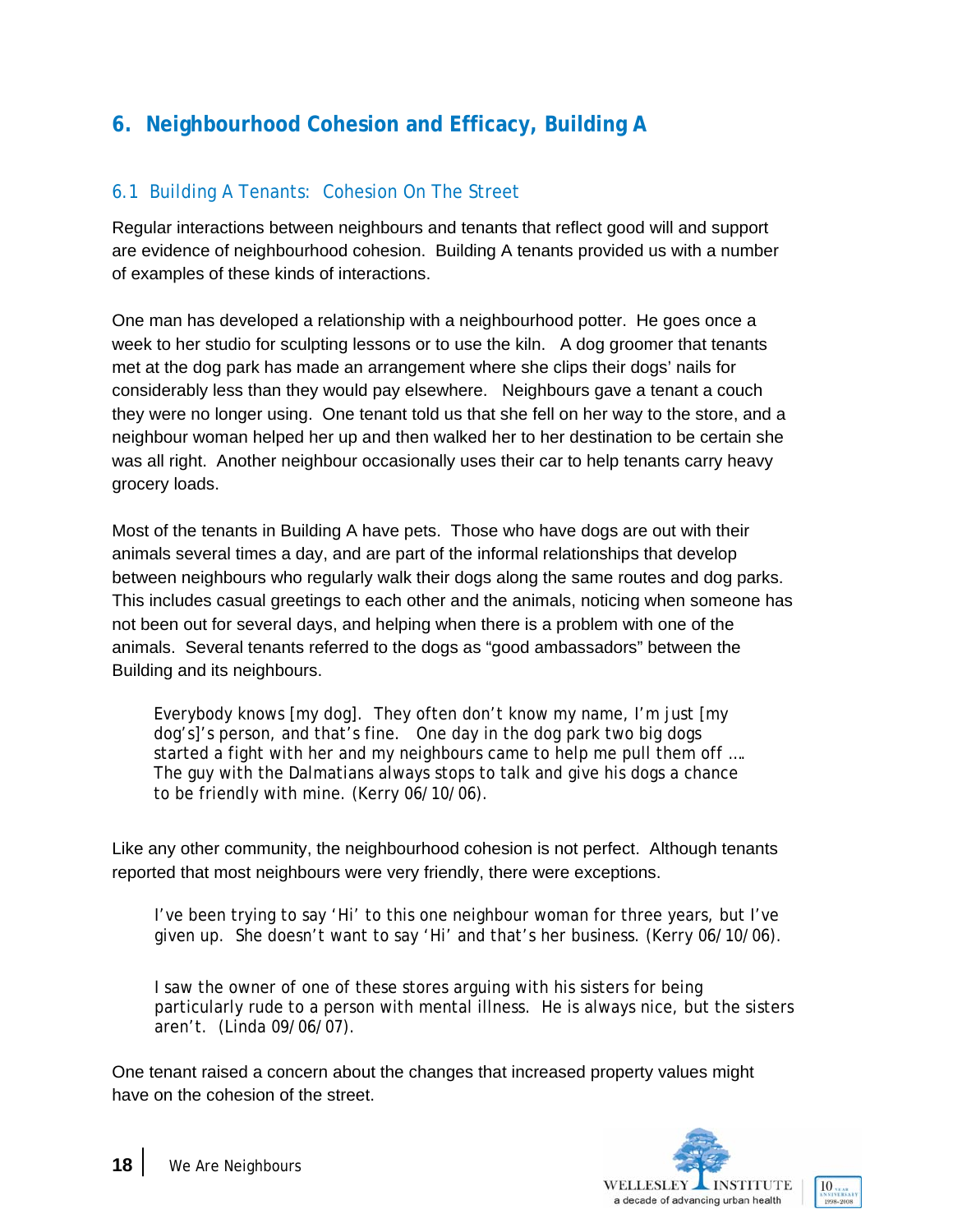## 6. Neighbourhood Cohesion and Efficacy, Building A

### 6.1 Building A Tenants: Cohesion On The Street

Regular interactions between neighbours and tenants that reflect good will and support are evidence of neighbourhood cohesion. Building A tenants provided us with a number of examples of these kinds of interactions.

One man has developed a relationship with a neighbourhood potter. He goes once a week to her studio for sculpting lessons or to use the kiln. A dog groomer that tenants met at the dog park has made an arrangement where she clips their dogs' nails for considerably less than they would pay elsewhere. Neighbours gave a tenant a couch they were no longer using. One tenant told us that she fell on her way to the store, and a neighbour woman helped her up and then walked her to her destination to be certain she was all right. Another neighbour occasionally uses their car to help tenants carry heavy grocery loads.

Most of the tenants in Building A have pets. Those who have dogs are out with their animals several times a day, and are part of the informal relationships that develop between neighbours who regularly walk their dogs along the same routes and dog parks. This includes casual greetings to each other and the animals, noticing when someone has not been out for several days, and helping when there is a problem with one of the animals. Several tenants referred to the dogs as "good ambassadors" between the Building and its neighbours.

> Everybody knows [my dog]. They often don't know my name, I'm just [my dog's]'s person, and that's fine. One day in the dog park two big dogs started a fight with her and my neighbours came to help me pull them off …. The guy with the Dalmatians always stops to talk and give his dogs a chance to be friendly with mine. (Kerry 06/10/06).

Like any other community, the neighbourhood cohesion is not perfect. Although tenants reported that most neighbours were very friendly, there were exceptions.

> I've been trying to say 'Hi' to this one neighbour woman for three years, but I've given up. She doesn't want to say 'Hi' and that's her business. (Kerry 06/10/06).

> I saw the owner of one of these stores arguing with his sisters for being particularly rude to a person with mental illness. He is always nice, but the sisters aren't. (Linda 09/06/07).

One tenant raised a concern about the changes that increased property values might have on the cohesion of the street.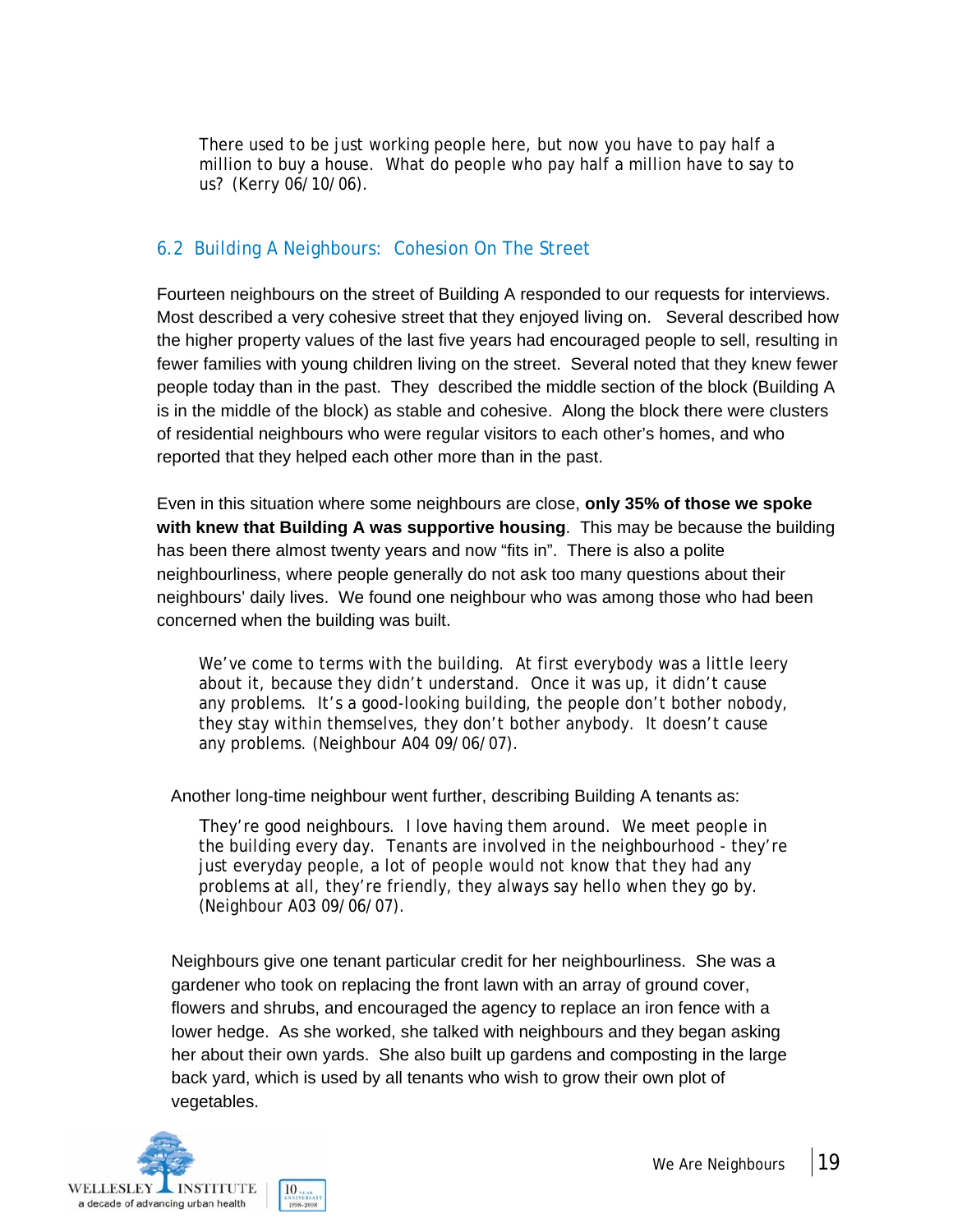> There used to be just working people here, but now you have to pay half a million to buy a house. What do people who pay half a million have to say to us? (Kerry 06/10/06).

### 6.2 Building A Neighbours: Cohesion On The Street

Fourteen neighbours on the street of Building A responded to our requests for interviews. Most described a very cohesive street that they enjoyed living on. Several described how the higher property values of the last five years had encouraged people to sell, resulting in fewer families with young children living on the street. Several noted that they knew fewer people today than in the past. They described the middle section of the block (Building A is in the middle of the block) as stable and cohesive. Along the block there were clusters of residential neighbours who were regular visitors to each other's homes, and who reported that they helped each other more than in the past.

Even in this situation where some neighbours are close, **only 35% of those we spoke with knew that Building A was supportive housing**. This may be because the building has been there almost twenty years and now "fits in". There is also a polite neighbourliness, where people generally do not ask too many questions about their neighbours' daily lives. We found one neighbour who was among those who had been concerned when the building was built.

> We've come to terms with the building. At first everybody was a little leery about it, because they didn't understand. Once it was up, it didn't cause any problems. It's a good-looking building, the people don't bother nobody, they stay within themselves, they don't bother anybody. It doesn't cause any problems. (Neighbour A04 09/06/07).

Another long-time neighbour went further, describing Building A tenants as:

> They're good neighbours. I love having them around. We meet people in the building every day. Tenants are involved in the neighbourhood - they're just everyday people, a lot of people would not know that they had any problems at all, they're friendly, they always say hello when they go by. (Neighbour A03 09/06/07).

Neighbours give one tenant particular credit for her neighbourliness. She was a gardener who took on replacing the front lawn with an array of ground cover, flowers and shrubs, and encouraged the agency to replace an iron fence with a lower hedge. As she worked, she talked with neighbours and they began asking her about their own yards. She also built up gardens and composting in the large back yard, which is used by all tenants who wish to grow their own plot of vegetables.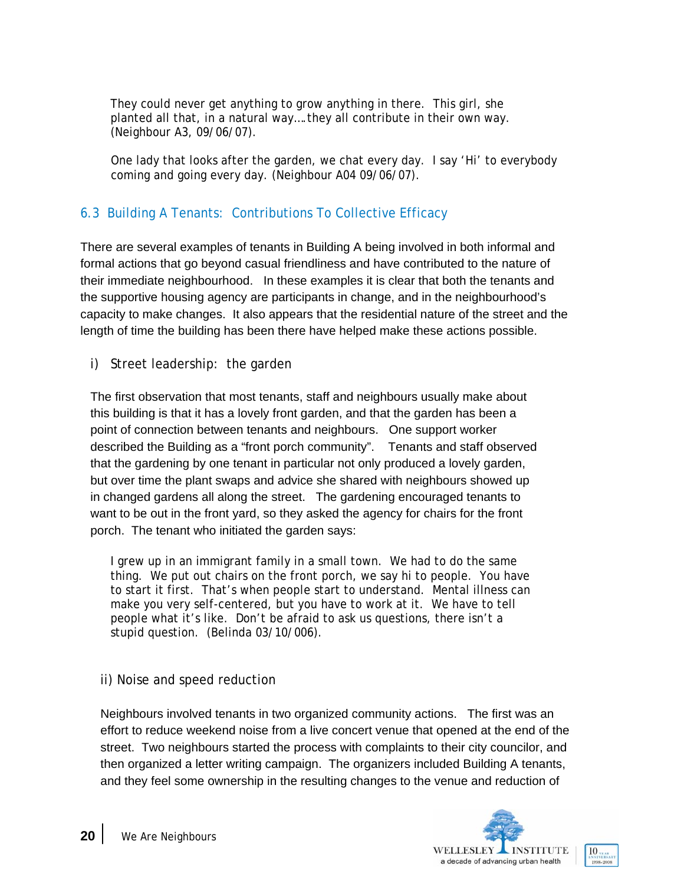> They could never get anything to grow anything in there. This girl, she planted all that, in a natural way….they all contribute in their own way. (Neighbour A3, 09/06/07).

> One lady that looks after the garden, we chat every day. I say 'Hi' to everybody coming and going every day. (Neighbour A04 09/06/07).

## 6.3 Building A Tenants: Contributions To Collective Efficacy

There are several examples of tenants in Building A being involved in both informal and formal actions that go beyond casual friendliness and have contributed to the nature of their immediate neighbourhood. In these examples it is clear that both the tenants and the supportive housing agency are participants in change, and in the neighbourhood's capacity to make changes. It also appears that the residential nature of the street and the length of time the building has been there have helped make these actions possible.

### i) Street leadership: the garden

The first observation that most tenants, staff and neighbours usually make about this building is that it has a lovely front garden, and that the garden has been a point of connection between tenants and neighbours. One support worker described the Building as a "front porch community". Tenants and staff observed that the gardening by one tenant in particular not only produced a lovely garden, but over time the plant swaps and advice she shared with neighbours showed up in changed gardens all along the street. The gardening encouraged tenants to want to be out in the front yard, so they asked the agency for chairs for the front porch. The tenant who initiated the garden says:

> I grew up in an immigrant family in a small town. We had to do the same thing. We put out chairs on the front porch, we say hi to people. You have to start it first. That's when people start to understand. Mental illness can make you very self-centered, but you have to work at it. We have to tell people what it's like. Don't be afraid to ask us questions, there isn't a stupid question. (Belinda 03/10/006).

### ii) Noise and speed reduction

Neighbours involved tenants in two organized community actions. The first was an effort to reduce weekend noise from a live concert venue that opened at the end of the street. Two neighbours started the process with complaints to their city councilor, and then organized a letter writing campaign. The organizers included Building A tenants, and they feel some ownership in the resulting changes to the venue and reduction of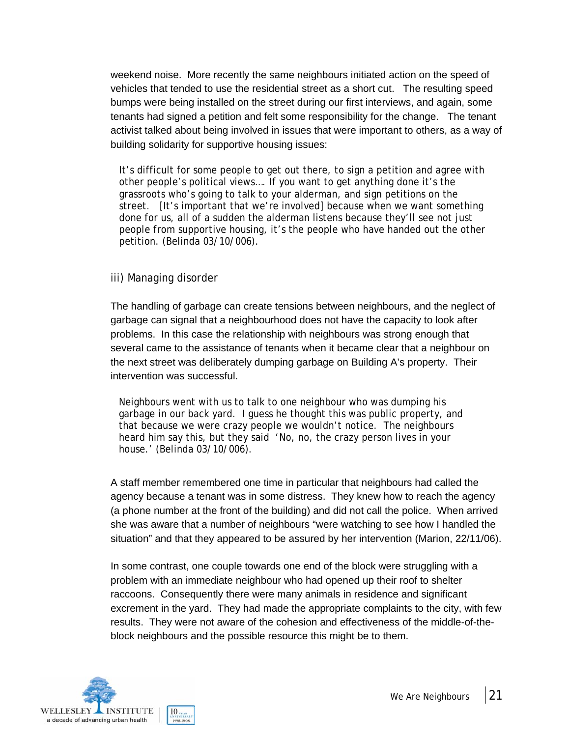weekend noise. More recently the same neighbours initiated action on the speed of vehicles that tended to use the residential street as a short cut. The resulting speed bumps were being installed on the street during our first interviews, and again, some tenants had signed a petition and felt some responsibility for the change. The tenant activist talked about being involved in issues that were important to others, as a way of building solidarity for supportive housing issues:

> It's difficult for some people to get out there, to sign a petition and agree with other people's political views…. If you want to get anything done it's the grassroots who's going to talk to your alderman, and sign petitions on the street. [It's important that we're involved] because when we want something done for us, all of a sudden the alderman listens because they'll see not just people from supportive housing, it's the people who have handed out the other petition. (Belinda 03/10/006).

### iii) Managing disorder

The handling of garbage can create tensions between neighbours, and the neglect of garbage can signal that a neighbourhood does not have the capacity to look after problems. In this case the relationship with neighbours was strong enough that several came to the assistance of tenants when it became clear that a neighbour on the next street was deliberately dumping garbage on Building A's property. Their intervention was successful.

> Neighbours went with us to talk to one neighbour who was dumping his garbage in our back yard. I guess he thought this was public property, and that because we were crazy people we wouldn't notice. The neighbours heard him say this, but they said 'No, no, the crazy person lives in your house.' (Belinda 03/10/006).

A staff member remembered one time in particular that neighbours had called the agency because a tenant was in some distress. They knew how to reach the agency (a phone number at the front of the building) and did not call the police. When arrived she was aware that a number of neighbours "were watching to see how I handled the situation" and that they appeared to be assured by her intervention (Marion, 22/11/06).

In some contrast, one couple towards one end of the block were struggling with a problem with an immediate neighbour who had opened up their roof to shelter raccoons. Consequently there were many animals in residence and significant excrement in the yard. They had made the appropriate complaints to the city, with few results. They were not aware of the cohesion and effectiveness of the middle-of-the-block neighbours and the possible resource this might be to them.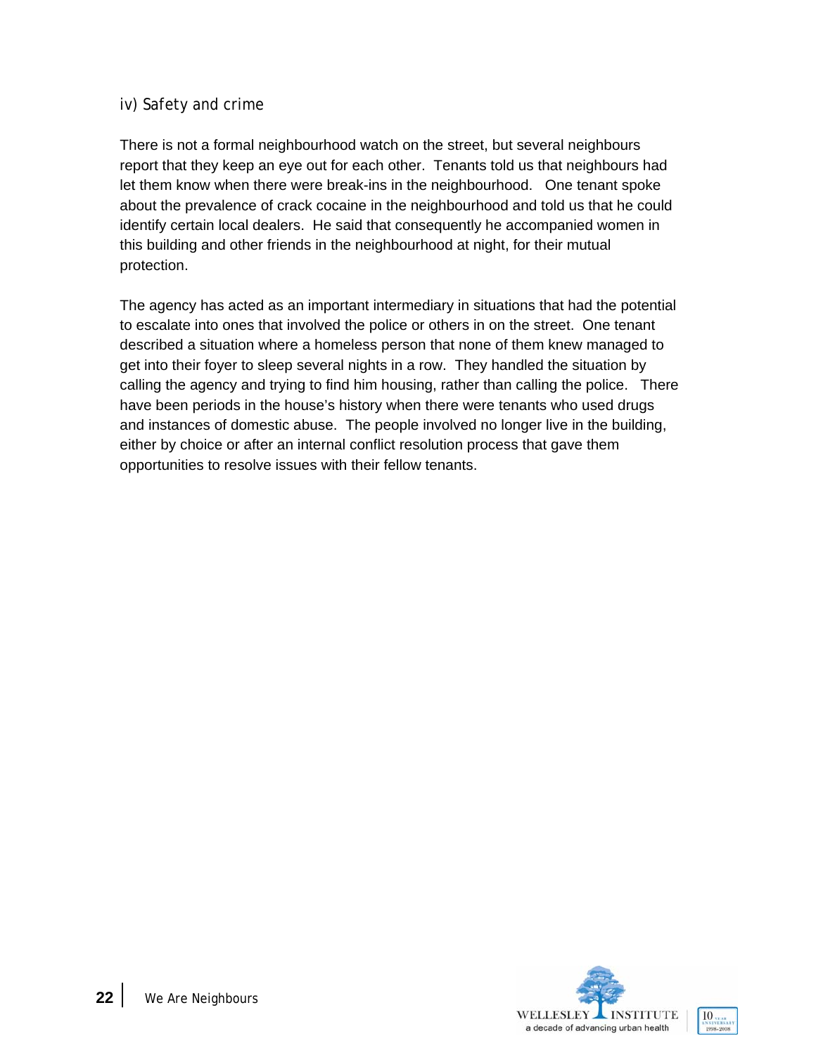#### iv) Safety and crime

There is not a formal neighbourhood watch on the street, but several neighbours report that they keep an eye out for each other. Tenants told us that neighbours had let them know when there were break-ins in the neighbourhood. One tenant spoke about the prevalence of crack cocaine in the neighbourhood and told us that he could identify certain local dealers. He said that consequently he accompanied women in this building and other friends in the neighbourhood at night, for their mutual protection.

The agency has acted as an important intermediary in situations that had the potential to escalate into ones that involved the police or others in on the street. One tenant described a situation where a homeless person that none of them knew managed to get into their foyer to sleep several nights in a row. They handled the situation by calling the agency and trying to find him housing, rather than calling the police. There have been periods in the house's history when there were tenants who used drugs and instances of domestic abuse. The people involved no longer live in the building, either by choice or after an internal conflict resolution process that gave them opportunities to resolve issues with their fellow tenants.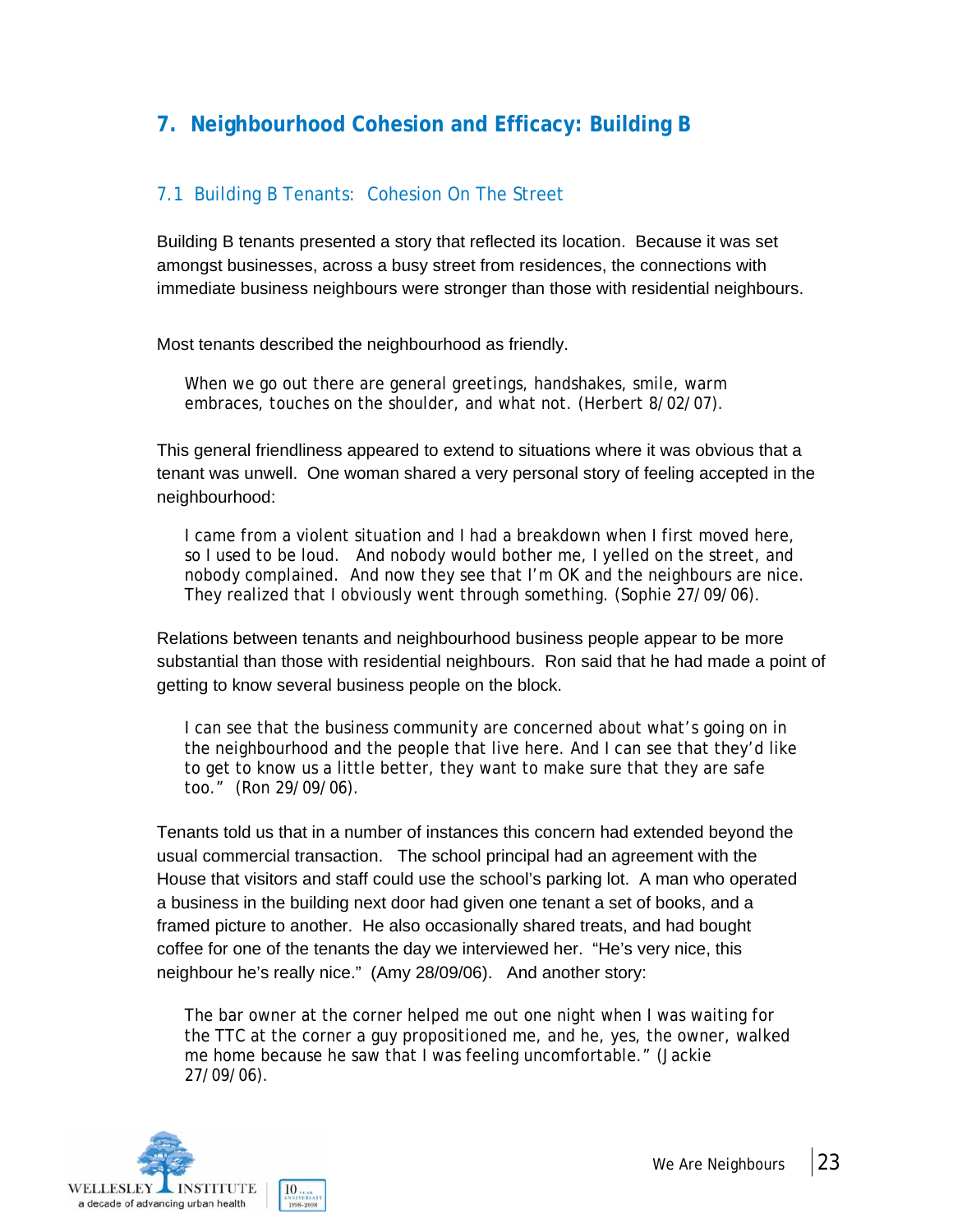## 7. Neighbourhood Cohesion and Efficacy: Building B

### 7.1 Building B Tenants: Cohesion On The Street

Building B tenants presented a story that reflected its location. Because it was set amongst businesses, across a busy street from residences, the connections with immediate business neighbours were stronger than those with residential neighbours.

Most tenants described the neighbourhood as friendly.

> When we go out there are general greetings, handshakes, smile, warm embraces, touches on the shoulder, and what not. (Herbert 8/02/07).

This general friendliness appeared to extend to situations where it was obvious that a tenant was unwell. One woman shared a very personal story of feeling accepted in the neighbourhood:

> I came from a violent situation and I had a breakdown when I first moved here, so I used to be loud. And nobody would bother me, I yelled on the street, and nobody complained. And now they see that I'm OK and the neighbours are nice. They realized that I obviously went through something. (Sophie 27/09/06).

Relations between tenants and neighbourhood business people appear to be more substantial than those with residential neighbours. Ron said that he had made a point of getting to know several business people on the block.

> I can see that the business community are concerned about what's going on in the neighbourhood and the people that live here. And I can see that they'd like to get to know us a little better, they want to make sure that they are safe too." (Ron 29/09/06).

Tenants told us that in a number of instances this concern had extended beyond the usual commercial transaction. The school principal had an agreement with the House that visitors and staff could use the school's parking lot. A man who operated a business in the building next door had given one tenant a set of books, and a framed picture to another. He also occasionally shared treats, and had bought coffee for one of the tenants the day we interviewed her. "He's very nice, this neighbour he's really nice." (Amy 28/09/06). And another story:

> The bar owner at the corner helped me out one night when I was waiting for the TTC at the corner a guy propositioned me, and he, yes, the owner, walked me home because he saw that I was feeling uncomfortable." (Jackie 27/09/06).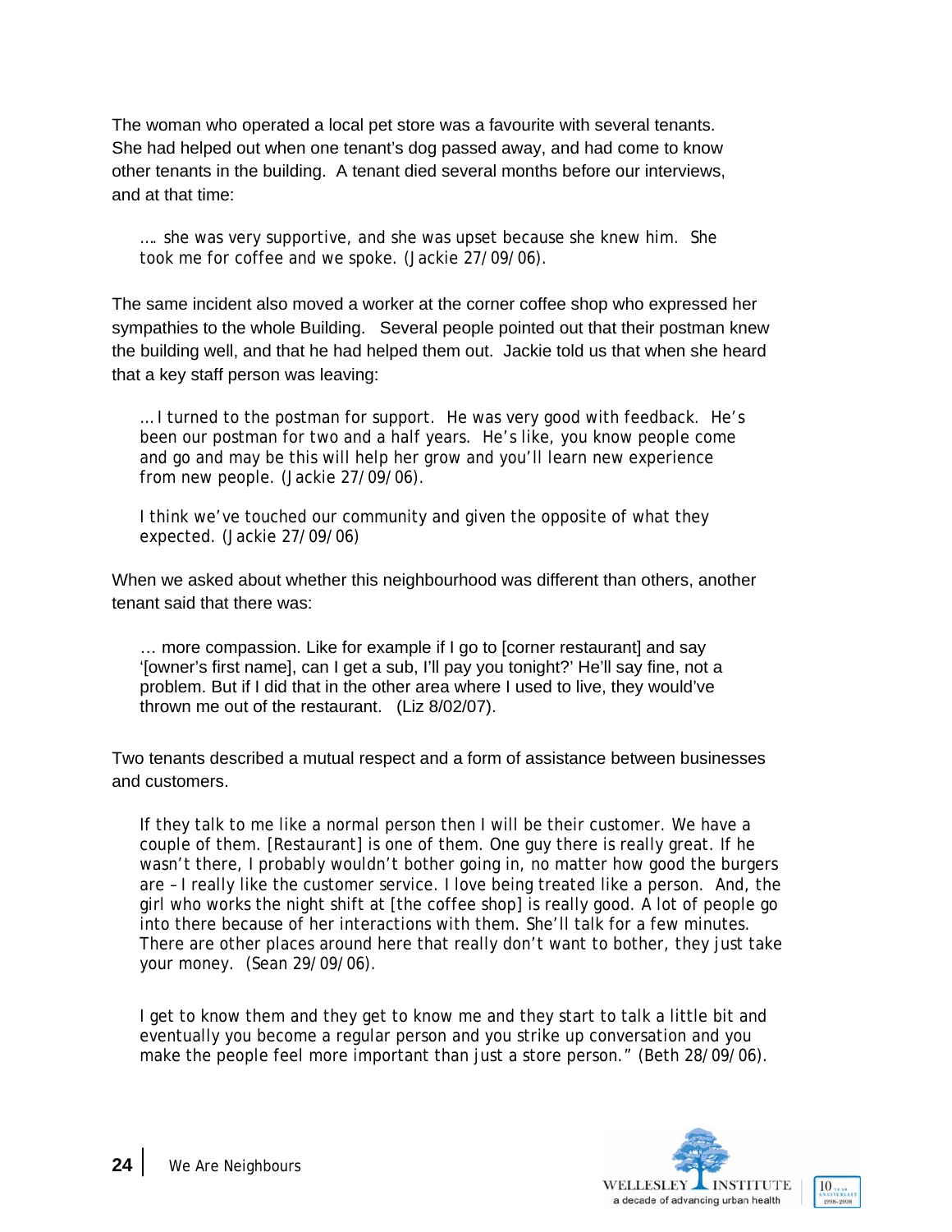The woman who operated a local pet store was a favourite with several tenants. She had helped out when one tenant's dog passed away, and had come to know other tenants in the building. A tenant died several months before our interviews, and at that time:

> …. she was very supportive, and she was upset because she knew him. She took me for coffee and we spoke. (Jackie 27/09/06).

The same incident also moved a worker at the corner coffee shop who expressed her sympathies to the whole Building. Several people pointed out that their postman knew the building well, and that he had helped them out. Jackie told us that when she heard that a key staff person was leaving:

> …I turned to the postman for support. He was very good with feedback. He's been our postman for two and a half years. He's like, you know people come and go and may be this will help her grow and you'll learn new experience from new people. (Jackie 27/09/06).

> I think we've touched our community and given the opposite of what they expected. (Jackie 27/09/06)

When we asked about whether this neighbourhood was different than others, another tenant said that there was:

> … more compassion. Like for example if I go to [corner restaurant] and say '[owner's first name], can I get a sub, I'll pay you tonight?' He'll say fine, not a problem. But if I did that in the other area where I used to live, they would've thrown me out of the restaurant. (Liz 8/02/07).

Two tenants described a mutual respect and a form of assistance between businesses and customers.

> If they talk to me like a normal person then I will be their customer. We have a couple of them. [Restaurant] is one of them. One guy there is really great. If he wasn't there, I probably wouldn't bother going in, no matter how good the burgers are – I really like the customer service. I love being treated like a person. And, the girl who works the night shift at [the coffee shop] is really good. A lot of people go into there because of her interactions with them. She'll talk for a few minutes. There are other places around here that really don't want to bother, they just take your money. (Sean 29/09/06).

> I get to know them and they get to know me and they start to talk a little bit and eventually you become a regular person and you strike up conversation and you make the people feel more important than just a store person." (Beth 28/09/06).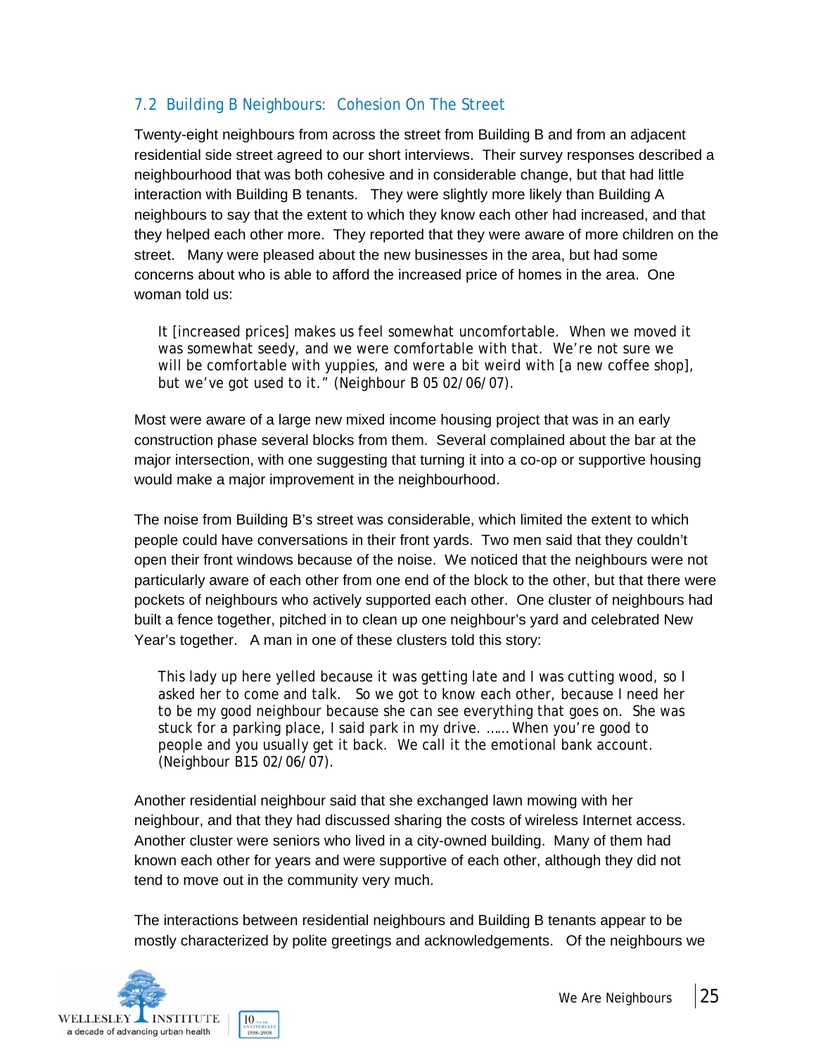## 7.2 Building B Neighbours: Cohesion On The Street

Twenty-eight neighbours from across the street from Building B and from an adjacent residential side street agreed to our short interviews. Their survey responses described a neighbourhood that was both cohesive and in considerable change, but that had little interaction with Building B tenants. They were slightly more likely than Building A neighbours to say that the extent to which they know each other had increased, and that they helped each other more. They reported that they were aware of more children on the street. Many were pleased about the new businesses in the area, but had some concerns about who is able to afford the increased price of homes in the area. One woman told us:

> It [increased prices] makes us feel somewhat uncomfortable. When we moved it was somewhat seedy, and we were comfortable with that. We're not sure we will be comfortable with yuppies, and were a bit weird with [a new coffee shop], but we've got used to it." (Neighbour B 05 02/06/07).

Most were aware of a large new mixed income housing project that was in an early construction phase several blocks from them. Several complained about the bar at the major intersection, with one suggesting that turning it into a co-op or supportive housing would make a major improvement in the neighbourhood.

The noise from Building B's street was considerable, which limited the extent to which people could have conversations in their front yards. Two men said that they couldn't open their front windows because of the noise. We noticed that the neighbours were not particularly aware of each other from one end of the block to the other, but that there were pockets of neighbours who actively supported each other. One cluster of neighbours had built a fence together, pitched in to clean up one neighbour's yard and celebrated New Year's together. A man in one of these clusters told this story:

> This lady up here yelled because it was getting late and I was cutting wood, so I asked her to come and talk. So we got to know each other, because I need her to be my good neighbour because she can see everything that goes on. She was stuck for a parking place, I said park in my drive. ……When you're good to people and you usually get it back. We call it the emotional bank account. (Neighbour B15 02/06/07).

Another residential neighbour said that she exchanged lawn mowing with her neighbour, and that they had discussed sharing the costs of wireless Internet access. Another cluster were seniors who lived in a city-owned building. Many of them had known each other for years and were supportive of each other, although they did not tend to move out in the community very much.

The interactions between residential neighbours and Building B tenants appear to be mostly characterized by polite greetings and acknowledgements. Of the neighbours we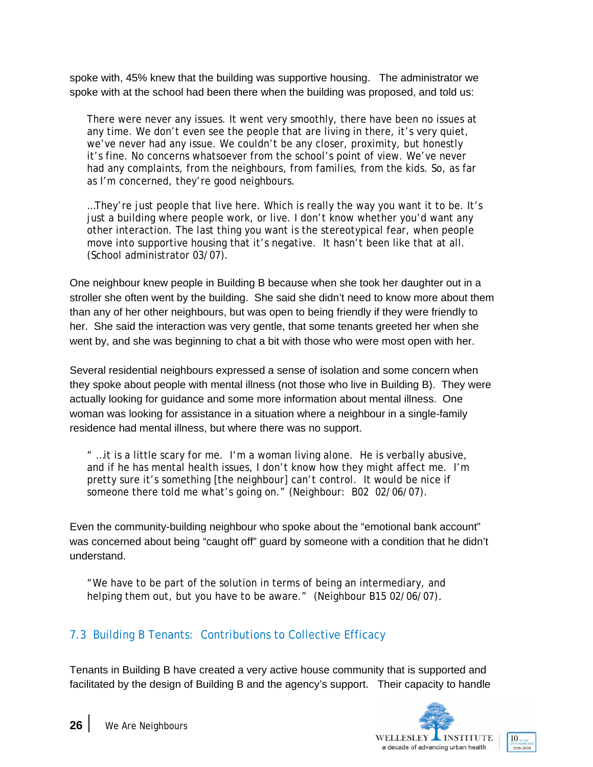spoke with, 45% knew that the building was supportive housing. The administrator we spoke with at the school had been there when the building was proposed, and told us:

> There were never any issues. It went very smoothly, there have been no issues at any time. We don't even see the people that are living in there, it's very quiet, we've never had any issue. We couldn't be any closer, proximity, but honestly it's fine. No concerns whatsoever from the school's point of view. We've never had any complaints, from the neighbours, from families, from the kids. So, as far as I'm concerned, they're good neighbours.
>
> …They're just people that live here. Which is really the way you want it to be. It's just a building where people work, or live. I don't know whether you'd want any other interaction. The last thing you want is the stereotypical fear, when people move into supportive housing that it's negative. It hasn't been like that at all. (School administrator 03/07).

One neighbour knew people in Building B because when she took her daughter out in a stroller she often went by the building. She said she didn't need to know more about them than any of her other neighbours, but was open to being friendly if they were friendly to her. She said the interaction was very gentle, that some tenants greeted her when she went by, and she was beginning to chat a bit with those who were most open with her.

Several residential neighbours expressed a sense of isolation and some concern when they spoke about people with mental illness (not those who live in Building B). They were actually looking for guidance and some more information about mental illness. One woman was looking for assistance in a situation where a neighbour in a single-family residence had mental illness, but where there was no support.

> " …it is a little scary for me. I'm a woman living alone. He is verbally abusive, and if he has mental health issues, I don't know how they might affect me. I'm pretty sure it's something [the neighbour] can't control. It would be nice if someone there told me what's going on." (Neighbour: B02 02/06/07).

Even the community-building neighbour who spoke about the "emotional bank account" was concerned about being "caught off" guard by someone with a condition that he didn't understand.

> "We have to be part of the solution in terms of being an intermediary, and helping them out, but you have to be aware." (Neighbour B15 02/06/07).

## 7.3 Building B Tenants: Contributions to Collective Efficacy

Tenants in Building B have created a very active house community that is supported and facilitated by the design of Building B and the agency's support. Their capacity to handle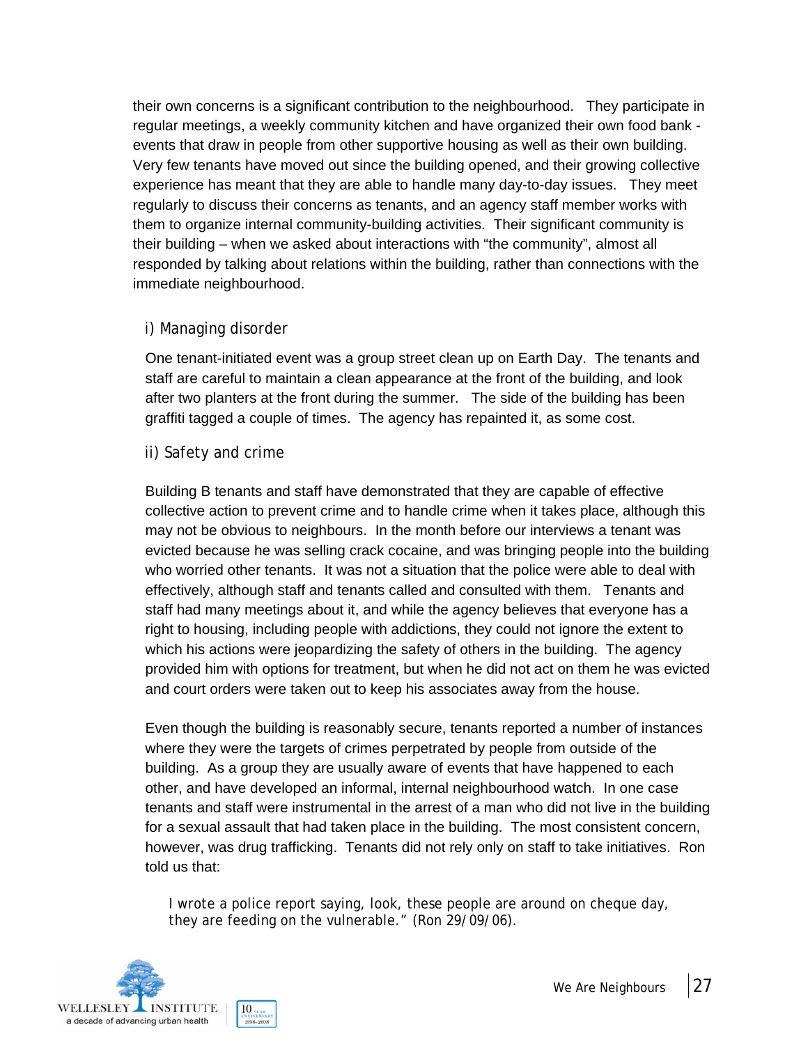their own concerns is a significant contribution to the neighbourhood. They participate in regular meetings, a weekly community kitchen and have organized their own food bank - events that draw in people from other supportive housing as well as their own building. Very few tenants have moved out since the building opened, and their growing collective experience has meant that they are able to handle many day-to-day issues. They meet regularly to discuss their concerns as tenants, and an agency staff member works with them to organize internal community-building activities. Their significant community is their building – when we asked about interactions with "the community", almost all responded by talking about relations within the building, rather than connections with the immediate neighbourhood.

### i) Managing disorder

One tenant-initiated event was a group street clean up on Earth Day. The tenants and staff are careful to maintain a clean appearance at the front of the building, and look after two planters at the front during the summer. The side of the building has been graffiti tagged a couple of times. The agency has repainted it, as some cost.

### ii) Safety and crime

Building B tenants and staff have demonstrated that they are capable of effective collective action to prevent crime and to handle crime when it takes place, although this may not be obvious to neighbours. In the month before our interviews a tenant was evicted because he was selling crack cocaine, and was bringing people into the building who worried other tenants. It was not a situation that the police were able to deal with effectively, although staff and tenants called and consulted with them. Tenants and staff had many meetings about it, and while the agency believes that everyone has a right to housing, including people with addictions, they could not ignore the extent to which his actions were jeopardizing the safety of others in the building. The agency provided him with options for treatment, but when he did not act on them he was evicted and court orders were taken out to keep his associates away from the house.

Even though the building is reasonably secure, tenants reported a number of instances where they were the targets of crimes perpetrated by people from outside of the building. As a group they are usually aware of events that have happened to each other, and have developed an informal, internal neighbourhood watch. In one case tenants and staff were instrumental in the arrest of a man who did not live in the building for a sexual assault that had taken place in the building. The most consistent concern, however, was drug trafficking. Tenants did not rely only on staff to take initiatives. Ron told us that:

> I wrote a police report saying, look, these people are around on cheque day, they are feeding on the vulnerable." (Ron 29/09/06).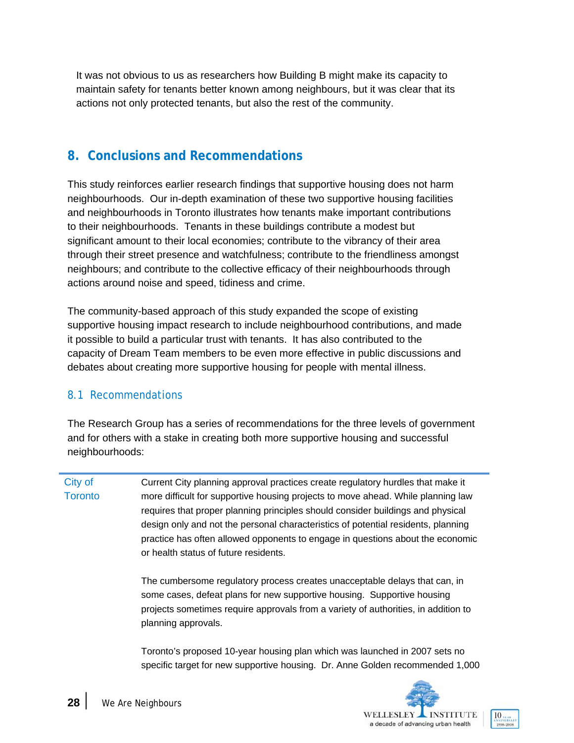It was not obvious to us as researchers how Building B might make its capacity to maintain safety for tenants better known among neighbours, but it was clear that its actions not only protected tenants, but also the rest of the community.

## 8. Conclusions and Recommendations

This study reinforces earlier research findings that supportive housing does not harm neighbourhoods. Our in-depth examination of these two supportive housing facilities and neighbourhoods in Toronto illustrates how tenants make important contributions to their neighbourhoods. Tenants in these buildings contribute a modest but significant amount to their local economies; contribute to the vibrancy of their area through their street presence and watchfulness; contribute to the friendliness amongst neighbours; and contribute to the collective efficacy of their neighbourhoods through actions around noise and speed, tidiness and crime.

The community-based approach of this study expanded the scope of existing supportive housing impact research to include neighbourhood contributions, and made it possible to build a particular trust with tenants. It has also contributed to the capacity of Dream Team members to be even more effective in public discussions and debates about creating more supportive housing for people with mental illness.

### 8.1 Recommendations

The Research Group has a series of recommendations for the three levels of government and for others with a stake in creating both more supportive housing and successful neighbourhoods:

| | |
|---|---|
| City of Toronto | Current City planning approval practices create regulatory hurdles that make it more difficult for supportive housing projects to move ahead. While planning law requires that proper planning principles should consider buildings and physical design only and not the personal characteristics of potential residents, planning practice has often allowed opponents to engage in questions about the economic or health status of future residents.<br><br>The cumbersome regulatory process creates unacceptable delays that can, in some cases, defeat plans for new supportive housing. Supportive housing projects sometimes require approvals from a variety of authorities, in addition to planning approvals.<br><br>Toronto's proposed 10-year housing plan which was launched in 2007 sets no specific target for new supportive housing. Dr. Anne Golden recommended 1,000 |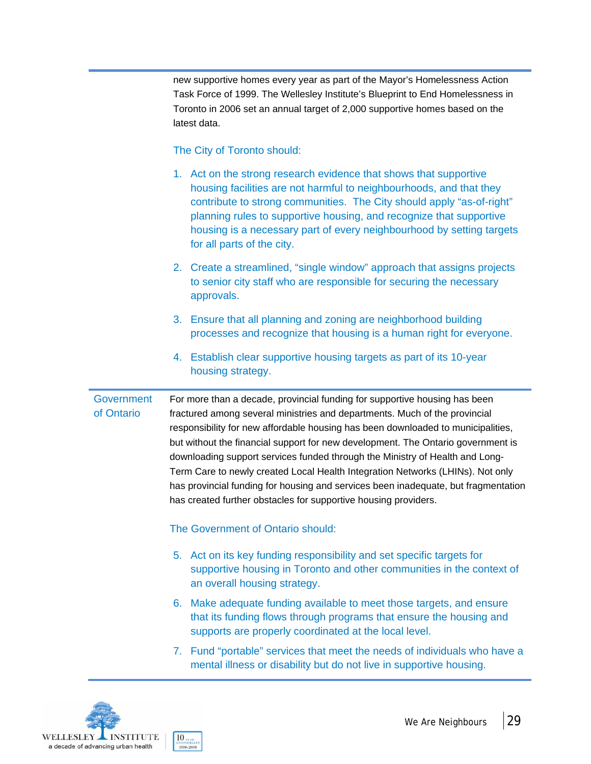new supportive homes every year as part of the Mayor's Homelessness Action Task Force of 1999. The Wellesley Institute's Blueprint to End Homelessness in Toronto in 2006 set an annual target of 2,000 supportive homes based on the latest data.

The City of Toronto should:

1. Act on the strong research evidence that shows that supportive housing facilities are not harmful to neighbourhoods, and that they contribute to strong communities. The City should apply "as-of-right" planning rules to supportive housing, and recognize that supportive housing is a necessary part of every neighbourhood by setting targets for all parts of the city.
2. Create a streamlined, "single window" approach that assigns projects to senior city staff who are responsible for securing the necessary approvals.
3. Ensure that all planning and zoning are neighborhood building processes and recognize that housing is a human right for everyone.
4. Establish clear supportive housing targets as part of its 10-year housing strategy.

**Government of Ontario**

For more than a decade, provincial funding for supportive housing has been fractured among several ministries and departments. Much of the provincial responsibility for new affordable housing has been downloaded to municipalities, but without the financial support for new development. The Ontario government is downloading support services funded through the Ministry of Health and Long-Term Care to newly created Local Health Integration Networks (LHINs). Not only has provincial funding for housing and services been inadequate, but fragmentation has created further obstacles for supportive housing providers.

The Government of Ontario should:

5. Act on its key funding responsibility and set specific targets for supportive housing in Toronto and other communities in the context of an overall housing strategy.
6. Make adequate funding available to meet those targets, and ensure that its funding flows through programs that ensure the housing and supports are properly coordinated at the local level.
7. Fund "portable" services that meet the needs of individuals who have a mental illness or disability but do not live in supportive housing.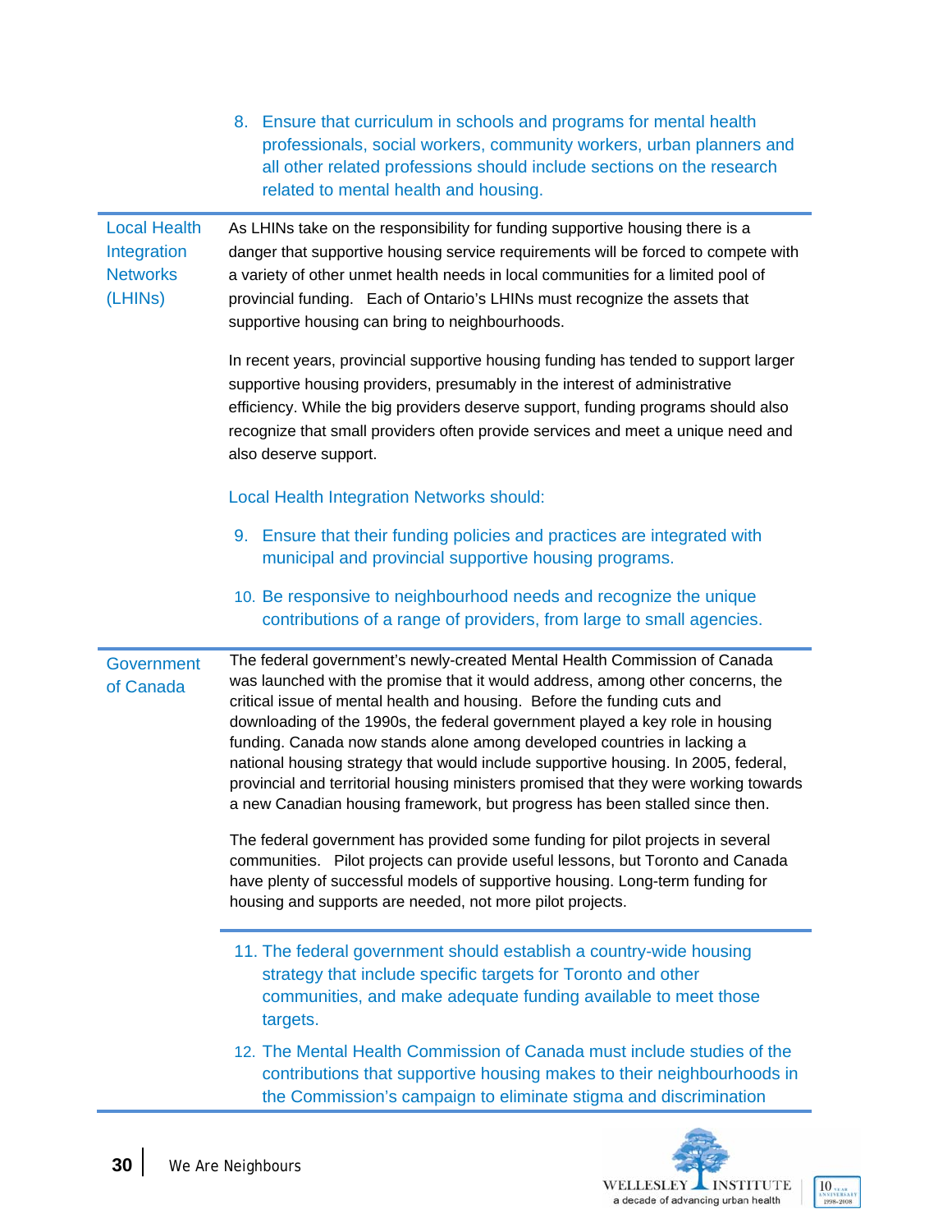8. Ensure that curriculum in schools and programs for mental health professionals, social workers, community workers, urban planners and all other related professions should include sections on the research related to mental health and housing.

## Local Health Integration Networks (LHINs)

As LHINs take on the responsibility for funding supportive housing there is a danger that supportive housing service requirements will be forced to compete with a variety of other unmet health needs in local communities for a limited pool of provincial funding. Each of Ontario's LHINs must recognize the assets that supportive housing can bring to neighbourhoods.

In recent years, provincial supportive housing funding has tended to support larger supportive housing providers, presumably in the interest of administrative efficiency. While the big providers deserve support, funding programs should also recognize that small providers often provide services and meet a unique need and also deserve support.

Local Health Integration Networks should:

9. Ensure that their funding policies and practices are integrated with municipal and provincial supportive housing programs.
10. Be responsive to neighbourhood needs and recognize the unique contributions of a range of providers, from large to small agencies.

## Government of Canada

The federal government's newly-created Mental Health Commission of Canada was launched with the promise that it would address, among other concerns, the critical issue of mental health and housing. Before the funding cuts and downloading of the 1990s, the federal government played a key role in housing funding. Canada now stands alone among developed countries in lacking a national housing strategy that would include supportive housing. In 2005, federal, provincial and territorial housing ministers promised that they were working towards a new Canadian housing framework, but progress has been stalled since then.

The federal government has provided some funding for pilot projects in several communities. Pilot projects can provide useful lessons, but Toronto and Canada have plenty of successful models of supportive housing. Long-term funding for housing and supports are needed, not more pilot projects.

11. The federal government should establish a country-wide housing strategy that include specific targets for Toronto and other communities, and make adequate funding available to meet those targets.
12. The Mental Health Commission of Canada must include studies of the contributions that supportive housing makes to their neighbourhoods in the Commission's campaign to eliminate stigma and discrimination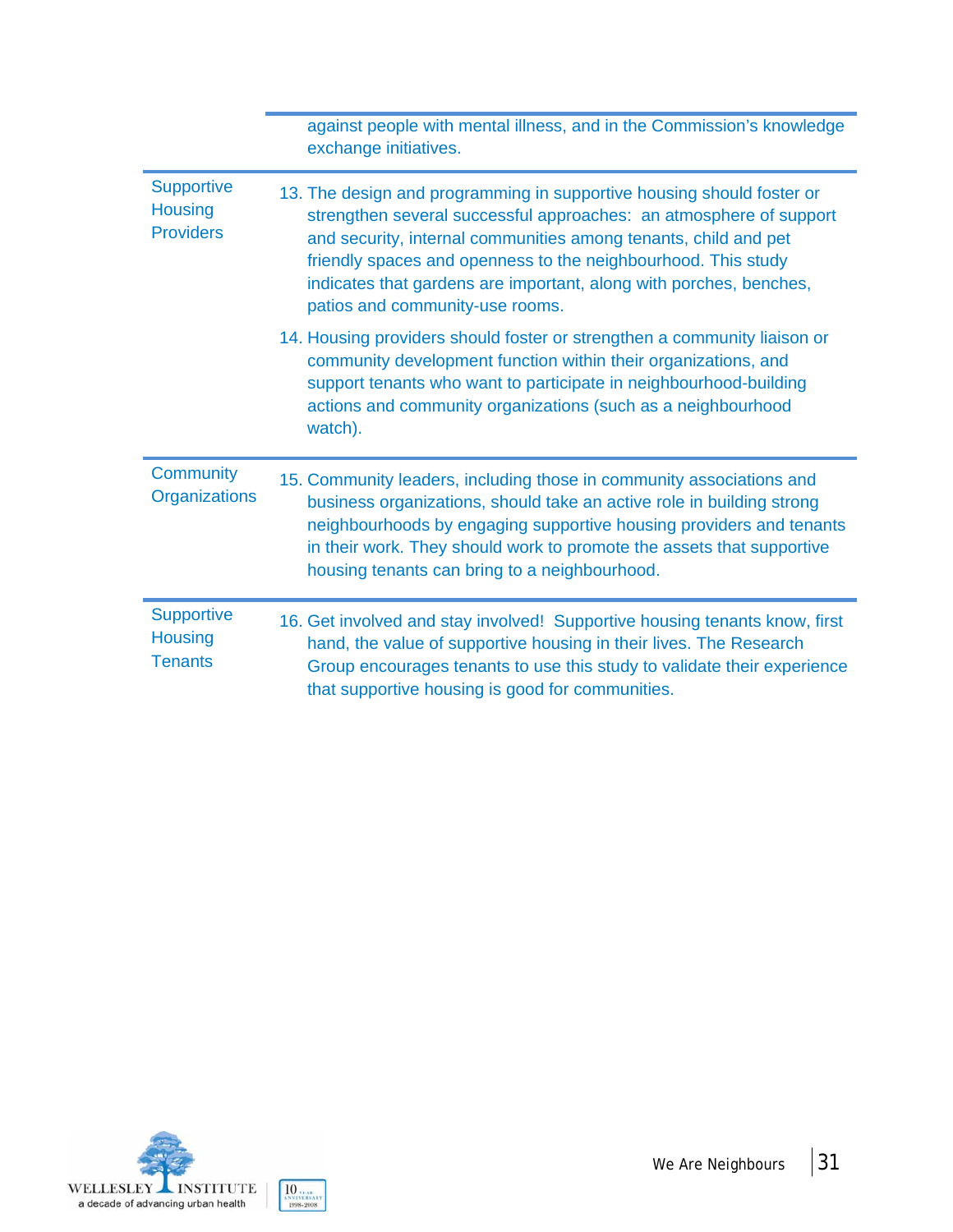| | |
|---|---|
| | against people with mental illness, and in the Commission's knowledge exchange initiatives. |
| Supportive Housing Providers | 13. The design and programming in supportive housing should foster or strengthen several successful approaches: an atmosphere of support and security, internal communities among tenants, child and pet friendly spaces and openness to the neighbourhood. This study indicates that gardens are important, along with porches, benches, patios and community-use rooms.<br><br>14. Housing providers should foster or strengthen a community liaison or community development function within their organizations, and support tenants who want to participate in neighbourhood-building actions and community organizations (such as a neighbourhood watch). |
| Community Organizations | 15. Community leaders, including those in community associations and business organizations, should take an active role in building strong neighbourhoods by engaging supportive housing providers and tenants in their work. They should work to promote the assets that supportive housing tenants can bring to a neighbourhood. |
| Supportive Housing Tenants | 16. Get involved and stay involved! Supportive housing tenants know, first hand, the value of supportive housing in their lives. The Research Group encourages tenants to use this study to validate their experience that supportive housing is good for communities. |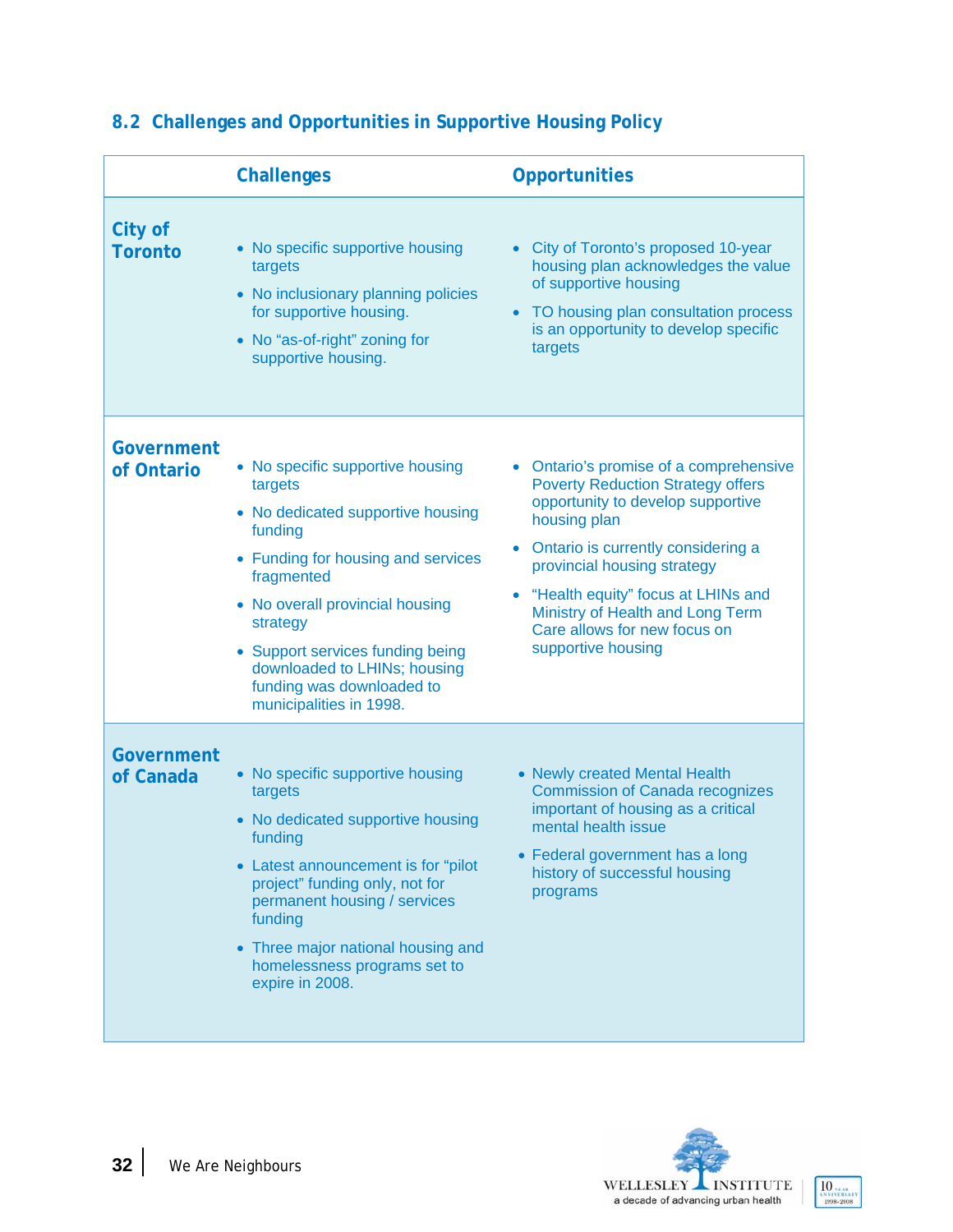## 8.2 Challenges and Opportunities in Supportive Housing Policy

| | Challenges | Opportunities |
|---|---|---|
| **City of Toronto** | • No specific supportive housing targets<br>• No inclusionary planning policies for supportive housing.<br>• No "as-of-right" zoning for supportive housing. | • City of Toronto's proposed 10-year housing plan acknowledges the value of supportive housing<br>• TO housing plan consultation process is an opportunity to develop specific targets |
| **Government of Ontario** | • No specific supportive housing targets<br>• No dedicated supportive housing funding<br>• Funding for housing and services fragmented<br>• No overall provincial housing strategy<br>• Support services funding being downloaded to LHINs; housing funding was downloaded to municipalities in 1998. | • Ontario's promise of a comprehensive Poverty Reduction Strategy offers opportunity to develop supportive housing plan<br>• Ontario is currently considering a provincial housing strategy<br>• "Health equity" focus at LHINs and Ministry of Health and Long Term Care allows for new focus on supportive housing |
| **Government of Canada** | • No specific supportive housing targets<br>• No dedicated supportive housing funding<br>• Latest announcement is for "pilot project" funding only, not for permanent housing / services funding<br>• Three major national housing and homelessness programs set to expire in 2008. | • Newly created Mental Health Commission of Canada recognizes important of housing as a critical mental health issue<br>• Federal government has a long history of successful housing programs |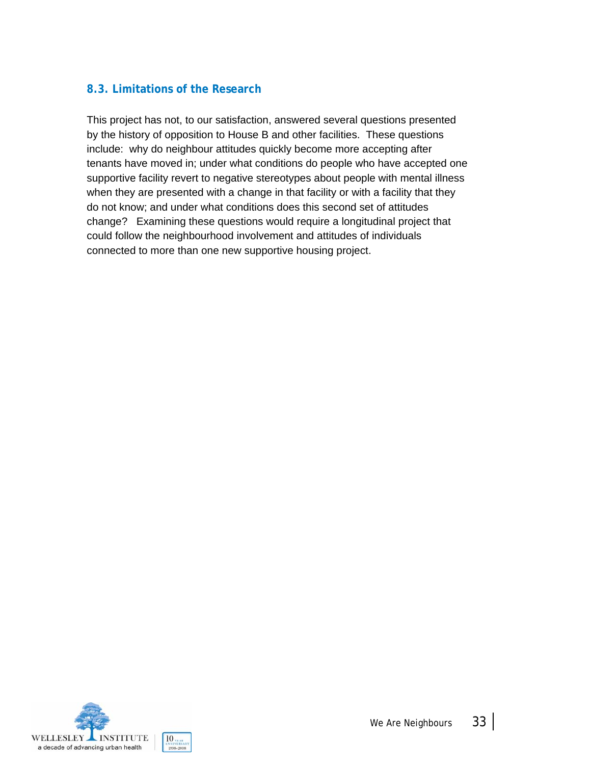### 8.3. Limitations of the Research

This project has not, to our satisfaction, answered several questions presented by the history of opposition to House B and other facilities. These questions include: why do neighbour attitudes quickly become more accepting after tenants have moved in; under what conditions do people who have accepted one supportive facility revert to negative stereotypes about people with mental illness when they are presented with a change in that facility or with a facility that they do not know; and under what conditions does this second set of attitudes change? Examining these questions would require a longitudinal project that could follow the neighbourhood involvement and attitudes of individuals connected to more than one new supportive housing project.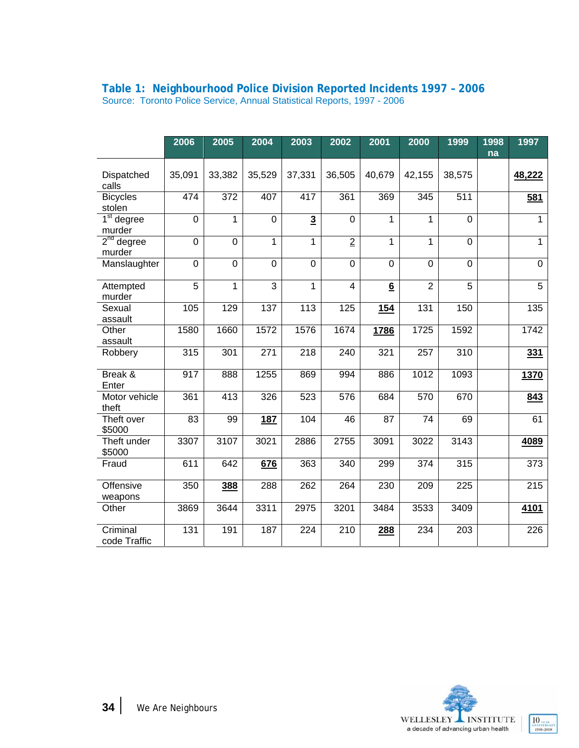### Table 1: Neighbourhood Police Division Reported Incidents 1997 – 2006

Source: Toronto Police Service, Annual Statistical Reports, 1997 - 2006

| | 2006 | 2005 | 2004 | 2003 | 2002 | 2001 | 2000 | 1999 | 1998 na | 1997 |
|---|---|---|---|---|---|---|---|---|---|---|
| Dispatched calls | 35,091 | 33,382 | 35,529 | 37,331 | 36,505 | 40,679 | 42,155 | 38,575 | | **48,222** |
| Bicycles stolen | 474 | 372 | 407 | 417 | 361 | 369 | 345 | 511 | | **581** |
| 1st degree murder | 0 | 1 | 0 | **3** | 0 | 1 | 1 | 0 | | 1 |
| 2nd degree murder | 0 | 0 | 1 | 1 | 2 | 1 | 1 | 0 | | 1 |
| Manslaughter | 0 | 0 | 0 | 0 | 0 | 0 | 0 | 0 | | 0 |
| Attempted murder | 5 | 1 | 3 | 1 | 4 | **6** | 2 | 5 | | 5 |
| Sexual assault | 105 | 129 | 137 | 113 | 125 | **154** | 131 | 150 | | 135 |
| Other assault | 1580 | 1660 | 1572 | 1576 | 1674 | **1786** | 1725 | 1592 | | 1742 |
| Robbery | 315 | 301 | 271 | 218 | 240 | 321 | 257 | 310 | | **331** |
| Break & Enter | 917 | 888 | 1255 | 869 | 994 | 886 | 1012 | 1093 | | **1370** |
| Motor vehicle theft | 361 | 413 | 326 | 523 | 576 | 684 | 570 | 670 | | **843** |
| Theft over $5000 | 83 | 99 | **187** | 104 | 46 | 87 | 74 | 69 | | 61 |
| Theft under $5000 | 3307 | 3107 | 3021 | 2886 | 2755 | 3091 | 3022 | 3143 | | **4089** |
| Fraud | 611 | 642 | **676** | 363 | 340 | 299 | 374 | 315 | | 373 |
| Offensive weapons | 350 | **388** | 288 | 262 | 264 | 230 | 209 | 225 | | 215 |
| Other | 3869 | 3644 | 3311 | 2975 | 3201 | 3484 | 3533 | 3409 | | **4101** |
| Criminal code Traffic | 131 | 191 | 187 | 224 | 210 | **288** | 234 | 203 | | 226 |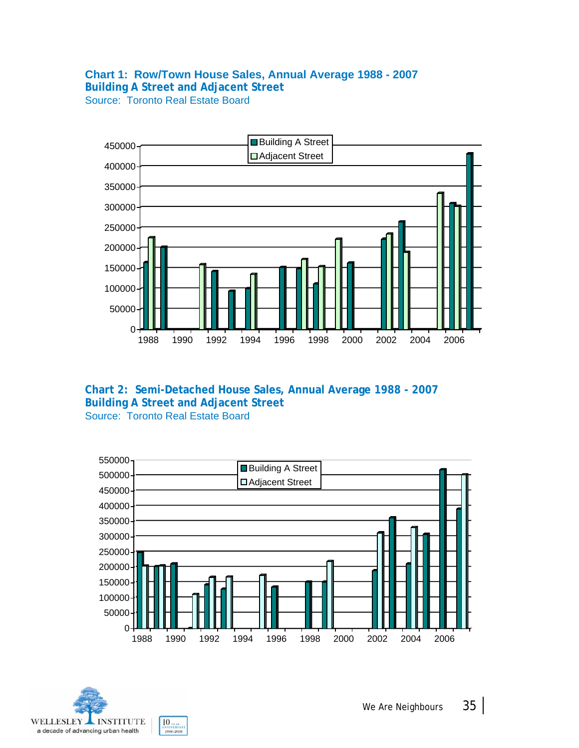### Chart 1: Row/Town House Sales, Annual Average 1988 - 2007
### Building A Street and Adjacent Street

Source: Toronto Real Estate Board

### Chart 2: Semi-Detached House Sales, Annual Average 1988 - 2007
### Building A Street and Adjacent Street

Source: Toronto Real Estate Board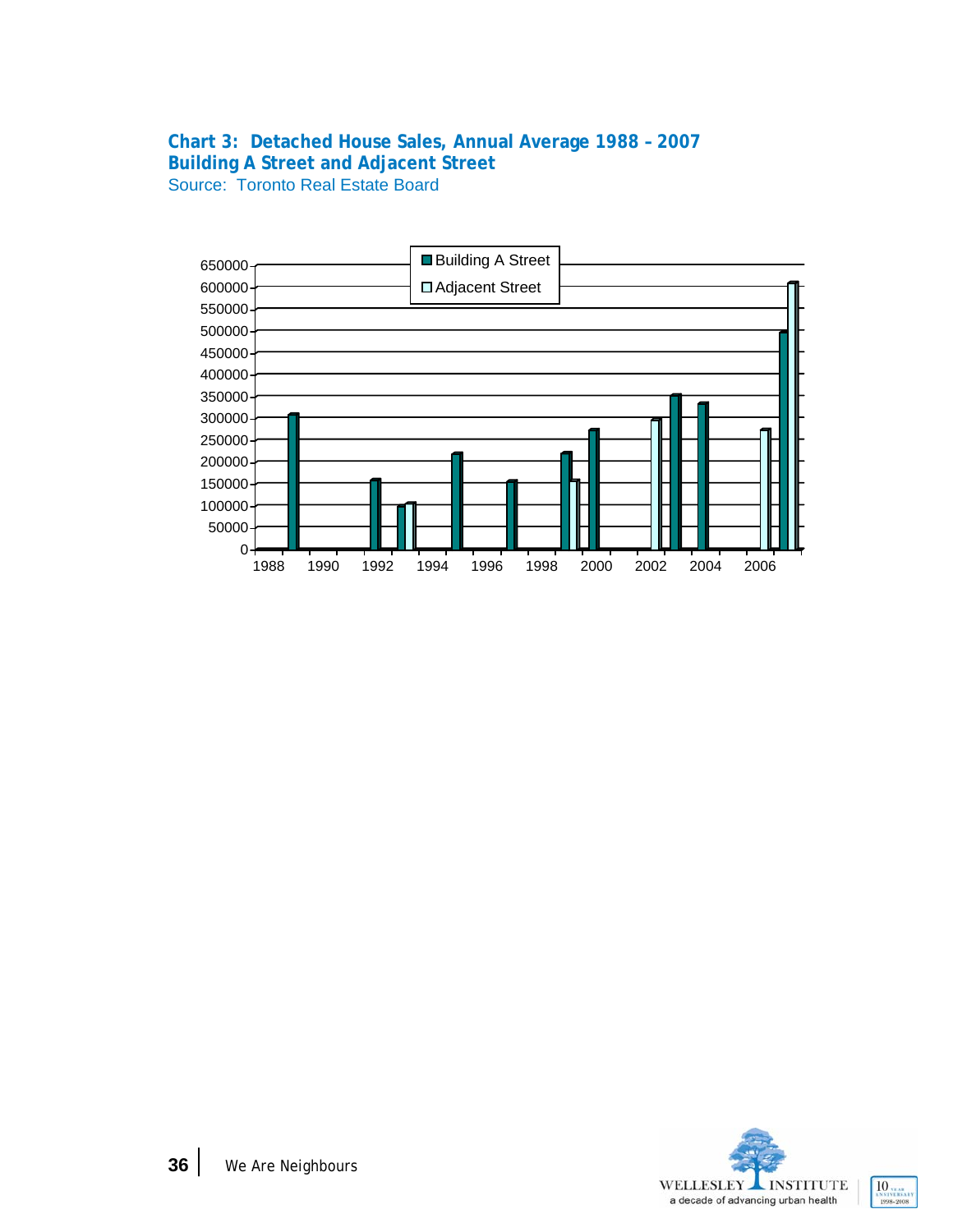**Chart 3: Detached House Sales, Annual Average 1988 – 2007**
**Building A Street and Adjacent Street**
Source: Toronto Real Estate Board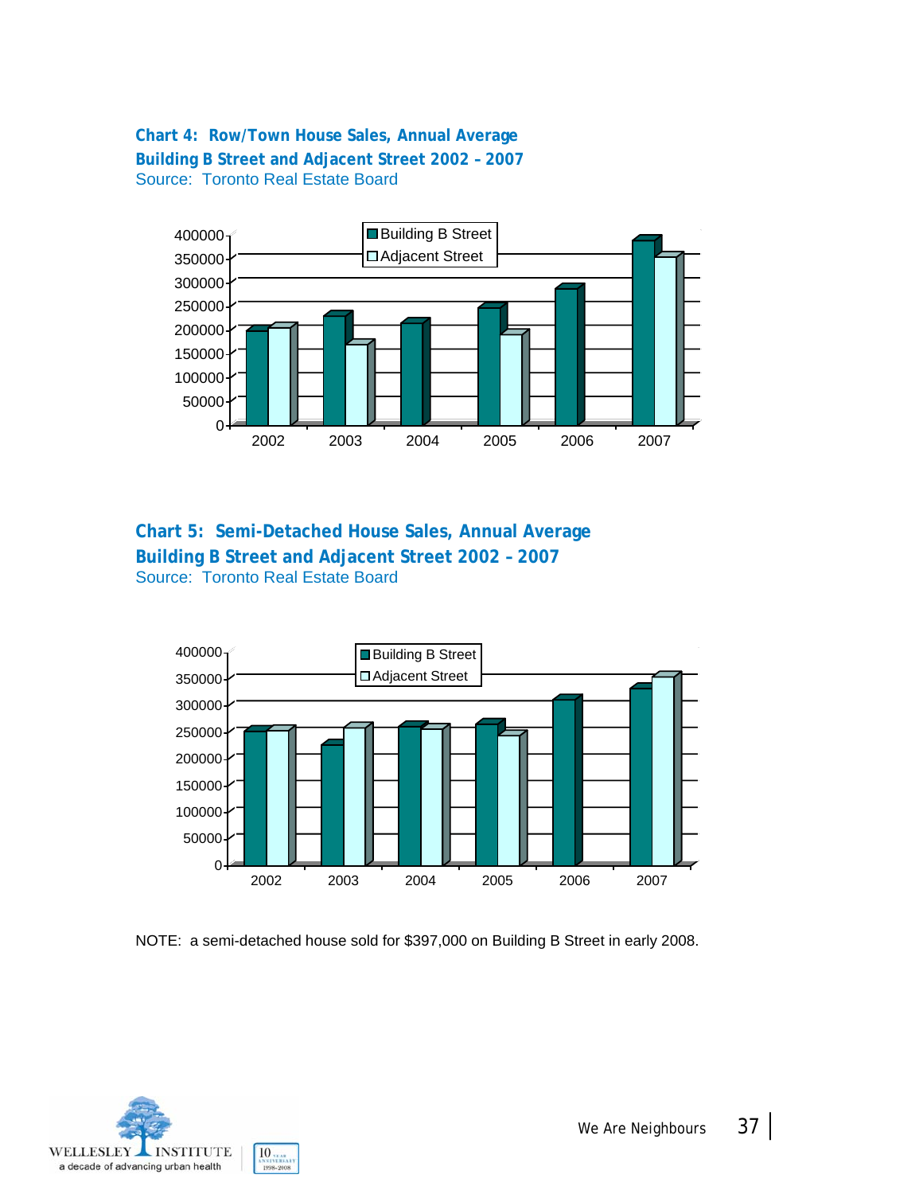**Chart 4: Row/Town House Sales, Annual Average**
**Building B Street and Adjacent Street 2002 – 2007**
Source: Toronto Real Estate Board

**Chart 5: Semi-Detached House Sales, Annual Average**
**Building B Street and Adjacent Street 2002 – 2007**
Source: Toronto Real Estate Board

NOTE: a semi-detached house sold for $397,000 on Building B Street in early 2008.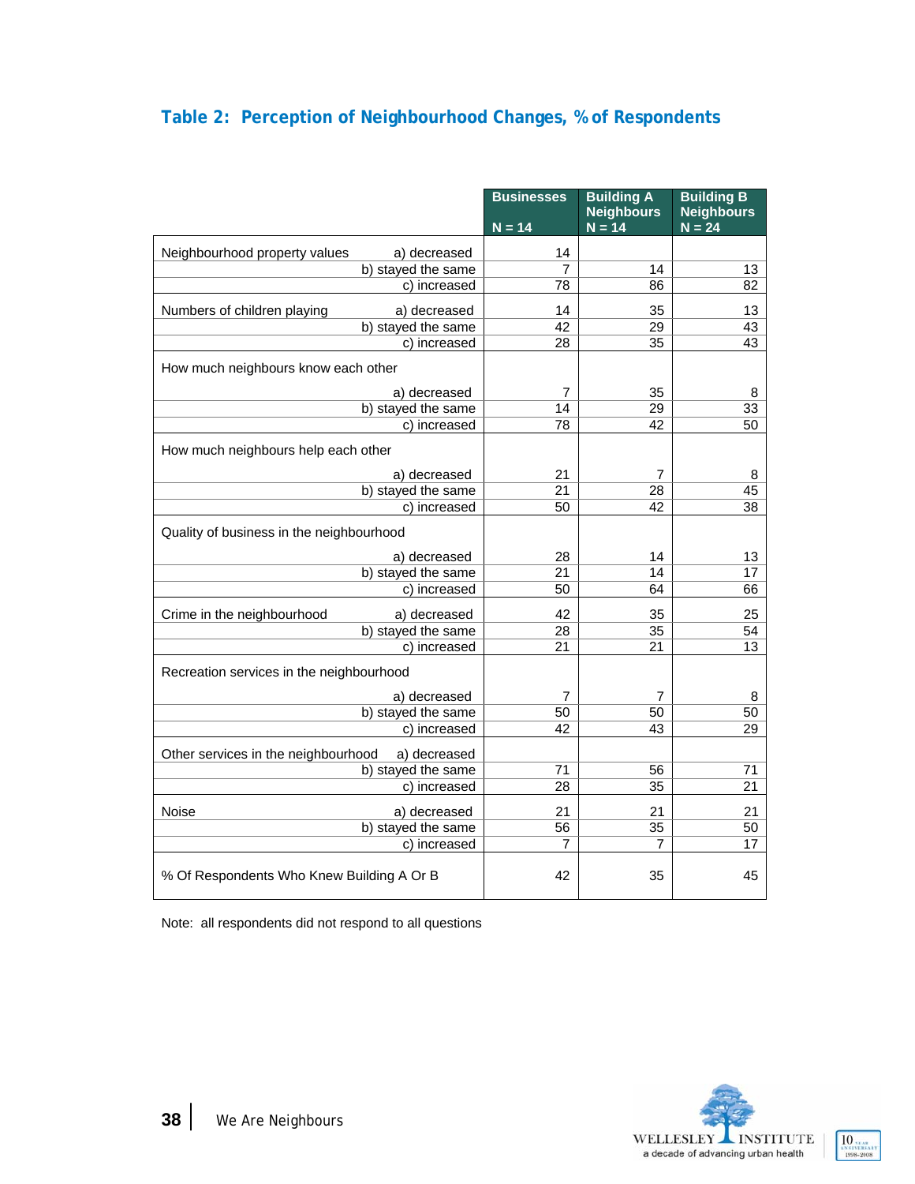### Table 2: Perception of Neighbourhood Changes, % of Respondents

| | | Businesses N = 14 | Building A Neighbours N = 14 | Building B Neighbours N = 24 |
|---|---|---|---|---|
| Neighbourhood property values | a) decreased | 14 | | |
| | b) stayed the same | 7 | 14 | 13 |
| | c) increased | 78 | 86 | 82 |
| Numbers of children playing | a) decreased | 14 | 35 | 13 |
| | b) stayed the same | 42 | 29 | 43 |
| | c) increased | 28 | 35 | 43 |
| How much neighbours know each other | a) decreased | 7 | 35 | 8 |
| | b) stayed the same | 14 | 29 | 33 |
| | c) increased | 78 | 42 | 50 |
| How much neighbours help each other | a) decreased | 21 | 7 | 8 |
| | b) stayed the same | 21 | 28 | 45 |
| | c) increased | 50 | 42 | 38 |
| Quality of business in the neighbourhood | a) decreased | 28 | 14 | 13 |
| | b) stayed the same | 21 | 14 | 17 |
| | c) increased | 50 | 64 | 66 |
| Crime in the neighbourhood | a) decreased | 42 | 35 | 25 |
| | b) stayed the same | 28 | 35 | 54 |
| | c) increased | 21 | 21 | 13 |
| Recreation services in the neighbourhood | a) decreased | 7 | 7 | 8 |
| | b) stayed the same | 50 | 50 | 50 |
| | c) increased | 42 | 43 | 29 |
| Other services in the neighbourhood | a) decreased | | | |
| | b) stayed the same | 71 | 56 | 71 |
| | c) increased | 28 | 35 | 21 |
| Noise | a) decreased | 21 | 21 | 21 |
| | b) stayed the same | 56 | 35 | 50 |
| | c) increased | 7 | 7 | 17 |
| % Of Respondents Who Knew Building A Or B | | 42 | 35 | 45 |

Note: all respondents did not respond to all questions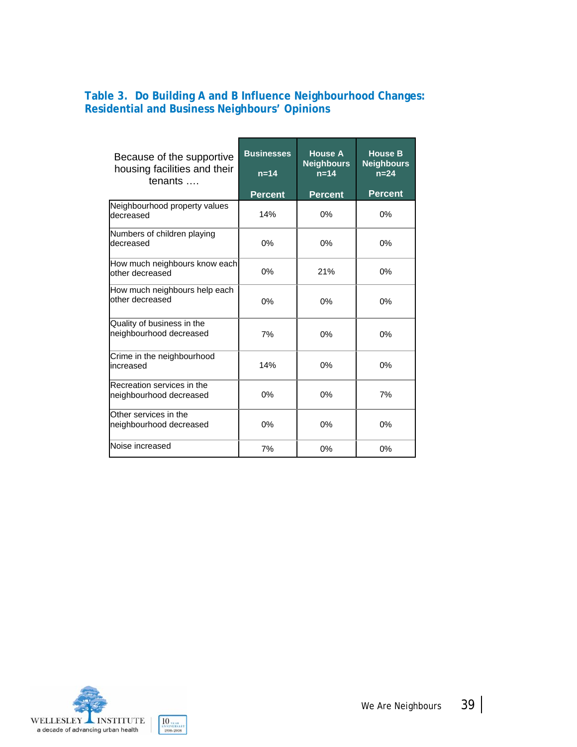**Table 3. Do Building A and B Influence Neighbourhood Changes: Residential and Business Neighbours' Opinions**

| Because of the supportive housing facilities and their tenants …. | Businesses n=14 Percent | House A Neighbours n=14 Percent | House B Neighbours n=24 Percent |
|---|---|---|---|
| Neighbourhood property values decreased | 14% | 0% | 0% |
| Numbers of children playing decreased | 0% | 0% | 0% |
| How much neighbours know each other decreased | 0% | 21% | 0% |
| How much neighbours help each other decreased | 0% | 0% | 0% |
| Quality of business in the neighbourhood decreased | 7% | 0% | 0% |
| Crime in the neighbourhood increased | 14% | 0% | 0% |
| Recreation services in the neighbourhood decreased | 0% | 0% | 7% |
| Other services in the neighbourhood decreased | 0% | 0% | 0% |
| Noise increased | 7% | 0% | 0% |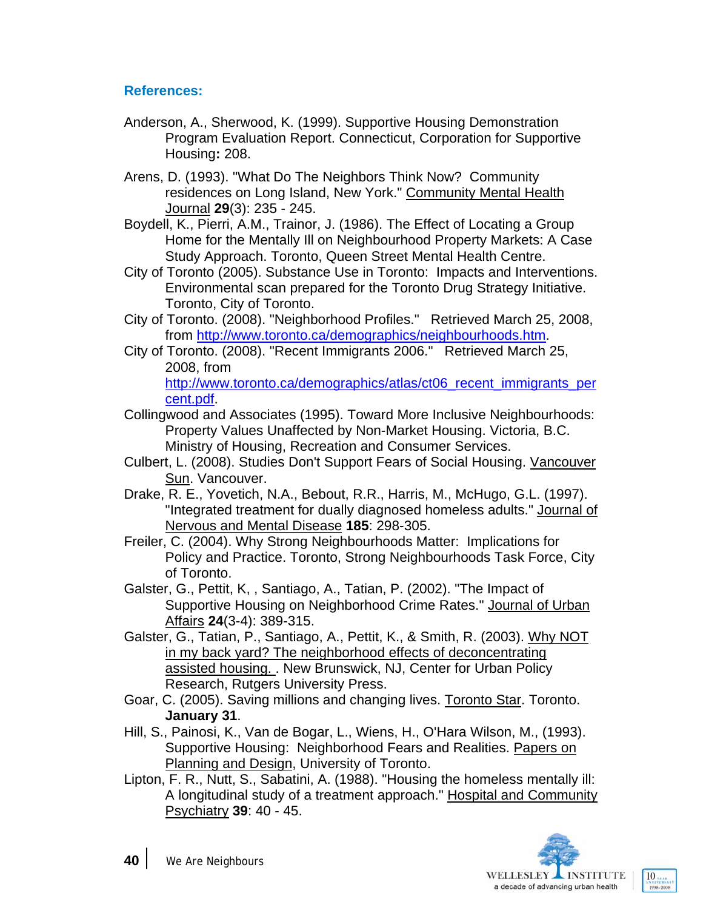### References:

Anderson, A., Sherwood, K. (1999). Supportive Housing Demonstration Program Evaluation Report. Connecticut, Corporation for Supportive Housing**:** 208.

Arens, D. (1993). "What Do The Neighbors Think Now? Community residences on Long Island, New York." Community Mental Health Journal **29**(3): 235 - 245.

Boydell, K., Pierri, A.M., Trainor, J. (1986). The Effect of Locating a Group Home for the Mentally Ill on Neighbourhood Property Markets: A Case Study Approach. Toronto, Queen Street Mental Health Centre.

City of Toronto (2005). Substance Use in Toronto: Impacts and Interventions. Environmental scan prepared for the Toronto Drug Strategy Initiative. Toronto, City of Toronto.

City of Toronto. (2008). "Neighborhood Profiles." Retrieved March 25, 2008, from http://www.toronto.ca/demographics/neighbourhoods.htm.

City of Toronto. (2008). "Recent Immigrants 2006." Retrieved March 25, 2008, from http://www.toronto.ca/demographics/atlas/ct06_recent_immigrants_percent.pdf.

Collingwood and Associates (1995). Toward More Inclusive Neighbourhoods: Property Values Unaffected by Non-Market Housing. Victoria, B.C. Ministry of Housing, Recreation and Consumer Services.

Culbert, L. (2008). Studies Don't Support Fears of Social Housing. Vancouver Sun. Vancouver.

Drake, R. E., Yovetich, N.A., Bebout, R.R., Harris, M., McHugo, G.L. (1997). "Integrated treatment for dually diagnosed homeless adults." Journal of Nervous and Mental Disease **185**: 298-305.

Freiler, C. (2004). Why Strong Neighbourhoods Matter: Implications for Policy and Practice. Toronto, Strong Neighbourhoods Task Force, City of Toronto.

Galster, G., Pettit, K, , Santiago, A., Tatian, P. (2002). "The Impact of Supportive Housing on Neighborhood Crime Rates." Journal of Urban Affairs **24**(3-4): 389-315.

Galster, G., Tatian, P., Santiago, A., Pettit, K., & Smith, R. (2003). Why NOT in my back yard? The neighborhood effects of deconcentrating assisted housing. . New Brunswick, NJ, Center for Urban Policy Research, Rutgers University Press.

Goar, C. (2005). Saving millions and changing lives. Toronto Star. Toronto. **January 31**.

Hill, S., Painosi, K., Van de Bogar, L., Wiens, H., O'Hara Wilson, M., (1993). Supportive Housing: Neighborhood Fears and Realities. Papers on Planning and Design, University of Toronto.

Lipton, F. R., Nutt, S., Sabatini, A. (1988). "Housing the homeless mentally ill: A longitudinal study of a treatment approach." Hospital and Community Psychiatry **39**: 40 - 45.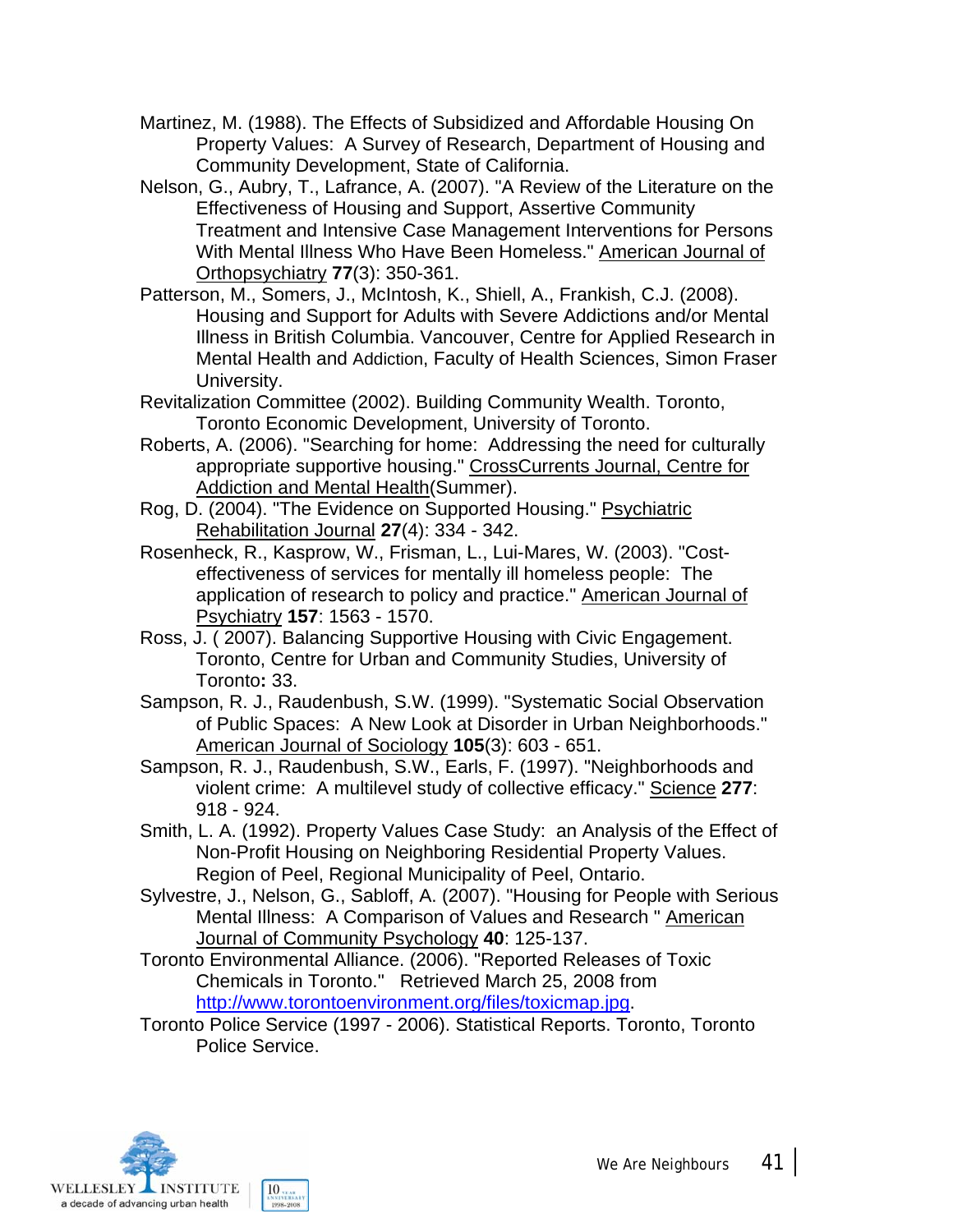Martinez, M. (1988). The Effects of Subsidized and Affordable Housing On Property Values: A Survey of Research, Department of Housing and Community Development, State of California.

Nelson, G., Aubry, T., Lafrance, A. (2007). "A Review of the Literature on the Effectiveness of Housing and Support, Assertive Community Treatment and Intensive Case Management Interventions for Persons With Mental Illness Who Have Been Homeless." American Journal of Orthopsychiatry **77**(3): 350-361.

Patterson, M., Somers, J., McIntosh, K., Shiell, A., Frankish, C.J. (2008). Housing and Support for Adults with Severe Addictions and/or Mental Illness in British Columbia. Vancouver, Centre for Applied Research in Mental Health and Addiction, Faculty of Health Sciences, Simon Fraser University.

Revitalization Committee (2002). Building Community Wealth. Toronto, Toronto Economic Development, University of Toronto.

Roberts, A. (2006). "Searching for home: Addressing the need for culturally appropriate supportive housing." CrossCurrents Journal, Centre for Addiction and Mental Health(Summer).

Rog, D. (2004). "The Evidence on Supported Housing." Psychiatric Rehabilitation Journal **27**(4): 334 - 342.

Rosenheck, R., Kasprow, W., Frisman, L., Lui-Mares, W. (2003). "Cost-effectiveness of services for mentally ill homeless people: The application of research to policy and practice." American Journal of Psychiatry **157**: 1563 - 1570.

Ross, J. ( 2007). Balancing Supportive Housing with Civic Engagement. Toronto, Centre for Urban and Community Studies, University of Toronto**:** 33.

Sampson, R. J., Raudenbush, S.W. (1999). "Systematic Social Observation of Public Spaces: A New Look at Disorder in Urban Neighborhoods." American Journal of Sociology **105**(3): 603 - 651.

Sampson, R. J., Raudenbush, S.W., Earls, F. (1997). "Neighborhoods and violent crime: A multilevel study of collective efficacy." Science **277**: 918 - 924.

Smith, L. A. (1992). Property Values Case Study: an Analysis of the Effect of Non-Profit Housing on Neighboring Residential Property Values. Region of Peel, Regional Municipality of Peel, Ontario.

Sylvestre, J., Nelson, G., Sabloff, A. (2007). "Housing for People with Serious Mental Illness: A Comparison of Values and Research " American Journal of Community Psychology **40**: 125-137.

Toronto Environmental Alliance. (2006). "Reported Releases of Toxic Chemicals in Toronto." Retrieved March 25, 2008 from http://www.torontoenvironment.org/files/toxicmap.jpg.

Toronto Police Service (1997 - 2006). Statistical Reports. Toronto, Toronto Police Service.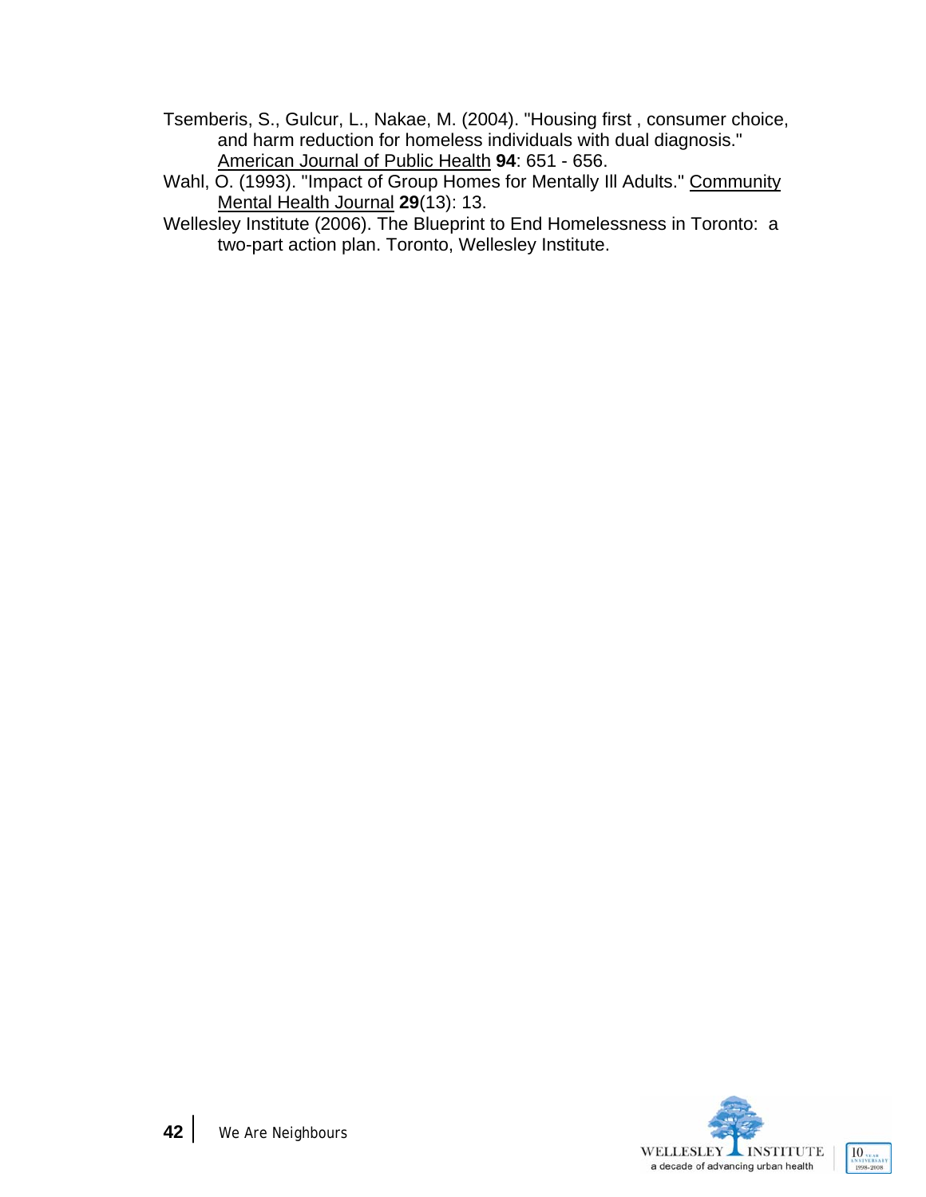Tsemberis, S., Gulcur, L., Nakae, M. (2004). "Housing first , consumer choice, and harm reduction for homeless individuals with dual diagnosis." American Journal of Public Health **94**: 651 - 656.

Wahl, O. (1993). "Impact of Group Homes for Mentally Ill Adults." Community Mental Health Journal **29**(13): 13.

Wellesley Institute (2006). The Blueprint to End Homelessness in Toronto: a two-part action plan. Toronto, Wellesley Institute.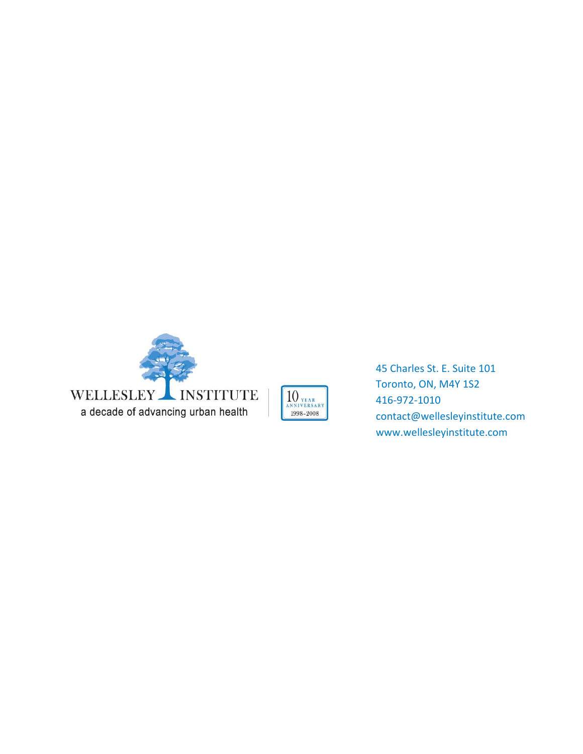WELLESLEY INSTITUTE

a decade of advancing urban health

10 YEAR ANNIVERSARY 1998–2008

45 Charles St. E. Suite 101
Toronto, ON, M4Y 1S2
416-972-1010
contact@wellesleyinstitute.com
www.wellesleyinstitute.com